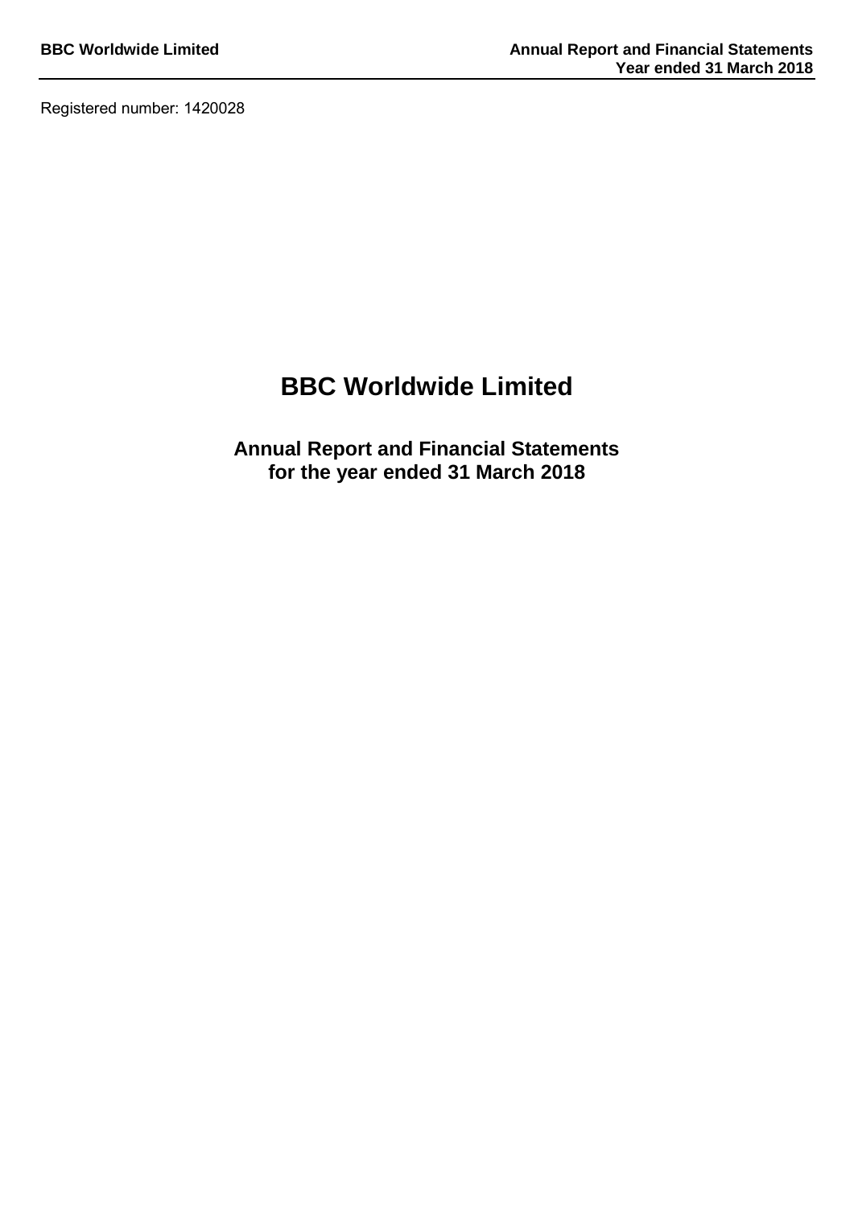Registered number: 1420028

# BBC Worldwide Limited

## Annual Report and Financial Statements
## for the year ended 31 March 2018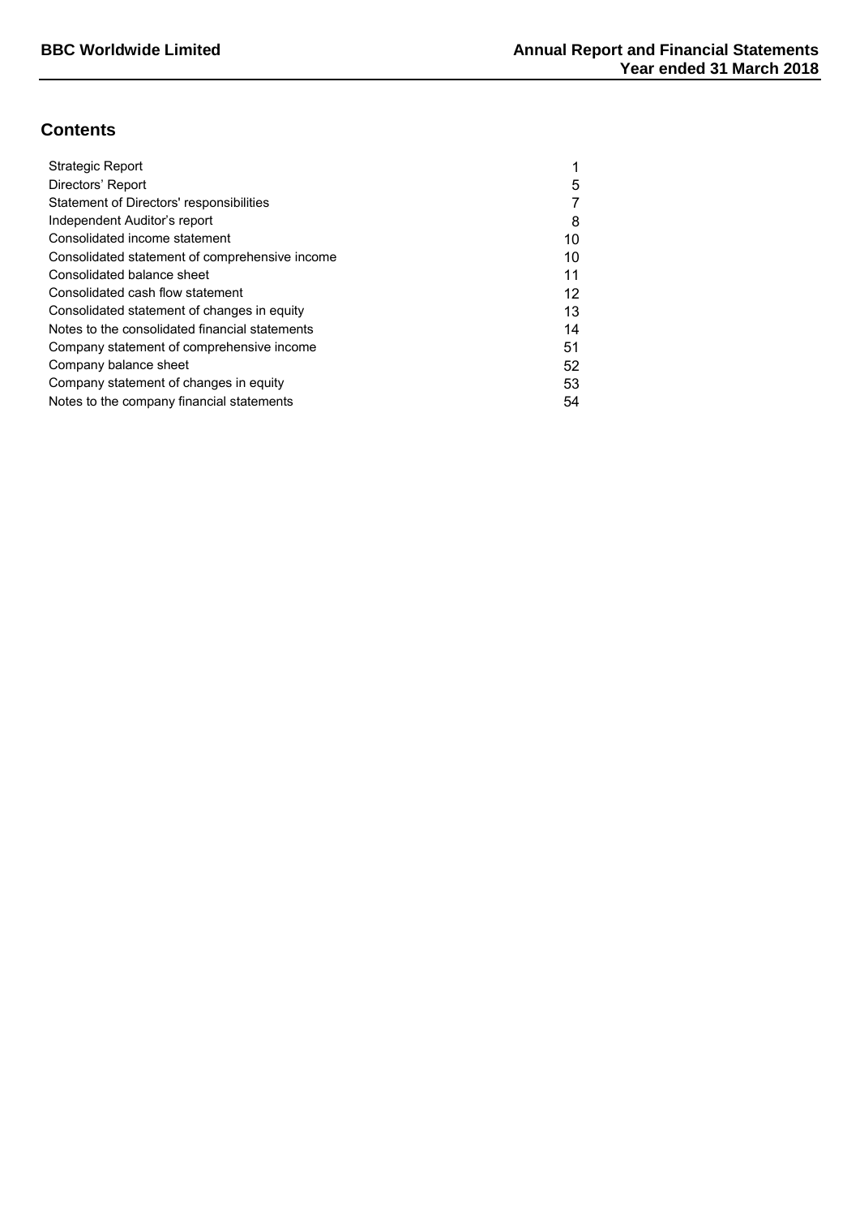## Contents

| | |
|---|---|
| Strategic Report | 1 |
| Directors' Report | 5 |
| Statement of Directors' responsibilities | 7 |
| Independent Auditor's report | 8 |
| Consolidated income statement | 10 |
| Consolidated statement of comprehensive income | 10 |
| Consolidated balance sheet | 11 |
| Consolidated cash flow statement | 12 |
| Consolidated statement of changes in equity | 13 |
| Notes to the consolidated financial statements | 14 |
| Company statement of comprehensive income | 51 |
| Company balance sheet | 52 |
| Company statement of changes in equity | 53 |
| Notes to the company financial statements | 54 |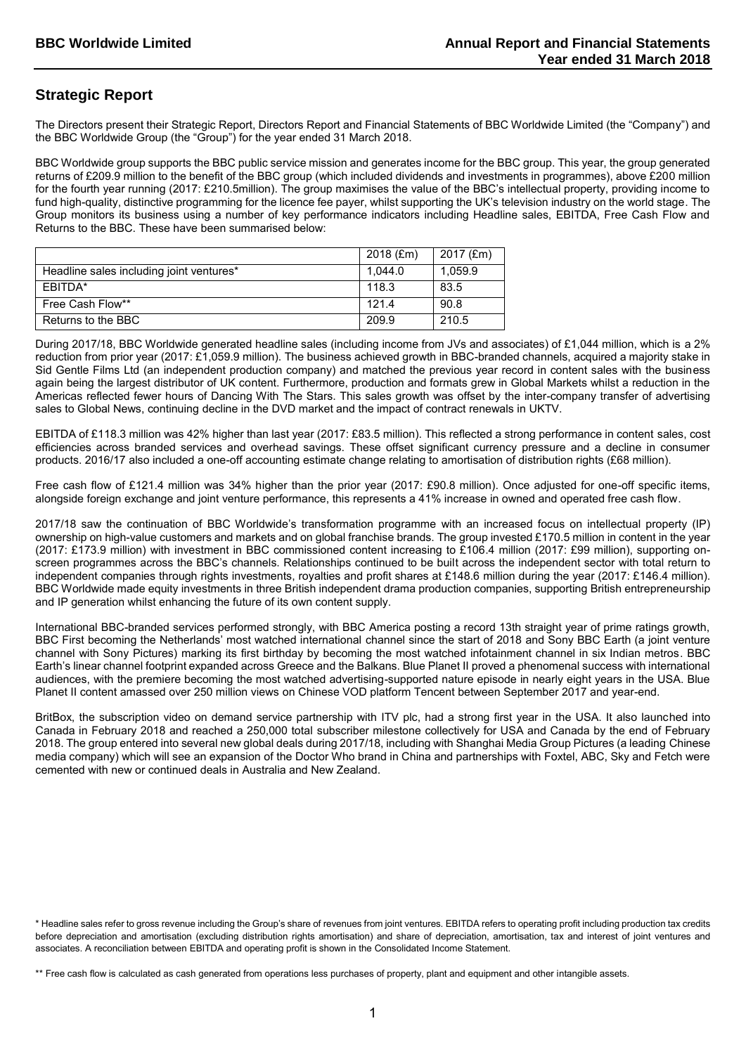# Strategic Report

The Directors present their Strategic Report, Directors Report and Financial Statements of BBC Worldwide Limited (the "Company") and the BBC Worldwide Group (the "Group") for the year ended 31 March 2018.

BBC Worldwide group supports the BBC public service mission and generates income for the BBC group. This year, the group generated returns of £209.9 million to the benefit of the BBC group (which included dividends and investments in programmes), above £200 million for the fourth year running (2017: £210.5million). The group maximises the value of the BBC's intellectual property, providing income to fund high-quality, distinctive programming for the licence fee payer, whilst supporting the UK's television industry on the world stage. The Group monitors its business using a number of key performance indicators including Headline sales, EBITDA, Free Cash Flow and Returns to the BBC. These have been summarised below:

| | 2018 (£m) | 2017 (£m) |
|---|---|---|
| Headline sales including joint ventures* | 1,044.0 | 1,059.9 |
| EBITDA* | 118.3 | 83.5 |
| Free Cash Flow** | 121.4 | 90.8 |
| Returns to the BBC | 209.9 | 210.5 |

During 2017/18, BBC Worldwide generated headline sales (including income from JVs and associates) of £1,044 million, which is a 2% reduction from prior year (2017: £1,059.9 million). The business achieved growth in BBC-branded channels, acquired a majority stake in Sid Gentle Films Ltd (an independent production company) and matched the previous year record in content sales with the business again being the largest distributor of UK content. Furthermore, production and formats grew in Global Markets whilst a reduction in the Americas reflected fewer hours of Dancing With The Stars. This sales growth was offset by the inter-company transfer of advertising sales to Global News, continuing decline in the DVD market and the impact of contract renewals in UKTV.

EBITDA of £118.3 million was 42% higher than last year (2017: £83.5 million). This reflected a strong performance in content sales, cost efficiencies across branded services and overhead savings. These offset significant currency pressure and a decline in consumer products. 2016/17 also included a one-off accounting estimate change relating to amortisation of distribution rights (£68 million).

Free cash flow of £121.4 million was 34% higher than the prior year (2017: £90.8 million). Once adjusted for one-off specific items, alongside foreign exchange and joint venture performance, this represents a 41% increase in owned and operated free cash flow.

2017/18 saw the continuation of BBC Worldwide's transformation programme with an increased focus on intellectual property (IP) ownership on high-value customers and markets and on global franchise brands. The group invested £170.5 million in content in the year (2017: £173.9 million) with investment in BBC commissioned content increasing to £106.4 million (2017: £99 million), supporting on-screen programmes across the BBC's channels. Relationships continued to be built across the independent sector with total return to independent companies through rights investments, royalties and profit shares at £148.6 million during the year (2017: £146.4 million). BBC Worldwide made equity investments in three British independent drama production companies, supporting British entrepreneurship and IP generation whilst enhancing the future of its own content supply.

International BBC-branded services performed strongly, with BBC America posting a record 13th straight year of prime ratings growth, BBC First becoming the Netherlands' most watched international channel since the start of 2018 and Sony BBC Earth (a joint venture channel with Sony Pictures) marking its first birthday by becoming the most watched infotainment channel in six Indian metros. BBC Earth's linear channel footprint expanded across Greece and the Balkans. Blue Planet II proved a phenomenal success with international audiences, with the premiere becoming the most watched advertising-supported nature episode in nearly eight years in the USA. Blue Planet II content amassed over 250 million views on Chinese VOD platform Tencent between September 2017 and year-end.

BritBox, the subscription video on demand service partnership with ITV plc, had a strong first year in the USA. It also launched into Canada in February 2018 and reached a 250,000 total subscriber milestone collectively for USA and Canada by the end of February 2018. The group entered into several new global deals during 2017/18, including with Shanghai Media Group Pictures (a leading Chinese media company) which will see an expansion of the Doctor Who brand in China and partnerships with Foxtel, ABC, Sky and Fetch were cemented with new or continued deals in Australia and New Zealand.

\* Headline sales refer to gross revenue including the Group's share of revenues from joint ventures. EBITDA refers to operating profit including production tax credits before depreciation and amortisation (excluding distribution rights amortisation) and share of depreciation, amortisation, tax and interest of joint ventures and associates. A reconciliation between EBITDA and operating profit is shown in the Consolidated Income Statement.

\*\* Free cash flow is calculated as cash generated from operations less purchases of property, plant and equipment and other intangible assets.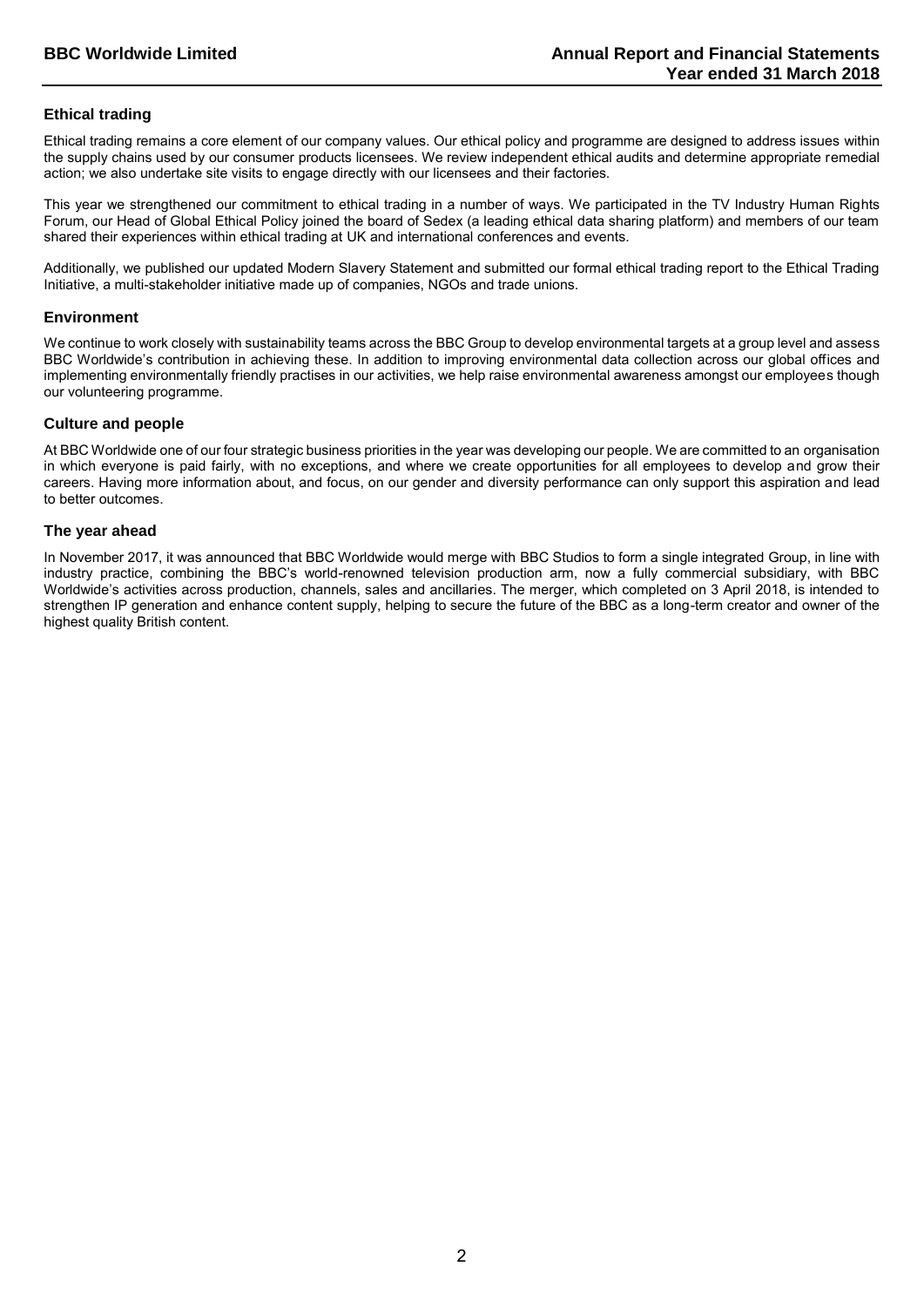## Ethical trading

Ethical trading remains a core element of our company values. Our ethical policy and programme are designed to address issues within the supply chains used by our consumer products licensees. We review independent ethical audits and determine appropriate remedial action; we also undertake site visits to engage directly with our licensees and their factories.

This year we strengthened our commitment to ethical trading in a number of ways. We participated in the TV Industry Human Rights Forum, our Head of Global Ethical Policy joined the board of Sedex (a leading ethical data sharing platform) and members of our team shared their experiences within ethical trading at UK and international conferences and events.

Additionally, we published our updated Modern Slavery Statement and submitted our formal ethical trading report to the Ethical Trading Initiative, a multi-stakeholder initiative made up of companies, NGOs and trade unions.

## Environment

We continue to work closely with sustainability teams across the BBC Group to develop environmental targets at a group level and assess BBC Worldwide's contribution in achieving these. In addition to improving environmental data collection across our global offices and implementing environmentally friendly practises in our activities, we help raise environmental awareness amongst our employees though our volunteering programme.

## Culture and people

At BBC Worldwide one of our four strategic business priorities in the year was developing our people. We are committed to an organisation in which everyone is paid fairly, with no exceptions, and where we create opportunities for all employees to develop and grow their careers. Having more information about, and focus, on our gender and diversity performance can only support this aspiration and lead to better outcomes.

## The year ahead

In November 2017, it was announced that BBC Worldwide would merge with BBC Studios to form a single integrated Group, in line with industry practice, combining the BBC's world-renowned television production arm, now a fully commercial subsidiary, with BBC Worldwide's activities across production, channels, sales and ancillaries. The merger, which completed on 3 April 2018, is intended to strengthen IP generation and enhance content supply, helping to secure the future of the BBC as a long-term creator and owner of the highest quality British content.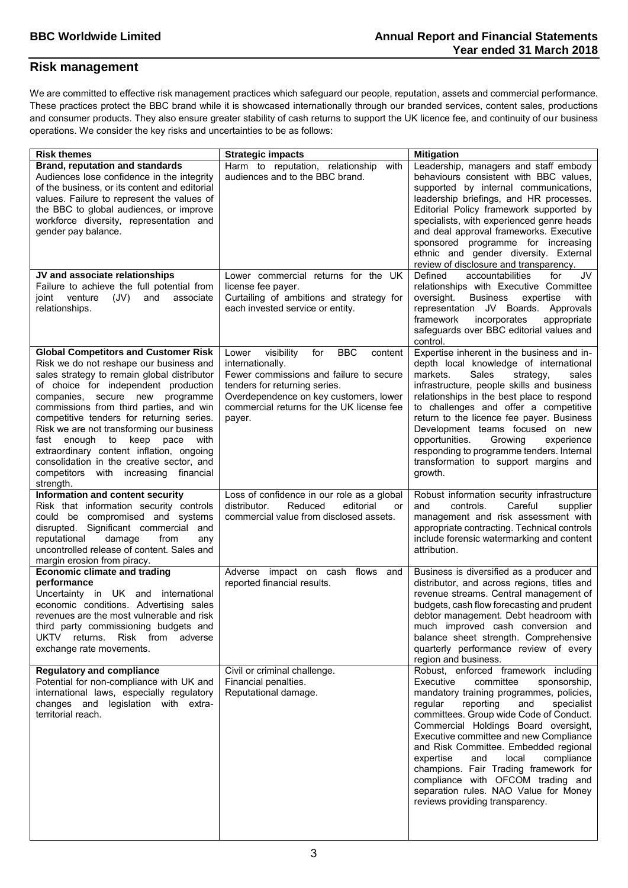## Risk management

We are committed to effective risk management practices which safeguard our people, reputation, assets and commercial performance. These practices protect the BBC brand while it is showcased internationally through our branded services, content sales, productions and consumer products. They also ensure greater stability of cash returns to support the UK licence fee, and continuity of our business operations. We consider the key risks and uncertainties to be as follows:

| Risk themes | Strategic impacts | Mitigation |
|---|---|---|
| **Brand, reputation and standards**<br>Audiences lose confidence in the integrity of the business, or its content and editorial values. Failure to represent the values of the BBC to global audiences, or improve workforce diversity, representation and gender pay balance. | Harm to reputation, relationship with audiences and to the BBC brand. | Leadership, managers and staff embody behaviours consistent with BBC values, supported by internal communications, leadership briefings, and HR processes. Editorial Policy framework supported by specialists, with experienced genre heads and deal approval frameworks. Executive sponsored programme for increasing ethnic and gender diversity. External review of disclosure and transparency. |
| **JV and associate relationships**<br>Failure to achieve the full potential from joint venture (JV) and associate relationships. | Lower commercial returns for the UK license fee payer.<br>Curtailing of ambitions and strategy for each invested service or entity. | Defined accountabilities for JV relationships with Executive Committee oversight. Business expertise with representation JV Boards. Approvals framework incorporates appropriate safeguards over BBC editorial values and control. |
| **Global Competitors and Customer Risk**<br>Risk we do not reshape our business and sales strategy to remain global distributor of choice for independent production companies, secure new programme commissions from third parties, and win competitive tenders for returning series. Risk we are not transforming our business fast enough to keep pace with extraordinary content inflation, ongoing consolidation in the creative sector, and competitors with increasing financial strength. | Lower visibility for BBC content internationally.<br>Fewer commissions and failure to secure tenders for returning series.<br>Overdependence on key customers, lower commercial returns for the UK license fee payer. | Expertise inherent in the business and in-depth local knowledge of international markets. Sales strategy, sales infrastructure, people skills and business relationships in the best place to respond to challenges and offer a competitive return to the licence fee payer. Business Development teams focused on new opportunities. Growing experience responding to programme tenders. Internal transformation to support margins and growth. |
| **Information and content security**<br>Risk that information security controls could be compromised and systems disrupted. Significant commercial and reputational damage from any uncontrolled release of content. Sales and margin erosion from piracy. | Loss of confidence in our role as a global distributor. Reduced editorial or commercial value from disclosed assets. | Robust information security infrastructure and controls. Careful supplier management and risk assessment with appropriate contracting. Technical controls include forensic watermarking and content attribution. |
| **Economic climate and trading performance**<br>Uncertainty in UK and international economic conditions. Advertising sales revenues are the most vulnerable and risk third party commissioning budgets and UKTV returns. Risk from adverse exchange rate movements. | Adverse impact on cash flows and reported financial results. | Business is diversified as a producer and distributor, and across regions, titles and revenue streams. Central management of budgets, cash flow forecasting and prudent debtor management. Debt headroom with much improved cash conversion and balance sheet strength. Comprehensive quarterly performance review of every region and business. |
| **Regulatory and compliance**<br>Potential for non-compliance with UK and international laws, especially regulatory changes and legislation with extra-territorial reach. | Civil or criminal challenge.<br>Financial penalties.<br>Reputational damage. | Robust, enforced framework including Executive committee sponsorship, mandatory training programmes, policies, regular reporting and specialist committees. Group wide Code of Conduct. Commercial Holdings Board oversight, Executive committee and new Compliance and Risk Committee. Embedded regional expertise and local compliance champions. Fair Trading framework for compliance with OFCOM trading and separation rules. NAO Value for Money reviews providing transparency. |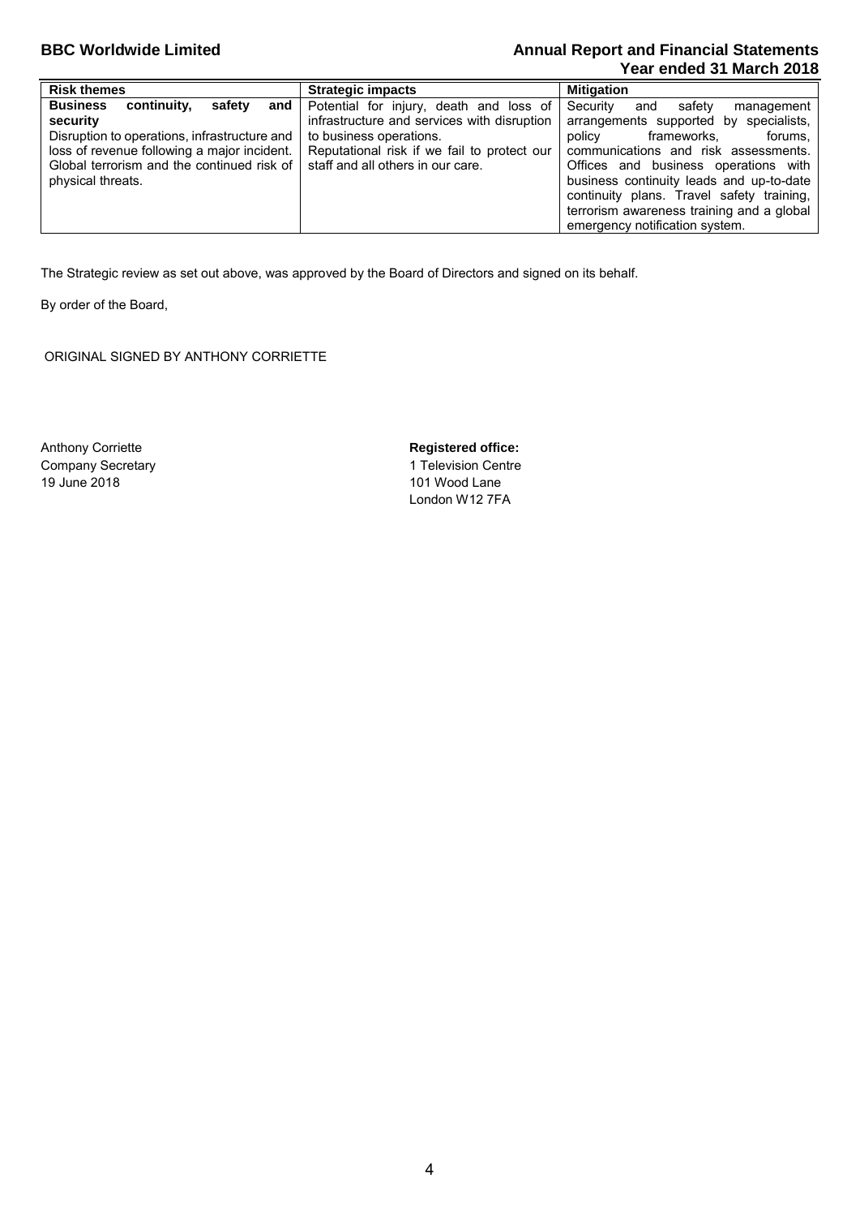| Risk themes | Strategic impacts | Mitigation |
| --- | --- | --- |
| **Business continuity, safety and security**<br>Disruption to operations, infrastructure and loss of revenue following a major incident. Global terrorism and the continued risk of physical threats. | Potential for injury, death and loss of infrastructure and services with disruption to business operations.<br>Reputational risk if we fail to protect our staff and all others in our care. | Security and safety management arrangements supported by specialists, policy frameworks, forums, communications and risk assessments. Offices and business operations with business continuity leads and up-to-date continuity plans. Travel safety training, terrorism awareness training and a global emergency notification system. |

The Strategic review as set out above, was approved by the Board of Directors and signed on its behalf.

By order of the Board,

ORIGINAL SIGNED BY ANTHONY CORRIETTE

Anthony Corriette
Company Secretary
19 June 2018

**Registered office:**
1 Television Centre
101 Wood Lane
London W12 7FA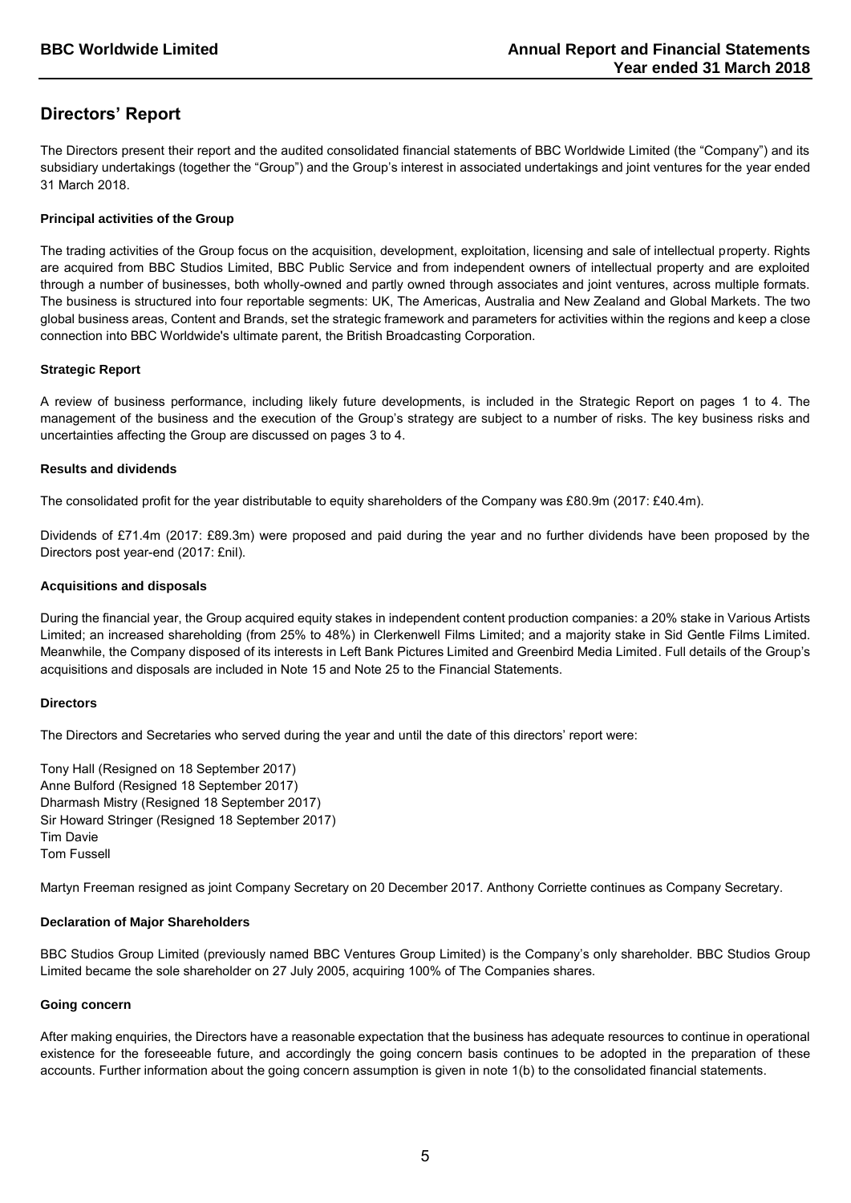## Directors' Report

The Directors present their report and the audited consolidated financial statements of BBC Worldwide Limited (the "Company") and its subsidiary undertakings (together the "Group") and the Group's interest in associated undertakings and joint ventures for the year ended 31 March 2018.

### Principal activities of the Group

The trading activities of the Group focus on the acquisition, development, exploitation, licensing and sale of intellectual property. Rights are acquired from BBC Studios Limited, BBC Public Service and from independent owners of intellectual property and are exploited through a number of businesses, both wholly-owned and partly owned through associates and joint ventures, across multiple formats. The business is structured into four reportable segments: UK, The Americas, Australia and New Zealand and Global Markets. The two global business areas, Content and Brands, set the strategic framework and parameters for activities within the regions and keep a close connection into BBC Worldwide's ultimate parent, the British Broadcasting Corporation.

### Strategic Report

A review of business performance, including likely future developments, is included in the Strategic Report on pages 1 to 4. The management of the business and the execution of the Group's strategy are subject to a number of risks. The key business risks and uncertainties affecting the Group are discussed on pages 3 to 4.

### Results and dividends

The consolidated profit for the year distributable to equity shareholders of the Company was £80.9m (2017: £40.4m).

Dividends of £71.4m (2017: £89.3m) were proposed and paid during the year and no further dividends have been proposed by the Directors post year-end (2017: £nil).

### Acquisitions and disposals

During the financial year, the Group acquired equity stakes in independent content production companies: a 20% stake in Various Artists Limited; an increased shareholding (from 25% to 48%) in Clerkenwell Films Limited; and a majority stake in Sid Gentle Films Limited. Meanwhile, the Company disposed of its interests in Left Bank Pictures Limited and Greenbird Media Limited. Full details of the Group's acquisitions and disposals are included in Note 15 and Note 25 to the Financial Statements.

### Directors

The Directors and Secretaries who served during the year and until the date of this directors' report were:

Tony Hall (Resigned on 18 September 2017)
Anne Bulford (Resigned 18 September 2017)
Dharmash Mistry (Resigned 18 September 2017)
Sir Howard Stringer (Resigned 18 September 2017)
Tim Davie
Tom Fussell

Martyn Freeman resigned as joint Company Secretary on 20 December 2017. Anthony Corriette continues as Company Secretary.

### Declaration of Major Shareholders

BBC Studios Group Limited (previously named BBC Ventures Group Limited) is the Company's only shareholder. BBC Studios Group Limited became the sole shareholder on 27 July 2005, acquiring 100% of The Companies shares.

### Going concern

After making enquiries, the Directors have a reasonable expectation that the business has adequate resources to continue in operational existence for the foreseeable future, and accordingly the going concern basis continues to be adopted in the preparation of these accounts. Further information about the going concern assumption is given in note 1(b) to the consolidated financial statements.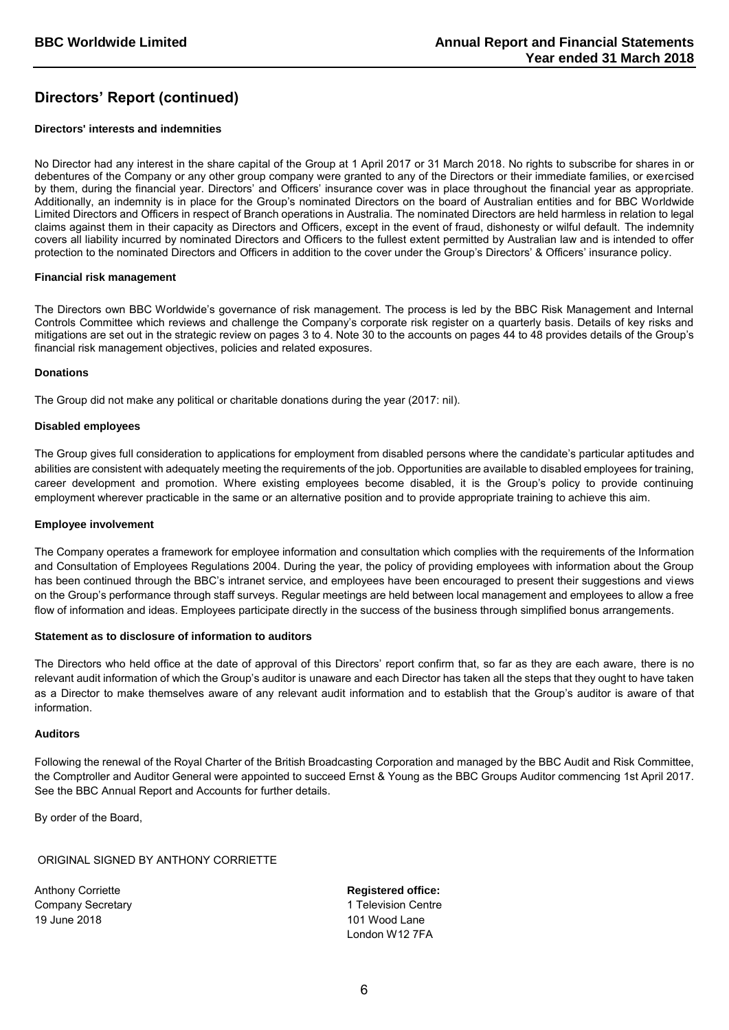## Directors' Report (continued)

**Directors' interests and indemnities**

No Director had any interest in the share capital of the Group at 1 April 2017 or 31 March 2018. No rights to subscribe for shares in or debentures of the Company or any other group company were granted to any of the Directors or their immediate families, or exercised by them, during the financial year. Directors' and Officers' insurance cover was in place throughout the financial year as appropriate. Additionally, an indemnity is in place for the Group's nominated Directors on the board of Australian entities and for BBC Worldwide Limited Directors and Officers in respect of Branch operations in Australia. The nominated Directors are held harmless in relation to legal claims against them in their capacity as Directors and Officers, except in the event of fraud, dishonesty or wilful default. The indemnity covers all liability incurred by nominated Directors and Officers to the fullest extent permitted by Australian law and is intended to offer protection to the nominated Directors and Officers in addition to the cover under the Group's Directors' & Officers' insurance policy.

**Financial risk management**

The Directors own BBC Worldwide's governance of risk management. The process is led by the BBC Risk Management and Internal Controls Committee which reviews and challenge the Company's corporate risk register on a quarterly basis. Details of key risks and mitigations are set out in the strategic review on pages 3 to 4. Note 30 to the accounts on pages 44 to 48 provides details of the Group's financial risk management objectives, policies and related exposures.

**Donations**

The Group did not make any political or charitable donations during the year (2017: nil).

**Disabled employees**

The Group gives full consideration to applications for employment from disabled persons where the candidate's particular aptitudes and abilities are consistent with adequately meeting the requirements of the job. Opportunities are available to disabled employees for training, career development and promotion. Where existing employees become disabled, it is the Group's policy to provide continuing employment wherever practicable in the same or an alternative position and to provide appropriate training to achieve this aim.

**Employee involvement**

The Company operates a framework for employee information and consultation which complies with the requirements of the Information and Consultation of Employees Regulations 2004. During the year, the policy of providing employees with information about the Group has been continued through the BBC's intranet service, and employees have been encouraged to present their suggestions and views on the Group's performance through staff surveys. Regular meetings are held between local management and employees to allow a free flow of information and ideas. Employees participate directly in the success of the business through simplified bonus arrangements.

**Statement as to disclosure of information to auditors**

The Directors who held office at the date of approval of this Directors' report confirm that, so far as they are each aware, there is no relevant audit information of which the Group's auditor is unaware and each Director has taken all the steps that they ought to have taken as a Director to make themselves aware of any relevant audit information and to establish that the Group's auditor is aware of that information.

**Auditors**

Following the renewal of the Royal Charter of the British Broadcasting Corporation and managed by the BBC Audit and Risk Committee, the Comptroller and Auditor General were appointed to succeed Ernst & Young as the BBC Groups Auditor commencing 1st April 2017. See the BBC Annual Report and Accounts for further details.

By order of the Board,

ORIGINAL SIGNED BY ANTHONY CORRIETTE

Anthony Corriette
Company Secretary
19 June 2018

**Registered office:**
1 Television Centre
101 Wood Lane
London W12 7FA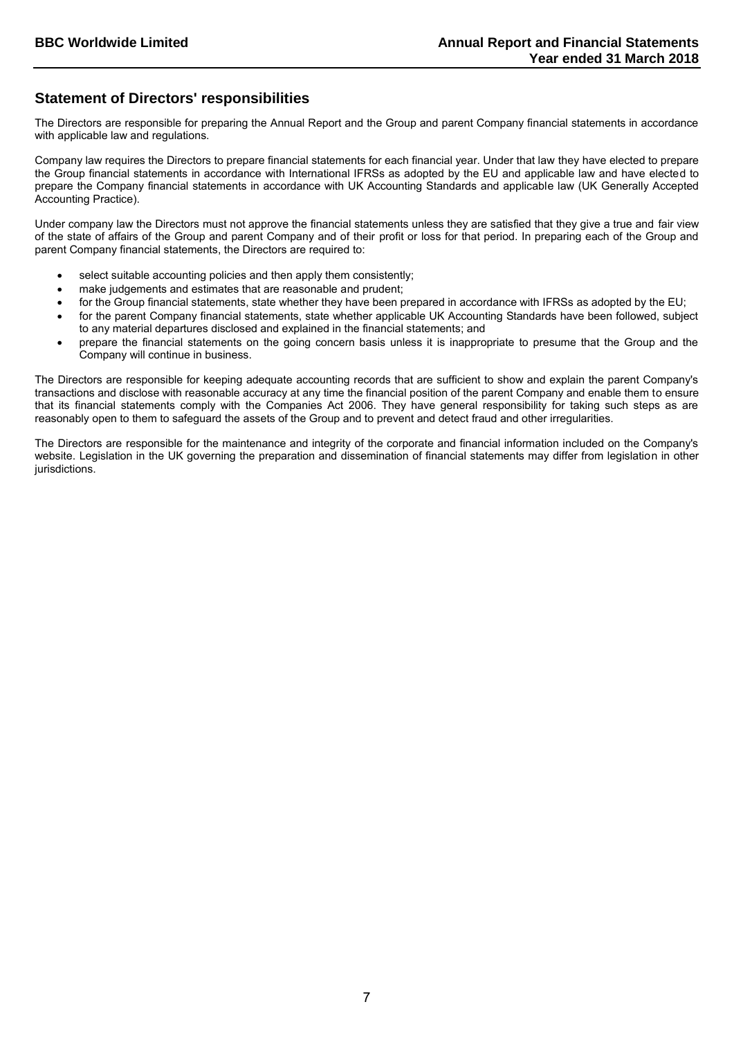## Statement of Directors' responsibilities

The Directors are responsible for preparing the Annual Report and the Group and parent Company financial statements in accordance with applicable law and regulations.

Company law requires the Directors to prepare financial statements for each financial year. Under that law they have elected to prepare the Group financial statements in accordance with International IFRSs as adopted by the EU and applicable law and have elected to prepare the Company financial statements in accordance with UK Accounting Standards and applicable law (UK Generally Accepted Accounting Practice).

Under company law the Directors must not approve the financial statements unless they are satisfied that they give a true and fair view of the state of affairs of the Group and parent Company and of their profit or loss for that period. In preparing each of the Group and parent Company financial statements, the Directors are required to:

- select suitable accounting policies and then apply them consistently;
- make judgements and estimates that are reasonable and prudent;
- for the Group financial statements, state whether they have been prepared in accordance with IFRSs as adopted by the EU;
- for the parent Company financial statements, state whether applicable UK Accounting Standards have been followed, subject to any material departures disclosed and explained in the financial statements; and
- prepare the financial statements on the going concern basis unless it is inappropriate to presume that the Group and the Company will continue in business.

The Directors are responsible for keeping adequate accounting records that are sufficient to show and explain the parent Company's transactions and disclose with reasonable accuracy at any time the financial position of the parent Company and enable them to ensure that its financial statements comply with the Companies Act 2006. They have general responsibility for taking such steps as are reasonably open to them to safeguard the assets of the Group and to prevent and detect fraud and other irregularities.

The Directors are responsible for the maintenance and integrity of the corporate and financial information included on the Company's website. Legislation in the UK governing the preparation and dissemination of financial statements may differ from legislation in other jurisdictions.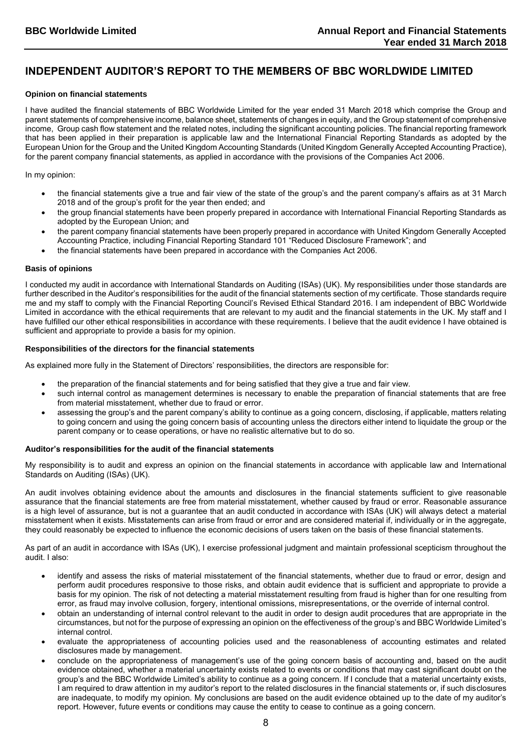# INDEPENDENT AUDITOR'S REPORT TO THE MEMBERS OF BBC WORLDWIDE LIMITED

**Opinion on financial statements**

I have audited the financial statements of BBC Worldwide Limited for the year ended 31 March 2018 which comprise the Group and parent statements of comprehensive income, balance sheet, statements of changes in equity, and the Group statement of comprehensive income, Group cash flow statement and the related notes, including the significant accounting policies. The financial reporting framework that has been applied in their preparation is applicable law and the International Financial Reporting Standards as adopted by the European Union for the Group and the United Kingdom Accounting Standards (United Kingdom Generally Accepted Accounting Practice), for the parent company financial statements, as applied in accordance with the provisions of the Companies Act 2006.

In my opinion:

- the financial statements give a true and fair view of the state of the group's and the parent company's affairs as at 31 March 2018 and of the group's profit for the year then ended; and
- the group financial statements have been properly prepared in accordance with International Financial Reporting Standards as adopted by the European Union; and
- the parent company financial statements have been properly prepared in accordance with United Kingdom Generally Accepted Accounting Practice, including Financial Reporting Standard 101 "Reduced Disclosure Framework"; and
- the financial statements have been prepared in accordance with the Companies Act 2006.

**Basis of opinions**

I conducted my audit in accordance with International Standards on Auditing (ISAs) (UK). My responsibilities under those standards are further described in the Auditor's responsibilities for the audit of the financial statements section of my certificate. Those standards require me and my staff to comply with the Financial Reporting Council's Revised Ethical Standard 2016. I am independent of BBC Worldwide Limited in accordance with the ethical requirements that are relevant to my audit and the financial statements in the UK. My staff and I have fulfilled our other ethical responsibilities in accordance with these requirements. I believe that the audit evidence I have obtained is sufficient and appropriate to provide a basis for my opinion.

**Responsibilities of the directors for the financial statements**

As explained more fully in the Statement of Directors' responsibilities, the directors are responsible for:

- the preparation of the financial statements and for being satisfied that they give a true and fair view.
- such internal control as management determines is necessary to enable the preparation of financial statements that are free from material misstatement, whether due to fraud or error.
- assessing the group's and the parent company's ability to continue as a going concern, disclosing, if applicable, matters relating to going concern and using the going concern basis of accounting unless the directors either intend to liquidate the group or the parent company or to cease operations, or have no realistic alternative but to do so.

**Auditor's responsibilities for the audit of the financial statements**

My responsibility is to audit and express an opinion on the financial statements in accordance with applicable law and International Standards on Auditing (ISAs) (UK).

An audit involves obtaining evidence about the amounts and disclosures in the financial statements sufficient to give reasonable assurance that the financial statements are free from material misstatement, whether caused by fraud or error. Reasonable assurance is a high level of assurance, but is not a guarantee that an audit conducted in accordance with ISAs (UK) will always detect a material misstatement when it exists. Misstatements can arise from fraud or error and are considered material if, individually or in the aggregate, they could reasonably be expected to influence the economic decisions of users taken on the basis of these financial statements.

As part of an audit in accordance with ISAs (UK), I exercise professional judgment and maintain professional scepticism throughout the audit. I also:

- identify and assess the risks of material misstatement of the financial statements, whether due to fraud or error, design and perform audit procedures responsive to those risks, and obtain audit evidence that is sufficient and appropriate to provide a basis for my opinion. The risk of not detecting a material misstatement resulting from fraud is higher than for one resulting from error, as fraud may involve collusion, forgery, intentional omissions, misrepresentations, or the override of internal control.
- obtain an understanding of internal control relevant to the audit in order to design audit procedures that are appropriate in the circumstances, but not for the purpose of expressing an opinion on the effectiveness of the group's and BBC Worldwide Limited's internal control.
- evaluate the appropriateness of accounting policies used and the reasonableness of accounting estimates and related disclosures made by management.
- conclude on the appropriateness of management's use of the going concern basis of accounting and, based on the audit evidence obtained, whether a material uncertainty exists related to events or conditions that may cast significant doubt on the group's and the BBC Worldwide Limited's ability to continue as a going concern. If I conclude that a material uncertainty exists, I am required to draw attention in my auditor's report to the related disclosures in the financial statements or, if such disclosures are inadequate, to modify my opinion. My conclusions are based on the audit evidence obtained up to the date of my auditor's report. However, future events or conditions may cause the entity to cease to continue as a going concern.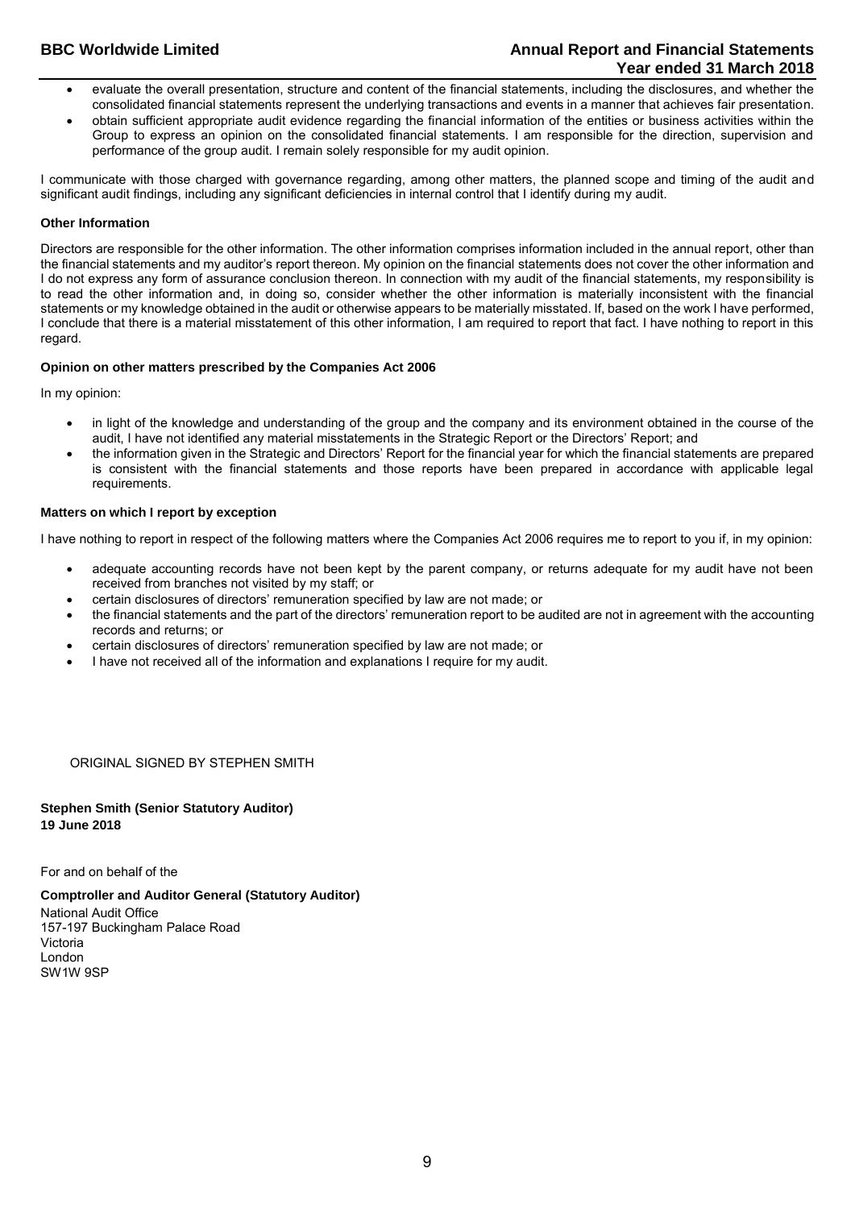- evaluate the overall presentation, structure and content of the financial statements, including the disclosures, and whether the consolidated financial statements represent the underlying transactions and events in a manner that achieves fair presentation.
- obtain sufficient appropriate audit evidence regarding the financial information of the entities or business activities within the Group to express an opinion on the consolidated financial statements. I am responsible for the direction, supervision and performance of the group audit. I remain solely responsible for my audit opinion.

I communicate with those charged with governance regarding, among other matters, the planned scope and timing of the audit and significant audit findings, including any significant deficiencies in internal control that I identify during my audit.

**Other Information**

Directors are responsible for the other information. The other information comprises information included in the annual report, other than the financial statements and my auditor's report thereon. My opinion on the financial statements does not cover the other information and I do not express any form of assurance conclusion thereon. In connection with my audit of the financial statements, my responsibility is to read the other information and, in doing so, consider whether the other information is materially inconsistent with the financial statements or my knowledge obtained in the audit or otherwise appears to be materially misstated. If, based on the work I have performed, I conclude that there is a material misstatement of this other information, I am required to report that fact. I have nothing to report in this regard.

**Opinion on other matters prescribed by the Companies Act 2006**

In my opinion:

- in light of the knowledge and understanding of the group and the company and its environment obtained in the course of the audit, I have not identified any material misstatements in the Strategic Report or the Directors' Report; and
- the information given in the Strategic and Directors' Report for the financial year for which the financial statements are prepared is consistent with the financial statements and those reports have been prepared in accordance with applicable legal requirements.

**Matters on which I report by exception**

I have nothing to report in respect of the following matters where the Companies Act 2006 requires me to report to you if, in my opinion:

- adequate accounting records have not been kept by the parent company, or returns adequate for my audit have not been received from branches not visited by my staff; or
- certain disclosures of directors' remuneration specified by law are not made; or
- the financial statements and the part of the directors' remuneration report to be audited are not in agreement with the accounting records and returns; or
- certain disclosures of directors' remuneration specified by law are not made; or
- I have not received all of the information and explanations I require for my audit.

ORIGINAL SIGNED BY STEPHEN SMITH

**Stephen Smith (Senior Statutory Auditor)**
**19 June 2018**

For and on behalf of the

**Comptroller and Auditor General (Statutory Auditor)**
National Audit Office
157-197 Buckingham Palace Road
Victoria
London
SW1W 9SP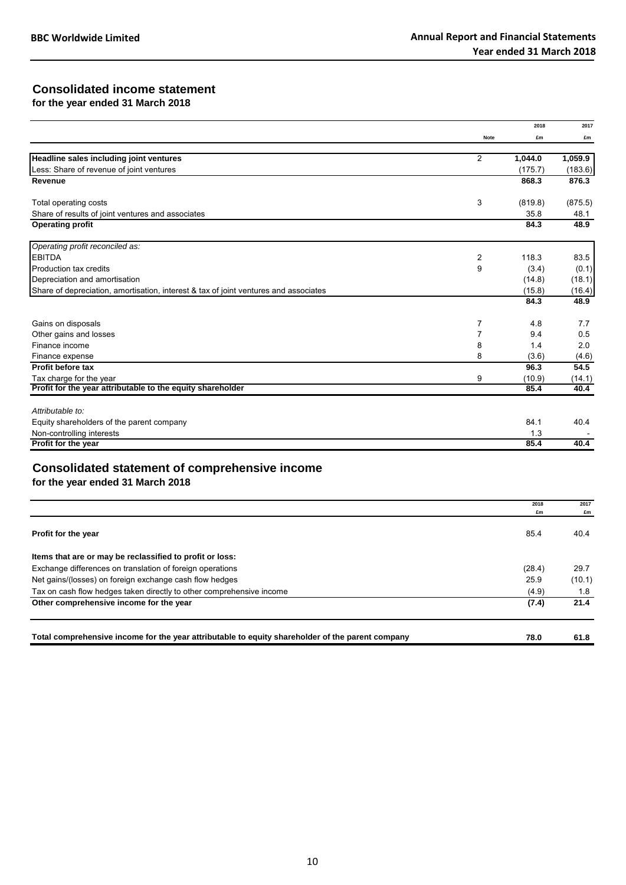## Consolidated income statement

**for the year ended 31 March 2018**

| | Note | 2018 £m | 2017 £m |
|---|---|---|---|
| **Headline sales including joint ventures** | 2 | **1,044.0** | **1,059.9** |
| Less: Share of revenue of joint ventures | | (175.7) | (183.6) |
| **Revenue** | | **868.3** | **876.3** |
| | | | |
| Total operating costs | 3 | (819.8) | (875.5) |
| Share of results of joint ventures and associates | | 35.8 | 48.1 |
| **Operating profit** | | **84.3** | **48.9** |
| | | | |
| *Operating profit reconciled as:* | | | |
| EBITDA | 2 | 118.3 | 83.5 |
| Production tax credits | 9 | (3.4) | (0.1) |
| Depreciation and amortisation | | (14.8) | (18.1) |
| Share of depreciation, amortisation, interest & tax of joint ventures and associates | | (15.8) | (16.4) |
| | | **84.3** | **48.9** |
| | | | |
| Gains on disposals | 7 | 4.8 | 7.7 |
| Other gains and losses | 7 | 9.4 | 0.5 |
| Finance income | 8 | 1.4 | 2.0 |
| Finance expense | 8 | (3.6) | (4.6) |
| **Profit before tax** | | **96.3** | **54.5** |
| Tax charge for the year | 9 | (10.9) | (14.1) |
| **Profit for the year attributable to the equity shareholder** | | **85.4** | **40.4** |
| | | | |
| *Attributable to:* | | | |
| Equity shareholders of the parent company | | 84.1 | 40.4 |
| Non-controlling interests | | 1.3 | - |
| **Profit for the year** | | **85.4** | **40.4** |

## Consolidated statement of comprehensive income

**for the year ended 31 March 2018**

| | 2018 £m | 2017 £m |
|---|---|---|
| **Profit for the year** | 85.4 | 40.4 |
| | | |
| **Items that are or may be reclassified to profit or loss:** | | |
| Exchange differences on translation of foreign operations | (28.4) | 29.7 |
| Net gains/(losses) on foreign exchange cash flow hedges | 25.9 | (10.1) |
| Tax on cash flow hedges taken directly to other comprehensive income | (4.9) | 1.8 |
| **Other comprehensive income for the year** | **(7.4)** | **21.4** |
| | | |
| **Total comprehensive income for the year attributable to equity shareholder of the parent company** | **78.0** | **61.8** |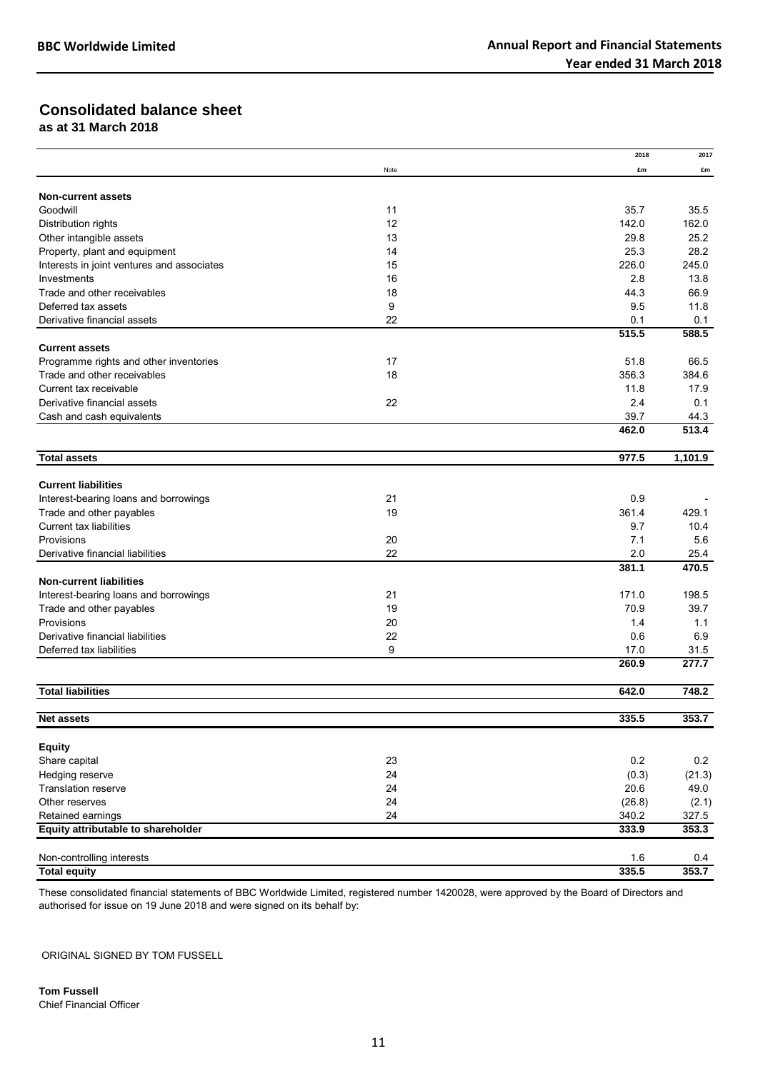# Consolidated balance sheet

**as at 31 March 2018**

| | Note | 2018 £m | 2017 £m |
|---|---|---|---|
| **Non-current assets** | | | |
| Goodwill | 11 | 35.7 | 35.5 |
| Distribution rights | 12 | 142.0 | 162.0 |
| Other intangible assets | 13 | 29.8 | 25.2 |
| Property, plant and equipment | 14 | 25.3 | 28.2 |
| Interests in joint ventures and associates | 15 | 226.0 | 245.0 |
| Investments | 16 | 2.8 | 13.8 |
| Trade and other receivables | 18 | 44.3 | 66.9 |
| Deferred tax assets | 9 | 9.5 | 11.8 |
| Derivative financial assets | 22 | 0.1 | 0.1 |
| | | **515.5** | **588.5** |
| **Current assets** | | | |
| Programme rights and other inventories | 17 | 51.8 | 66.5 |
| Trade and other receivables | 18 | 356.3 | 384.6 |
| Current tax receivable | | 11.8 | 17.9 |
| Derivative financial assets | 22 | 2.4 | 0.1 |
| Cash and cash equivalents | | 39.7 | 44.3 |
| | | **462.0** | **513.4** |
| **Total assets** | | **977.5** | **1,101.9** |
| **Current liabilities** | | | |
| Interest-bearing loans and borrowings | 21 | 0.9 | - |
| Trade and other payables | 19 | 361.4 | 429.1 |
| Current tax liabilities | | 9.7 | 10.4 |
| Provisions | 20 | 7.1 | 5.6 |
| Derivative financial liabilities | 22 | 2.0 | 25.4 |
| | | **381.1** | **470.5** |
| **Non-current liabilities** | | | |
| Interest-bearing loans and borrowings | 21 | 171.0 | 198.5 |
| Trade and other payables | 19 | 70.9 | 39.7 |
| Provisions | 20 | 1.4 | 1.1 |
| Derivative financial liabilities | 22 | 0.6 | 6.9 |
| Deferred tax liabilities | 9 | 17.0 | 31.5 |
| | | **260.9** | **277.7** |
| **Total liabilities** | | **642.0** | **748.2** |
| **Net assets** | | **335.5** | **353.7** |
| **Equity** | | | |
| Share capital | 23 | 0.2 | 0.2 |
| Hedging reserve | 24 | (0.3) | (21.3) |
| Translation reserve | 24 | 20.6 | 49.0 |
| Other reserves | 24 | (26.8) | (2.1) |
| Retained earnings | 24 | 340.2 | 327.5 |
| **Equity attributable to shareholder** | | **333.9** | **353.3** |
| Non-controlling interests | | 1.6 | 0.4 |
| **Total equity** | | **335.5** | **353.7** |

These consolidated financial statements of BBC Worldwide Limited, registered number 1420028, were approved by the Board of Directors and authorised for issue on 19 June 2018 and were signed on its behalf by:

ORIGINAL SIGNED BY TOM FUSSELL

**Tom Fussell**
Chief Financial Officer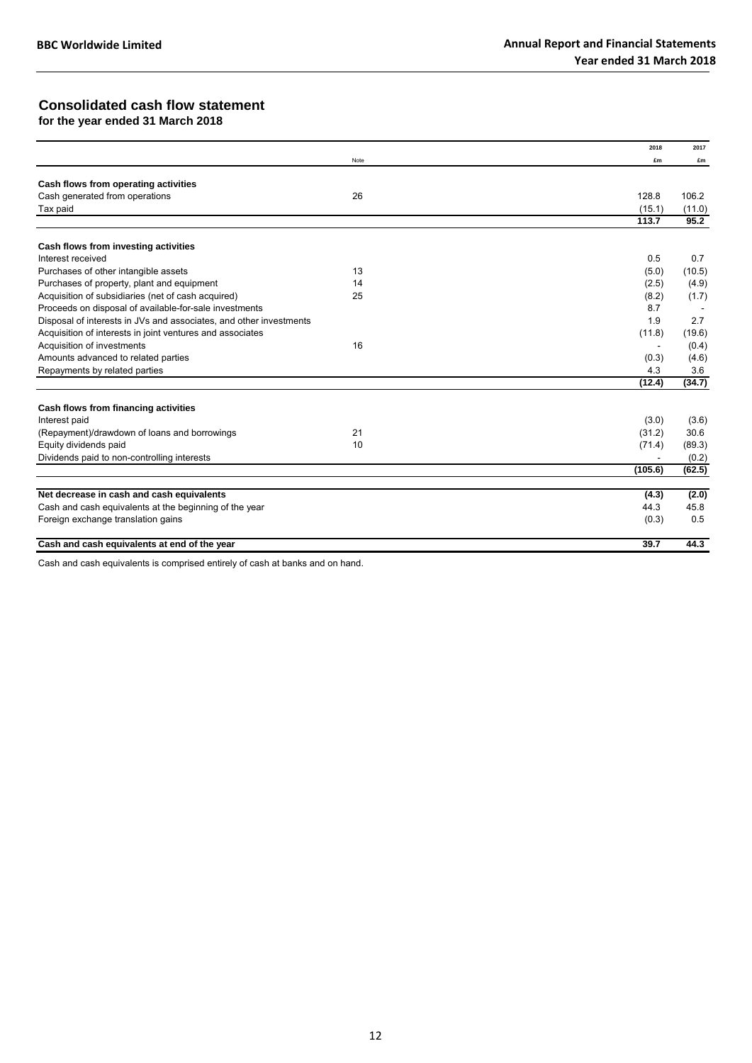## Consolidated cash flow statement

**for the year ended 31 March 2018**

| | Note | 2018<br>£m | 2017<br>£m |
|---|---|---|---|
| **Cash flows from operating activities** | | | |
| Cash generated from operations | 26 | 128.8 | 106.2 |
| Tax paid | | (15.1) | (11.0) |
| | | **113.7** | **95.2** |
| **Cash flows from investing activities** | | | |
| Interest received | | 0.5 | 0.7 |
| Purchases of other intangible assets | 13 | (5.0) | (10.5) |
| Purchases of property, plant and equipment | 14 | (2.5) | (4.9) |
| Acquisition of subsidiaries (net of cash acquired) | 25 | (8.2) | (1.7) |
| Proceeds on disposal of available-for-sale investments | | 8.7 | - |
| Disposal of interests in JVs and associates, and other investments | | 1.9 | 2.7 |
| Acquisition of interests in joint ventures and associates | | (11.8) | (19.6) |
| Acquisition of investments | 16 | - | (0.4) |
| Amounts advanced to related parties | | (0.3) | (4.6) |
| Repayments by related parties | | 4.3 | 3.6 |
| | | **(12.4)** | **(34.7)** |
| **Cash flows from financing activities** | | | |
| Interest paid | | (3.0) | (3.6) |
| (Repayment)/drawdown of loans and borrowings | 21 | (31.2) | 30.6 |
| Equity dividends paid | 10 | (71.4) | (89.3) |
| Dividends paid to non-controlling interests | | - | (0.2) |
| | | **(105.6)** | **(62.5)** |
| **Net decrease in cash and cash equivalents** | | **(4.3)** | **(2.0)** |
| Cash and cash equivalents at the beginning of the year | | 44.3 | 45.8 |
| Foreign exchange translation gains | | (0.3) | 0.5 |
| **Cash and cash equivalents at end of the year** | | **39.7** | **44.3** |

Cash and cash equivalents is comprised entirely of cash at banks and on hand.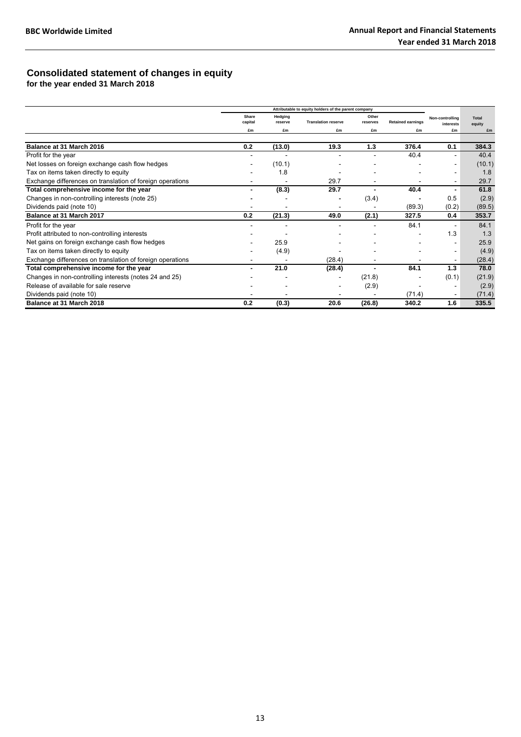## Consolidated statement of changes in equity

**for the year ended 31 March 2018**

| | Attributable to equity holders of the parent company | | | | | | |
|---|---|---|---|---|---|---|---|
| | Share capital | Hedging reserve | Translation reserve | Other reserves | Retained earnings | Non-controlling interests | Total equity |
| | £m | £m | £m | £m | £m | £m | £m |
| **Balance at 31 March 2016** | **0.2** | **(13.0)** | **19.3** | **1.3** | **376.4** | **0.1** | **384.3** |
| Profit for the year | - | - | - | - | 40.4 | - | 40.4 |
| Net losses on foreign exchange cash flow hedges | - | (10.1) | - | - | - | - | (10.1) |
| Tax on items taken directly to equity | - | 1.8 | - | - | - | - | 1.8 |
| Exchange differences on translation of foreign operations | - | - | 29.7 | - | - | - | 29.7 |
| **Total comprehensive income for the year** | **-** | **(8.3)** | **29.7** | **-** | **40.4** | **-** | **61.8** |
| Changes in non-controlling interests (note 25) | - | - | - | (3.4) | - | 0.5 | (2.9) |
| Dividends paid (note 10) | - | - | - | - | (89.3) | (0.2) | (89.5) |
| **Balance at 31 March 2017** | **0.2** | **(21.3)** | **49.0** | **(2.1)** | **327.5** | **0.4** | **353.7** |
| Profit for the year | - | - | - | - | 84.1 | - | 84.1 |
| Profit attributed to non-controlling interests | - | - | - | - | - | 1.3 | 1.3 |
| Net gains on foreign exchange cash flow hedges | - | 25.9 | - | - | - | - | 25.9 |
| Tax on items taken directly to equity | - | (4.9) | - | - | - | - | (4.9) |
| Exchange differences on translation of foreign operations | - | - | (28.4) | - | - | - | (28.4) |
| **Total comprehensive income for the year** | **-** | **21.0** | **(28.4)** | **-** | **84.1** | **1.3** | **78.0** |
| Changes in non-controlling interests (notes 24 and 25) | - | - | - | (21.8) | - | (0.1) | (21.9) |
| Release of available for sale reserve | - | - | - | (2.9) | - | - | (2.9) |
| Dividends paid (note 10) | - | - | - | - | (71.4) | - | (71.4) |
| **Balance at 31 March 2018** | **0.2** | **(0.3)** | **20.6** | **(26.8)** | **340.2** | **1.6** | **335.5** |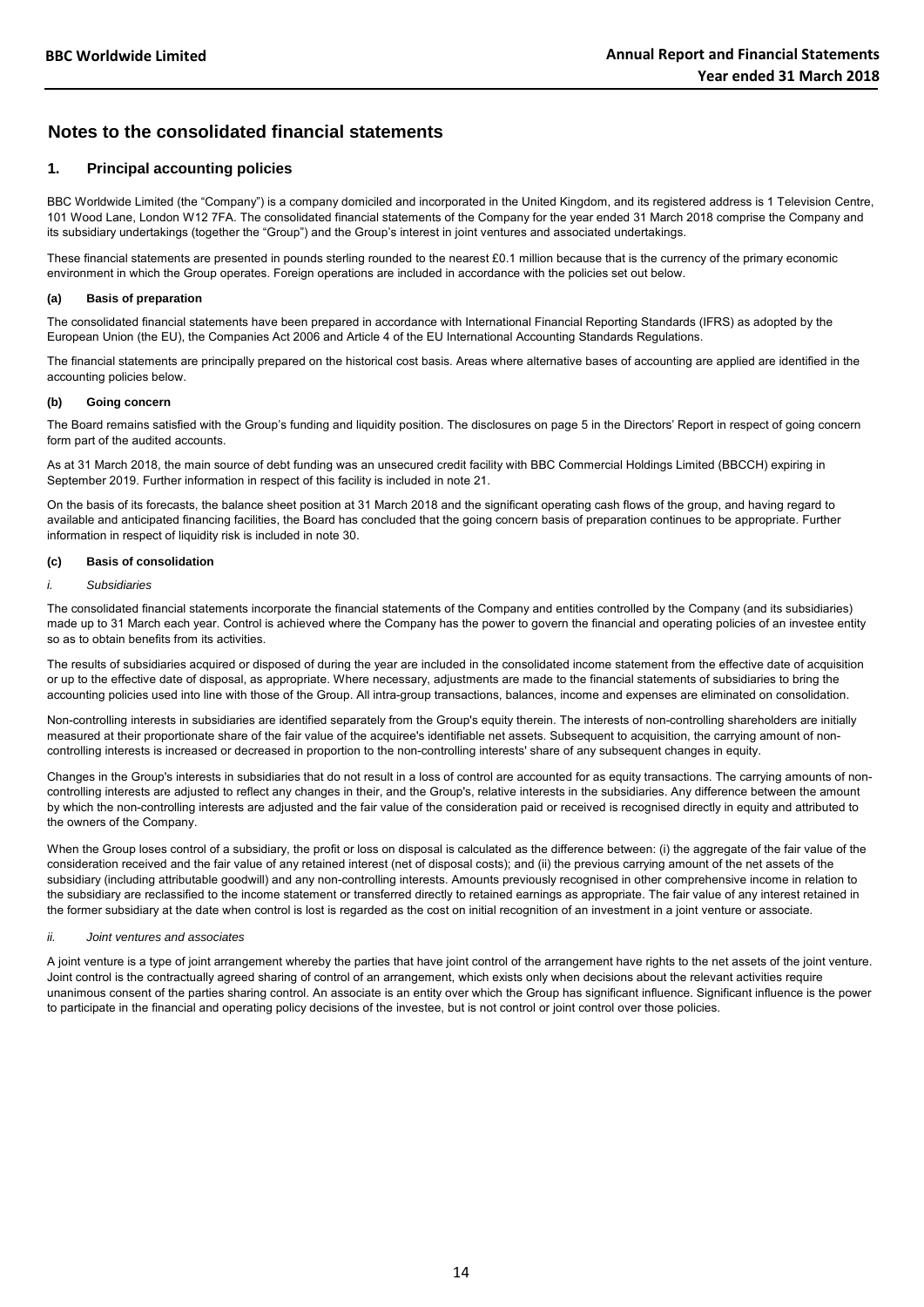# Notes to the consolidated financial statements

## 1. Principal accounting policies

BBC Worldwide Limited (the "Company") is a company domiciled and incorporated in the United Kingdom, and its registered address is 1 Television Centre, 101 Wood Lane, London W12 7FA. The consolidated financial statements of the Company for the year ended 31 March 2018 comprise the Company and its subsidiary undertakings (together the "Group") and the Group's interest in joint ventures and associated undertakings.

These financial statements are presented in pounds sterling rounded to the nearest £0.1 million because that is the currency of the primary economic environment in which the Group operates. Foreign operations are included in accordance with the policies set out below.

### (a) Basis of preparation

The consolidated financial statements have been prepared in accordance with International Financial Reporting Standards (IFRS) as adopted by the European Union (the EU), the Companies Act 2006 and Article 4 of the EU International Accounting Standards Regulations.

The financial statements are principally prepared on the historical cost basis. Areas where alternative bases of accounting are applied are identified in the accounting policies below.

### (b) Going concern

The Board remains satisfied with the Group's funding and liquidity position. The disclosures on page 5 in the Directors' Report in respect of going concern form part of the audited accounts.

As at 31 March 2018, the main source of debt funding was an unsecured credit facility with BBC Commercial Holdings Limited (BBCCH) expiring in September 2019. Further information in respect of this facility is included in note 21.

On the basis of its forecasts, the balance sheet position at 31 March 2018 and the significant operating cash flows of the group, and having regard to available and anticipated financing facilities, the Board has concluded that the going concern basis of preparation continues to be appropriate. Further information in respect of liquidity risk is included in note 30.

### (c) Basis of consolidation

*i. Subsidiaries*

The consolidated financial statements incorporate the financial statements of the Company and entities controlled by the Company (and its subsidiaries) made up to 31 March each year. Control is achieved where the Company has the power to govern the financial and operating policies of an investee entity so as to obtain benefits from its activities.

The results of subsidiaries acquired or disposed of during the year are included in the consolidated income statement from the effective date of acquisition or up to the effective date of disposal, as appropriate. Where necessary, adjustments are made to the financial statements of subsidiaries to bring the accounting policies used into line with those of the Group. All intra-group transactions, balances, income and expenses are eliminated on consolidation.

Non-controlling interests in subsidiaries are identified separately from the Group's equity therein. The interests of non-controlling shareholders are initially measured at their proportionate share of the fair value of the acquiree's identifiable net assets. Subsequent to acquisition, the carrying amount of non-controlling interests is increased or decreased in proportion to the non-controlling interests' share of any subsequent changes in equity.

Changes in the Group's interests in subsidiaries that do not result in a loss of control are accounted for as equity transactions. The carrying amounts of non-controlling interests are adjusted to reflect any changes in their, and the Group's, relative interests in the subsidiaries. Any difference between the amount by which the non-controlling interests are adjusted and the fair value of the consideration paid or received is recognised directly in equity and attributed to the owners of the Company.

When the Group loses control of a subsidiary, the profit or loss on disposal is calculated as the difference between: (i) the aggregate of the fair value of the consideration received and the fair value of any retained interest (net of disposal costs); and (ii) the previous carrying amount of the net assets of the subsidiary (including attributable goodwill) and any non-controlling interests. Amounts previously recognised in other comprehensive income in relation to the subsidiary are reclassified to the income statement or transferred directly to retained earnings as appropriate. The fair value of any interest retained in the former subsidiary at the date when control is lost is regarded as the cost on initial recognition of an investment in a joint venture or associate.

*ii. Joint ventures and associates*

A joint venture is a type of joint arrangement whereby the parties that have joint control of the arrangement have rights to the net assets of the joint venture. Joint control is the contractually agreed sharing of control of an arrangement, which exists only when decisions about the relevant activities require unanimous consent of the parties sharing control. An associate is an entity over which the Group has significant influence. Significant influence is the power to participate in the financial and operating policy decisions of the investee, but is not control or joint control over those policies.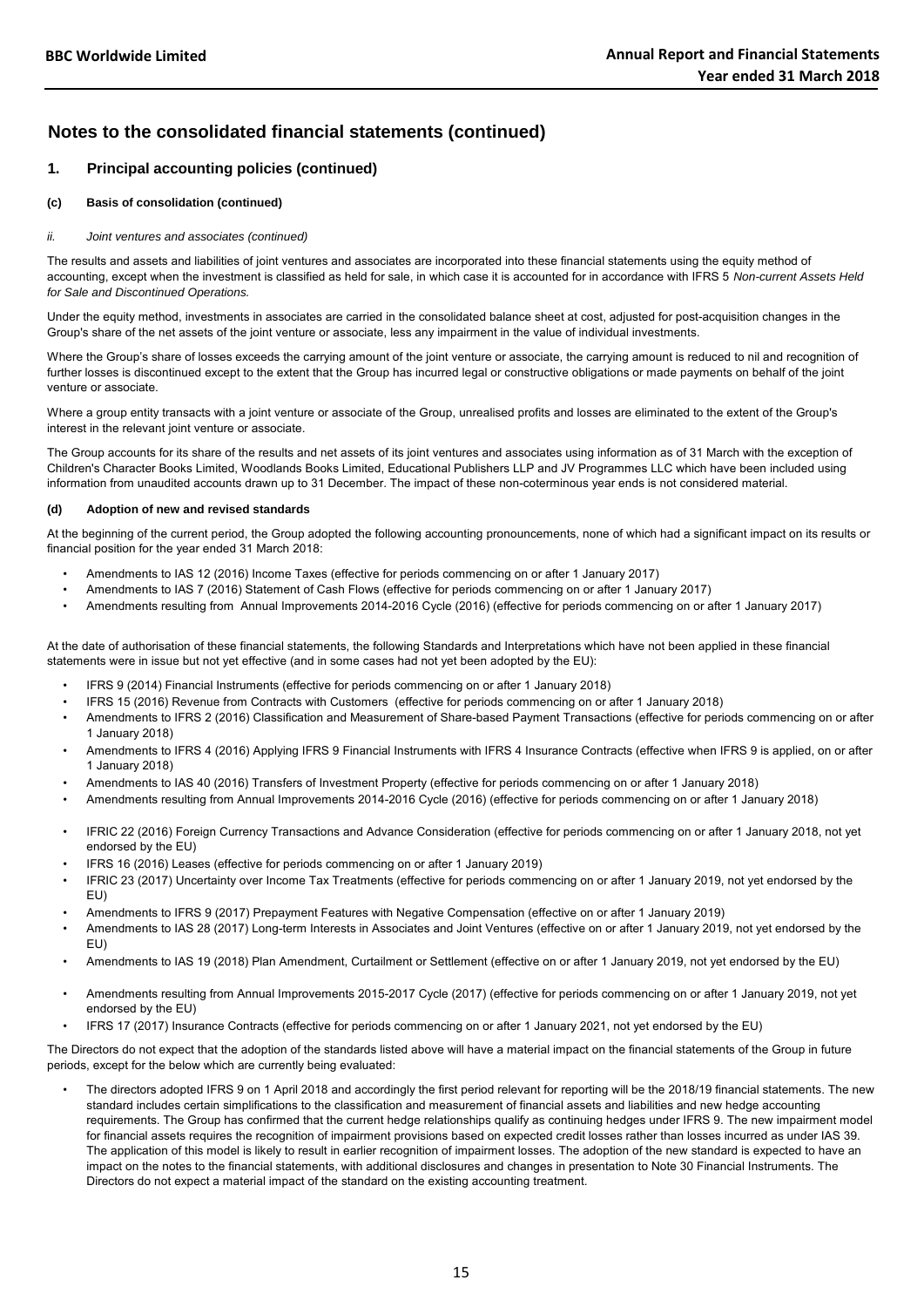## Notes to the consolidated financial statements (continued)

### 1. Principal accounting policies (continued)

#### (c) Basis of consolidation (continued)

*ii. Joint ventures and associates (continued)*

The results and assets and liabilities of joint ventures and associates are incorporated into these financial statements using the equity method of accounting, except when the investment is classified as held for sale, in which case it is accounted for in accordance with IFRS 5 *Non-current Assets Held for Sale and Discontinued Operations.*

Under the equity method, investments in associates are carried in the consolidated balance sheet at cost, adjusted for post-acquisition changes in the Group's share of the net assets of the joint venture or associate, less any impairment in the value of individual investments.

Where the Group's share of losses exceeds the carrying amount of the joint venture or associate, the carrying amount is reduced to nil and recognition of further losses is discontinued except to the extent that the Group has incurred legal or constructive obligations or made payments on behalf of the joint venture or associate.

Where a group entity transacts with a joint venture or associate of the Group, unrealised profits and losses are eliminated to the extent of the Group's interest in the relevant joint venture or associate.

The Group accounts for its share of the results and net assets of its joint ventures and associates using information as of 31 March with the exception of Children's Character Books Limited, Woodlands Books Limited, Educational Publishers LLP and JV Programmes LLC which have been included using information from unaudited accounts drawn up to 31 December. The impact of these non-coterminous year ends is not considered material.

#### (d) Adoption of new and revised standards

At the beginning of the current period, the Group adopted the following accounting pronouncements, none of which had a significant impact on its results or financial position for the year ended 31 March 2018:

- Amendments to IAS 12 (2016) Income Taxes (effective for periods commencing on or after 1 January 2017)
- Amendments to IAS 7 (2016) Statement of Cash Flows (effective for periods commencing on or after 1 January 2017)
- Amendments resulting from Annual Improvements 2014-2016 Cycle (2016) (effective for periods commencing on or after 1 January 2017)

At the date of authorisation of these financial statements, the following Standards and Interpretations which have not been applied in these financial statements were in issue but not yet effective (and in some cases had not yet been adopted by the EU):

- IFRS 9 (2014) Financial Instruments (effective for periods commencing on or after 1 January 2018)
- IFRS 15 (2016) Revenue from Contracts with Customers (effective for periods commencing on or after 1 January 2018)
- Amendments to IFRS 2 (2016) Classification and Measurement of Share-based Payment Transactions (effective for periods commencing on or after 1 January 2018)
- Amendments to IFRS 4 (2016) Applying IFRS 9 Financial Instruments with IFRS 4 Insurance Contracts (effective when IFRS 9 is applied, on or after 1 January 2018)
- Amendments to IAS 40 (2016) Transfers of Investment Property (effective for periods commencing on or after 1 January 2018)
- Amendments resulting from Annual Improvements 2014-2016 Cycle (2016) (effective for periods commencing on or after 1 January 2018)
- IFRIC 22 (2016) Foreign Currency Transactions and Advance Consideration (effective for periods commencing on or after 1 January 2018, not yet endorsed by the EU)
- IFRS 16 (2016) Leases (effective for periods commencing on or after 1 January 2019)
- IFRIC 23 (2017) Uncertainty over Income Tax Treatments (effective for periods commencing on or after 1 January 2019, not yet endorsed by the EU)
- Amendments to IFRS 9 (2017) Prepayment Features with Negative Compensation (effective on or after 1 January 2019)
- Amendments to IAS 28 (2017) Long-term Interests in Associates and Joint Ventures (effective on or after 1 January 2019, not yet endorsed by the EU)
- Amendments to IAS 19 (2018) Plan Amendment, Curtailment or Settlement (effective on or after 1 January 2019, not yet endorsed by the EU)
- Amendments resulting from Annual Improvements 2015-2017 Cycle (2017) (effective for periods commencing on or after 1 January 2019, not yet endorsed by the EU)
- IFRS 17 (2017) Insurance Contracts (effective for periods commencing on or after 1 January 2021, not yet endorsed by the EU)

The Directors do not expect that the adoption of the standards listed above will have a material impact on the financial statements of the Group in future periods, except for the below which are currently being evaluated:

- The directors adopted IFRS 9 on 1 April 2018 and accordingly the first period relevant for reporting will be the 2018/19 financial statements. The new standard includes certain simplifications to the classification and measurement of financial assets and liabilities and new hedge accounting requirements. The Group has confirmed that the current hedge relationships qualify as continuing hedges under IFRS 9. The new impairment model for financial assets requires the recognition of impairment provisions based on expected credit losses rather than losses incurred as under IAS 39. The application of this model is likely to result in earlier recognition of impairment losses. The adoption of the new standard is expected to have an impact on the notes to the financial statements, with additional disclosures and changes in presentation to Note 30 Financial Instruments. The Directors do not expect a material impact of the standard on the existing accounting treatment.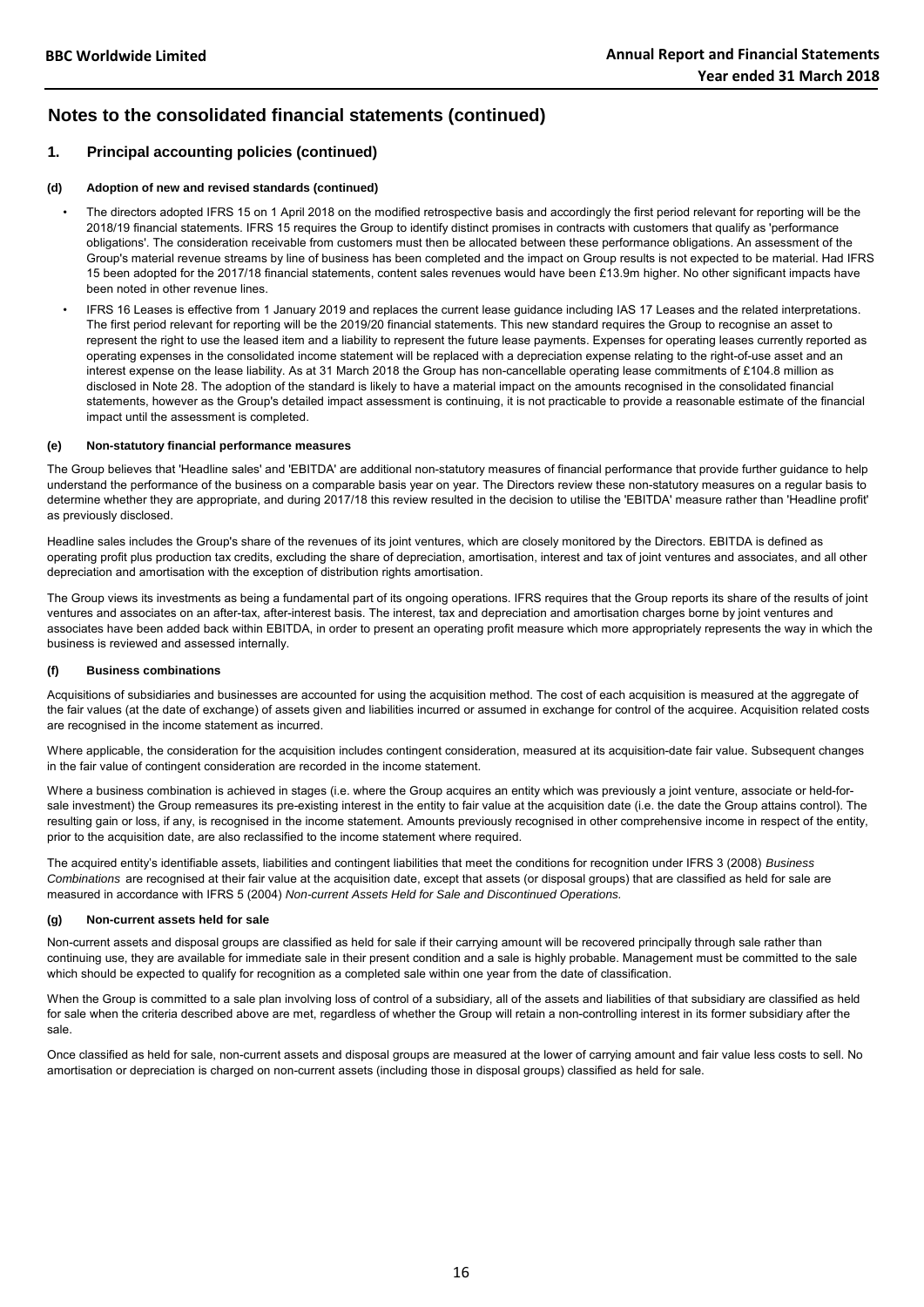## Notes to the consolidated financial statements (continued)

### 1. Principal accounting policies (continued)

#### (d) Adoption of new and revised standards (continued)

- The directors adopted IFRS 15 on 1 April 2018 on the modified retrospective basis and accordingly the first period relevant for reporting will be the 2018/19 financial statements. IFRS 15 requires the Group to identify distinct promises in contracts with customers that qualify as 'performance obligations'. The consideration receivable from customers must then be allocated between these performance obligations. An assessment of the Group's material revenue streams by line of business has been completed and the impact on Group results is not expected to be material. Had IFRS 15 been adopted for the 2017/18 financial statements, content sales revenues would have been £13.9m higher. No other significant impacts have been noted in other revenue lines.
- IFRS 16 Leases is effective from 1 January 2019 and replaces the current lease guidance including IAS 17 Leases and the related interpretations. The first period relevant for reporting will be the 2019/20 financial statements. This new standard requires the Group to recognise an asset to represent the right to use the leased item and a liability to represent the future lease payments. Expenses for operating leases currently reported as operating expenses in the consolidated income statement will be replaced with a depreciation expense relating to the right-of-use asset and an interest expense on the lease liability. As at 31 March 2018 the Group has non-cancellable operating lease commitments of £104.8 million as disclosed in Note 28. The adoption of the standard is likely to have a material impact on the amounts recognised in the consolidated financial statements, however as the Group's detailed impact assessment is continuing, it is not practicable to provide a reasonable estimate of the financial impact until the assessment is completed.

#### (e) Non-statutory financial performance measures

The Group believes that 'Headline sales' and 'EBITDA' are additional non-statutory measures of financial performance that provide further guidance to help understand the performance of the business on a comparable basis year on year. The Directors review these non-statutory measures on a regular basis to determine whether they are appropriate, and during 2017/18 this review resulted in the decision to utilise the 'EBITDA' measure rather than 'Headline profit' as previously disclosed.

Headline sales includes the Group's share of the revenues of its joint ventures, which are closely monitored by the Directors. EBITDA is defined as operating profit plus production tax credits, excluding the share of depreciation, amortisation, interest and tax of joint ventures and associates, and all other depreciation and amortisation with the exception of distribution rights amortisation.

The Group views its investments as being a fundamental part of its ongoing operations. IFRS requires that the Group reports its share of the results of joint ventures and associates on an after-tax, after-interest basis. The interest, tax and depreciation and amortisation charges borne by joint ventures and associates have been added back within EBITDA, in order to present an operating profit measure which more appropriately represents the way in which the business is reviewed and assessed internally.

#### (f) Business combinations

Acquisitions of subsidiaries and businesses are accounted for using the acquisition method. The cost of each acquisition is measured at the aggregate of the fair values (at the date of exchange) of assets given and liabilities incurred or assumed in exchange for control of the acquiree. Acquisition related costs are recognised in the income statement as incurred.

Where applicable, the consideration for the acquisition includes contingent consideration, measured at its acquisition-date fair value. Subsequent changes in the fair value of contingent consideration are recorded in the income statement.

Where a business combination is achieved in stages (i.e. where the Group acquires an entity which was previously a joint venture, associate or held-for-sale investment) the Group remeasures its pre-existing interest in the entity to fair value at the acquisition date (i.e. the date the Group attains control). The resulting gain or loss, if any, is recognised in the income statement. Amounts previously recognised in other comprehensive income in respect of the entity, prior to the acquisition date, are also reclassified to the income statement where required.

The acquired entity's identifiable assets, liabilities and contingent liabilities that meet the conditions for recognition under IFRS 3 (2008) *Business Combinations* are recognised at their fair value at the acquisition date, except that assets (or disposal groups) that are classified as held for sale are measured in accordance with IFRS 5 (2004) *Non-current Assets Held for Sale and Discontinued Operations.*

#### (g) Non-current assets held for sale

Non-current assets and disposal groups are classified as held for sale if their carrying amount will be recovered principally through sale rather than continuing use, they are available for immediate sale in their present condition and a sale is highly probable. Management must be committed to the sale which should be expected to qualify for recognition as a completed sale within one year from the date of classification.

When the Group is committed to a sale plan involving loss of control of a subsidiary, all of the assets and liabilities of that subsidiary are classified as held for sale when the criteria described above are met, regardless of whether the Group will retain a non-controlling interest in its former subsidiary after the sale.

Once classified as held for sale, non-current assets and disposal groups are measured at the lower of carrying amount and fair value less costs to sell. No amortisation or depreciation is charged on non-current assets (including those in disposal groups) classified as held for sale.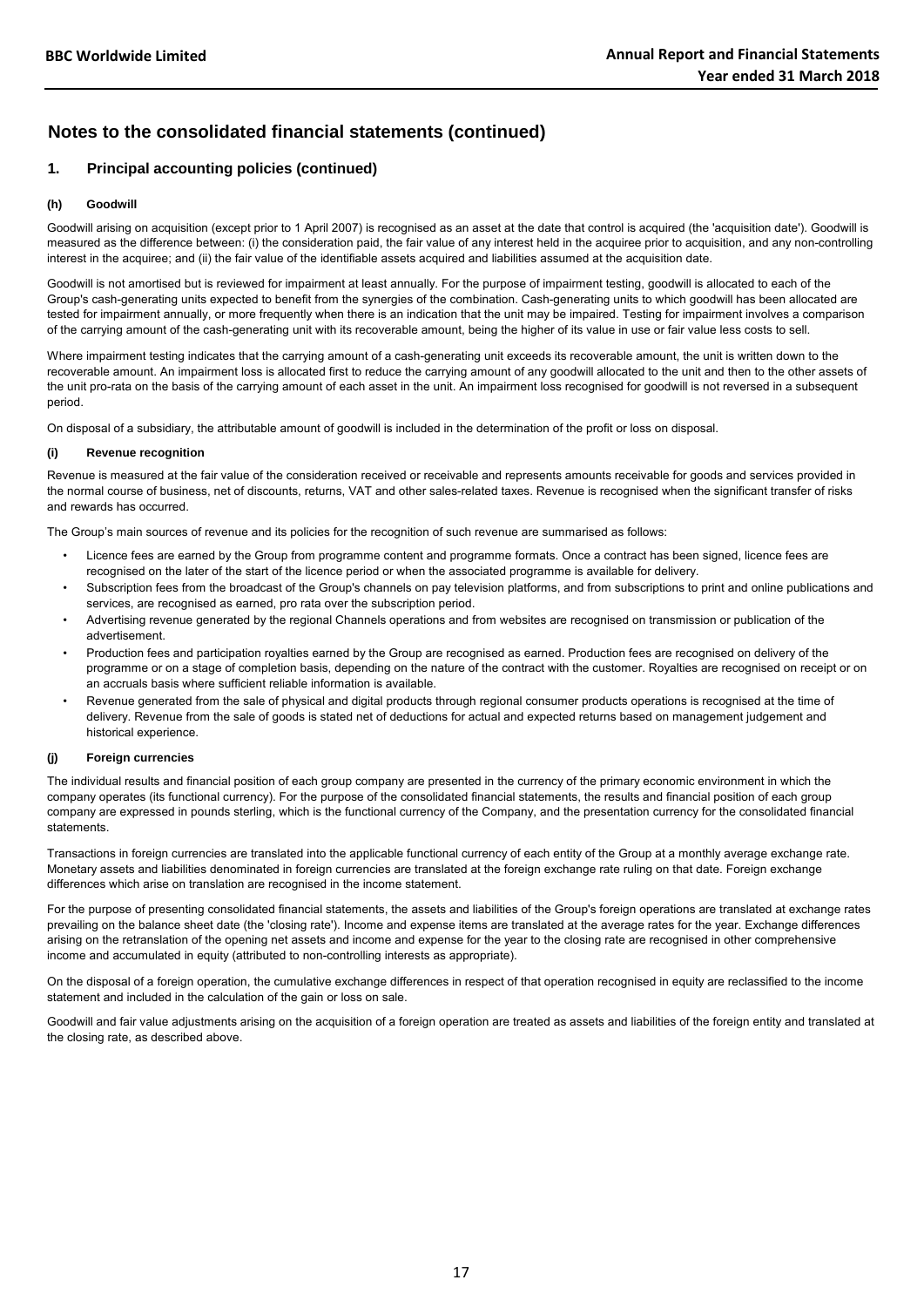# Notes to the consolidated financial statements (continued)

## 1. Principal accounting policies (continued)

### (h) Goodwill

Goodwill arising on acquisition (except prior to 1 April 2007) is recognised as an asset at the date that control is acquired (the 'acquisition date'). Goodwill is measured as the difference between: (i) the consideration paid, the fair value of any interest held in the acquiree prior to acquisition, and any non-controlling interest in the acquiree; and (ii) the fair value of the identifiable assets acquired and liabilities assumed at the acquisition date.

Goodwill is not amortised but is reviewed for impairment at least annually. For the purpose of impairment testing, goodwill is allocated to each of the Group's cash-generating units expected to benefit from the synergies of the combination. Cash-generating units to which goodwill has been allocated are tested for impairment annually, or more frequently when there is an indication that the unit may be impaired. Testing for impairment involves a comparison of the carrying amount of the cash-generating unit with its recoverable amount, being the higher of its value in use or fair value less costs to sell.

Where impairment testing indicates that the carrying amount of a cash-generating unit exceeds its recoverable amount, the unit is written down to the recoverable amount. An impairment loss is allocated first to reduce the carrying amount of any goodwill allocated to the unit and then to the other assets of the unit pro-rata on the basis of the carrying amount of each asset in the unit. An impairment loss recognised for goodwill is not reversed in a subsequent period.

On disposal of a subsidiary, the attributable amount of goodwill is included in the determination of the profit or loss on disposal.

### (i) Revenue recognition

Revenue is measured at the fair value of the consideration received or receivable and represents amounts receivable for goods and services provided in the normal course of business, net of discounts, returns, VAT and other sales-related taxes. Revenue is recognised when the significant transfer of risks and rewards has occurred.

The Group's main sources of revenue and its policies for the recognition of such revenue are summarised as follows:

- Licence fees are earned by the Group from programme content and programme formats. Once a contract has been signed, licence fees are recognised on the later of the start of the licence period or when the associated programme is available for delivery.
- Subscription fees from the broadcast of the Group's channels on pay television platforms, and from subscriptions to print and online publications and services, are recognised as earned, pro rata over the subscription period.
- Advertising revenue generated by the regional Channels operations and from websites are recognised on transmission or publication of the advertisement.
- Production fees and participation royalties earned by the Group are recognised as earned. Production fees are recognised on delivery of the programme or on a stage of completion basis, depending on the nature of the contract with the customer. Royalties are recognised on receipt or on an accruals basis where sufficient reliable information is available.
- Revenue generated from the sale of physical and digital products through regional consumer products operations is recognised at the time of delivery. Revenue from the sale of goods is stated net of deductions for actual and expected returns based on management judgement and historical experience.

### (j) Foreign currencies

The individual results and financial position of each group company are presented in the currency of the primary economic environment in which the company operates (its functional currency). For the purpose of the consolidated financial statements, the results and financial position of each group company are expressed in pounds sterling, which is the functional currency of the Company, and the presentation currency for the consolidated financial statements.

Transactions in foreign currencies are translated into the applicable functional currency of each entity of the Group at a monthly average exchange rate. Monetary assets and liabilities denominated in foreign currencies are translated at the foreign exchange rate ruling on that date. Foreign exchange differences which arise on translation are recognised in the income statement.

For the purpose of presenting consolidated financial statements, the assets and liabilities of the Group's foreign operations are translated at exchange rates prevailing on the balance sheet date (the 'closing rate'). Income and expense items are translated at the average rates for the year. Exchange differences arising on the retranslation of the opening net assets and income and expense for the year to the closing rate are recognised in other comprehensive income and accumulated in equity (attributed to non-controlling interests as appropriate).

On the disposal of a foreign operation, the cumulative exchange differences in respect of that operation recognised in equity are reclassified to the income statement and included in the calculation of the gain or loss on sale.

Goodwill and fair value adjustments arising on the acquisition of a foreign operation are treated as assets and liabilities of the foreign entity and translated at the closing rate, as described above.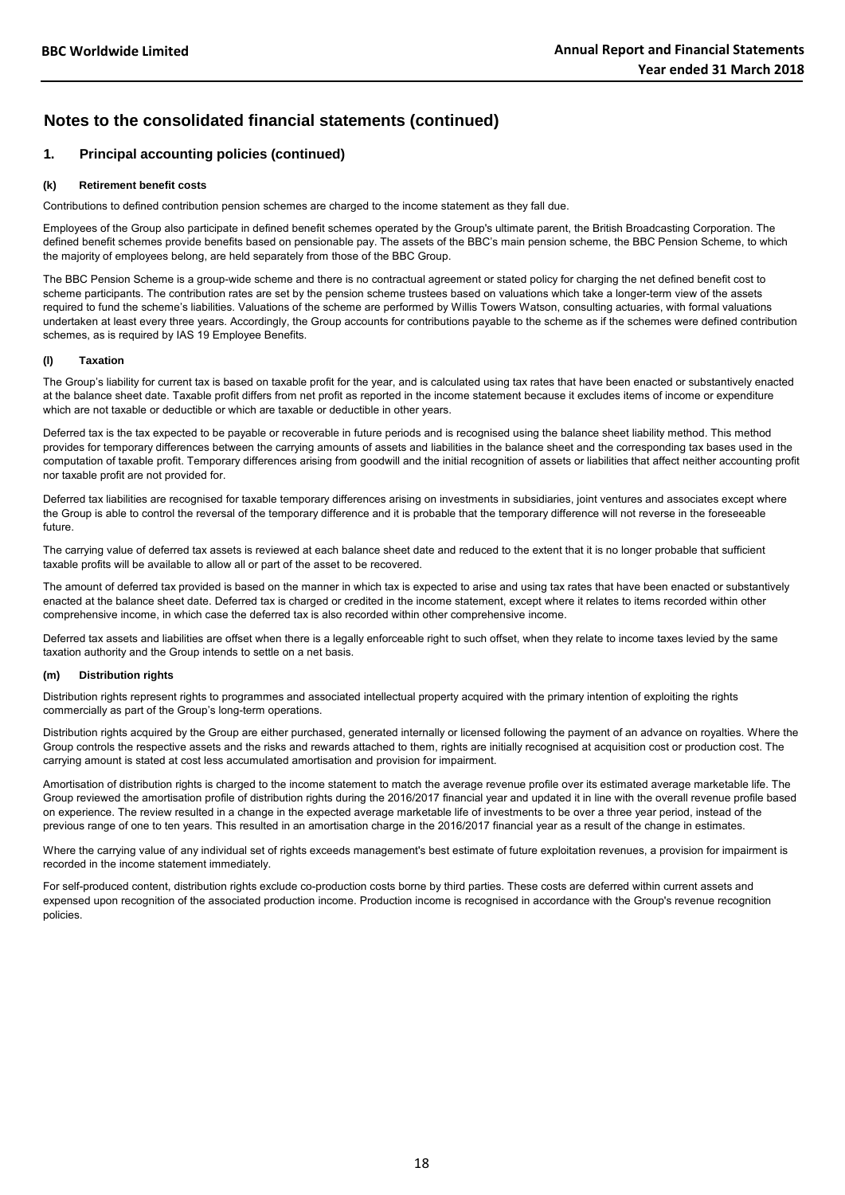## Notes to the consolidated financial statements (continued)

### 1. Principal accounting policies (continued)

#### (k) Retirement benefit costs

Contributions to defined contribution pension schemes are charged to the income statement as they fall due.

Employees of the Group also participate in defined benefit schemes operated by the Group's ultimate parent, the British Broadcasting Corporation. The defined benefit schemes provide benefits based on pensionable pay. The assets of the BBC's main pension scheme, the BBC Pension Scheme, to which the majority of employees belong, are held separately from those of the BBC Group.

The BBC Pension Scheme is a group-wide scheme and there is no contractual agreement or stated policy for charging the net defined benefit cost to scheme participants. The contribution rates are set by the pension scheme trustees based on valuations which take a longer-term view of the assets required to fund the scheme's liabilities. Valuations of the scheme are performed by Willis Towers Watson, consulting actuaries, with formal valuations undertaken at least every three years. Accordingly, the Group accounts for contributions payable to the scheme as if the schemes were defined contribution schemes, as is required by IAS 19 Employee Benefits.

#### (l) Taxation

The Group's liability for current tax is based on taxable profit for the year, and is calculated using tax rates that have been enacted or substantively enacted at the balance sheet date. Taxable profit differs from net profit as reported in the income statement because it excludes items of income or expenditure which are not taxable or deductible or which are taxable or deductible in other years.

Deferred tax is the tax expected to be payable or recoverable in future periods and is recognised using the balance sheet liability method. This method provides for temporary differences between the carrying amounts of assets and liabilities in the balance sheet and the corresponding tax bases used in the computation of taxable profit. Temporary differences arising from goodwill and the initial recognition of assets or liabilities that affect neither accounting profit nor taxable profit are not provided for.

Deferred tax liabilities are recognised for taxable temporary differences arising on investments in subsidiaries, joint ventures and associates except where the Group is able to control the reversal of the temporary difference and it is probable that the temporary difference will not reverse in the foreseeable future.

The carrying value of deferred tax assets is reviewed at each balance sheet date and reduced to the extent that it is no longer probable that sufficient taxable profits will be available to allow all or part of the asset to be recovered.

The amount of deferred tax provided is based on the manner in which tax is expected to arise and using tax rates that have been enacted or substantively enacted at the balance sheet date. Deferred tax is charged or credited in the income statement, except where it relates to items recorded within other comprehensive income, in which case the deferred tax is also recorded within other comprehensive income.

Deferred tax assets and liabilities are offset when there is a legally enforceable right to such offset, when they relate to income taxes levied by the same taxation authority and the Group intends to settle on a net basis.

#### (m) Distribution rights

Distribution rights represent rights to programmes and associated intellectual property acquired with the primary intention of exploiting the rights commercially as part of the Group's long-term operations.

Distribution rights acquired by the Group are either purchased, generated internally or licensed following the payment of an advance on royalties. Where the Group controls the respective assets and the risks and rewards attached to them, rights are initially recognised at acquisition cost or production cost. The carrying amount is stated at cost less accumulated amortisation and provision for impairment.

Amortisation of distribution rights is charged to the income statement to match the average revenue profile over its estimated average marketable life. The Group reviewed the amortisation profile of distribution rights during the 2016/2017 financial year and updated it in line with the overall revenue profile based on experience. The review resulted in a change in the expected average marketable life of investments to be over a three year period, instead of the previous range of one to ten years. This resulted in an amortisation charge in the 2016/2017 financial year as a result of the change in estimates.

Where the carrying value of any individual set of rights exceeds management's best estimate of future exploitation revenues, a provision for impairment is recorded in the income statement immediately.

For self-produced content, distribution rights exclude co-production costs borne by third parties. These costs are deferred within current assets and expensed upon recognition of the associated production income. Production income is recognised in accordance with the Group's revenue recognition policies.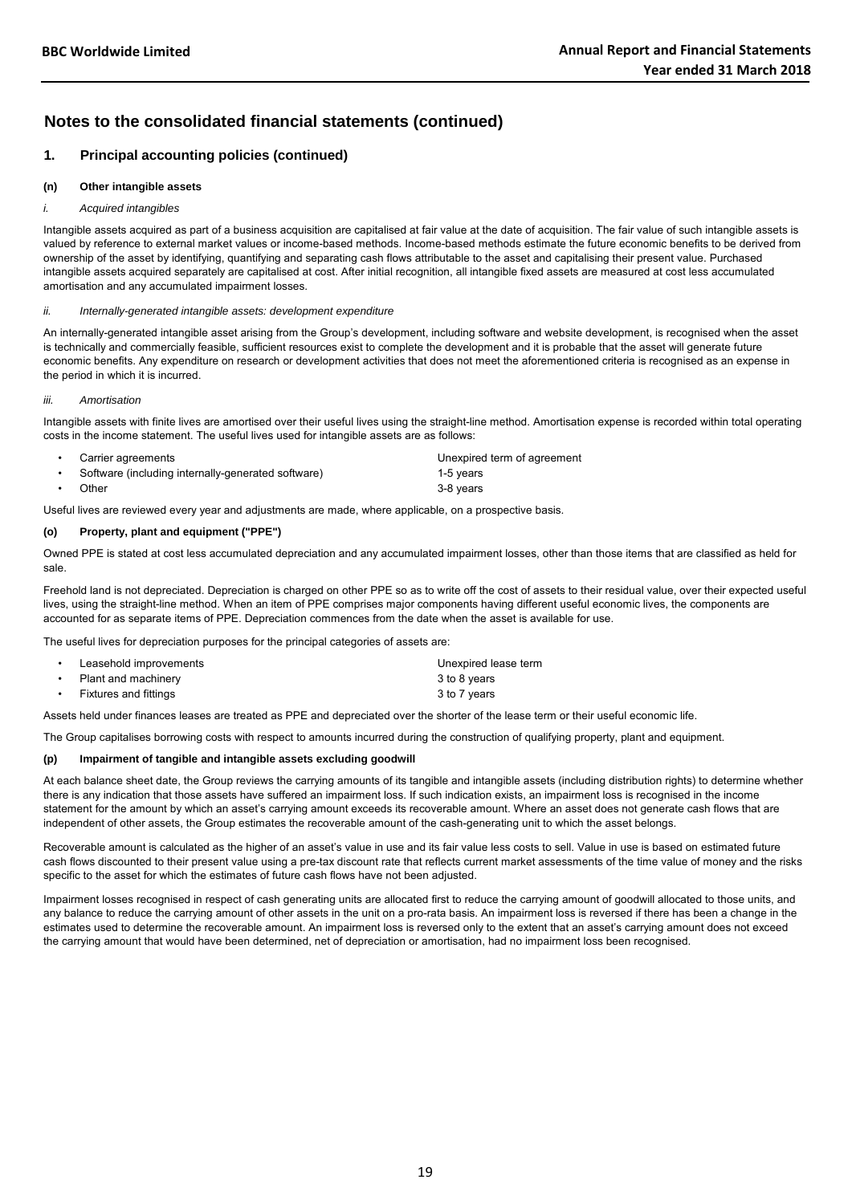# Notes to the consolidated financial statements (continued)

## 1. Principal accounting policies (continued)

### (n) Other intangible assets

*i. Acquired intangibles*

Intangible assets acquired as part of a business acquisition are capitalised at fair value at the date of acquisition. The fair value of such intangible assets is valued by reference to external market values or income-based methods. Income-based methods estimate the future economic benefits to be derived from ownership of the asset by identifying, quantifying and separating cash flows attributable to the asset and capitalising their present value. Purchased intangible assets acquired separately are capitalised at cost. After initial recognition, all intangible fixed assets are measured at cost less accumulated amortisation and any accumulated impairment losses.

*ii. Internally-generated intangible assets: development expenditure*

An internally-generated intangible asset arising from the Group's development, including software and website development, is recognised when the asset is technically and commercially feasible, sufficient resources exist to complete the development and it is probable that the asset will generate future economic benefits. Any expenditure on research or development activities that does not meet the aforementioned criteria is recognised as an expense in the period in which it is incurred.

*iii. Amortisation*

Intangible assets with finite lives are amortised over their useful lives using the straight-line method. Amortisation expense is recorded within total operating costs in the income statement. The useful lives used for intangible assets are as follows:

| | |
|---|---|
| • Carrier agreements | Unexpired term of agreement |
| • Software (including internally-generated software) | 1-5 years |
| • Other | 3-8 years |

Useful lives are reviewed every year and adjustments are made, where applicable, on a prospective basis.

### (o) Property, plant and equipment ("PPE")

Owned PPE is stated at cost less accumulated depreciation and any accumulated impairment losses, other than those items that are classified as held for sale.

Freehold land is not depreciated. Depreciation is charged on other PPE so as to write off the cost of assets to their residual value, over their expected useful lives, using the straight-line method. When an item of PPE comprises major components having different useful economic lives, the components are accounted for as separate items of PPE. Depreciation commences from the date when the asset is available for use.

The useful lives for depreciation purposes for the principal categories of assets are:

| | |
|---|---|
| • Leasehold improvements | Unexpired lease term |
| • Plant and machinery | 3 to 8 years |
| • Fixtures and fittings | 3 to 7 years |

Assets held under finances leases are treated as PPE and depreciated over the shorter of the lease term or their useful economic life.

The Group capitalises borrowing costs with respect to amounts incurred during the construction of qualifying property, plant and equipment.

### (p) Impairment of tangible and intangible assets excluding goodwill

At each balance sheet date, the Group reviews the carrying amounts of its tangible and intangible assets (including distribution rights) to determine whether there is any indication that those assets have suffered an impairment loss. If such indication exists, an impairment loss is recognised in the income statement for the amount by which an asset's carrying amount exceeds its recoverable amount. Where an asset does not generate cash flows that are independent of other assets, the Group estimates the recoverable amount of the cash-generating unit to which the asset belongs.

Recoverable amount is calculated as the higher of an asset's value in use and its fair value less costs to sell. Value in use is based on estimated future cash flows discounted to their present value using a pre-tax discount rate that reflects current market assessments of the time value of money and the risks specific to the asset for which the estimates of future cash flows have not been adjusted.

Impairment losses recognised in respect of cash generating units are allocated first to reduce the carrying amount of goodwill allocated to those units, and any balance to reduce the carrying amount of other assets in the unit on a pro-rata basis. An impairment loss is reversed if there has been a change in the estimates used to determine the recoverable amount. An impairment loss is reversed only to the extent that an asset's carrying amount does not exceed the carrying amount that would have been determined, net of depreciation or amortisation, had no impairment loss been recognised.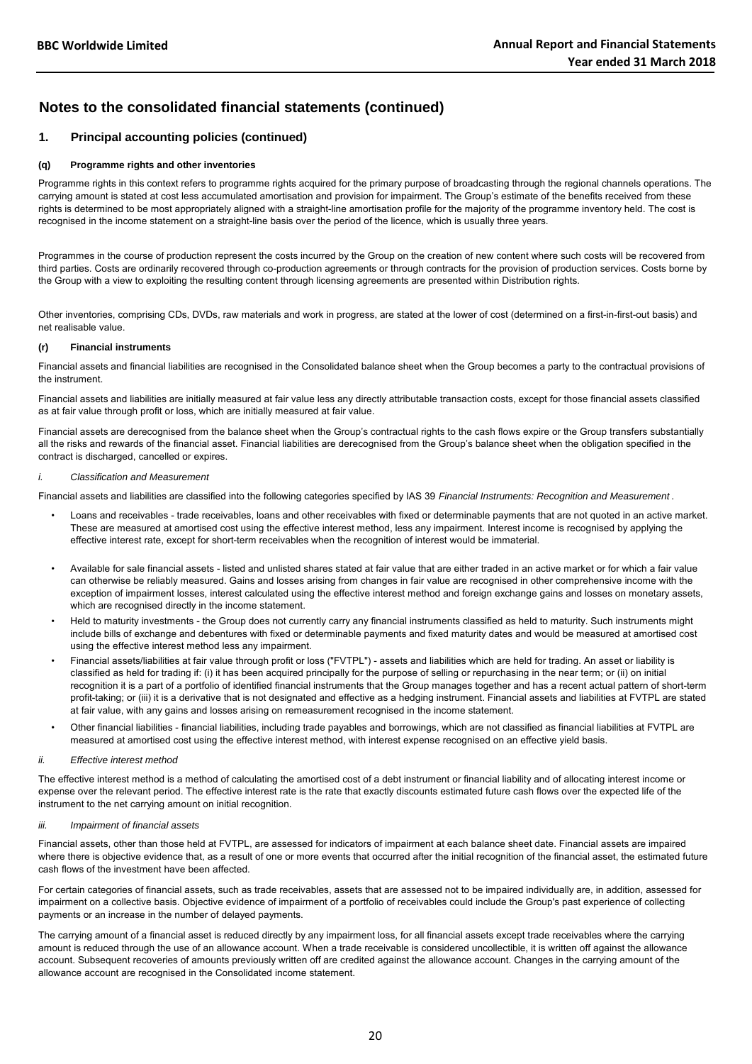## Notes to the consolidated financial statements (continued)

### 1. Principal accounting policies (continued)

#### (q) Programme rights and other inventories

Programme rights in this context refers to programme rights acquired for the primary purpose of broadcasting through the regional channels operations. The carrying amount is stated at cost less accumulated amortisation and provision for impairment. The Group's estimate of the benefits received from these rights is determined to be most appropriately aligned with a straight-line amortisation profile for the majority of the programme inventory held. The cost is recognised in the income statement on a straight-line basis over the period of the licence, which is usually three years.

Programmes in the course of production represent the costs incurred by the Group on the creation of new content where such costs will be recovered from third parties. Costs are ordinarily recovered through co-production agreements or through contracts for the provision of production services. Costs borne by the Group with a view to exploiting the resulting content through licensing agreements are presented within Distribution rights.

Other inventories, comprising CDs, DVDs, raw materials and work in progress, are stated at the lower of cost (determined on a first-in-first-out basis) and net realisable value.

#### (r) Financial instruments

Financial assets and financial liabilities are recognised in the Consolidated balance sheet when the Group becomes a party to the contractual provisions of the instrument.

Financial assets and liabilities are initially measured at fair value less any directly attributable transaction costs, except for those financial assets classified as at fair value through profit or loss, which are initially measured at fair value.

Financial assets are derecognised from the balance sheet when the Group's contractual rights to the cash flows expire or the Group transfers substantially all the risks and rewards of the financial asset. Financial liabilities are derecognised from the Group's balance sheet when the obligation specified in the contract is discharged, cancelled or expires.

*i. Classification and Measurement*

Financial assets and liabilities are classified into the following categories specified by IAS 39 *Financial Instruments: Recognition and Measurement* .

- Loans and receivables - trade receivables, loans and other receivables with fixed or determinable payments that are not quoted in an active market. These are measured at amortised cost using the effective interest method, less any impairment. Interest income is recognised by applying the effective interest rate, except for short-term receivables when the recognition of interest would be immaterial.
- Available for sale financial assets - listed and unlisted shares stated at fair value that are either traded in an active market or for which a fair value can otherwise be reliably measured. Gains and losses arising from changes in fair value are recognised in other comprehensive income with the exception of impairment losses, interest calculated using the effective interest method and foreign exchange gains and losses on monetary assets, which are recognised directly in the income statement.
- Held to maturity investments - the Group does not currently carry any financial instruments classified as held to maturity. Such instruments might include bills of exchange and debentures with fixed or determinable payments and fixed maturity dates and would be measured at amortised cost using the effective interest method less any impairment.
- Financial assets/liabilities at fair value through profit or loss ("FVTPL") - assets and liabilities which are held for trading. An asset or liability is classified as held for trading if: (i) it has been acquired principally for the purpose of selling or repurchasing in the near term; or (ii) on initial recognition it is a part of a portfolio of identified financial instruments that the Group manages together and has a recent actual pattern of short-term profit-taking; or (iii) it is a derivative that is not designated and effective as a hedging instrument. Financial assets and liabilities at FVTPL are stated at fair value, with any gains and losses arising on remeasurement recognised in the income statement.
- Other financial liabilities - financial liabilities, including trade payables and borrowings, which are not classified as financial liabilities at FVTPL are measured at amortised cost using the effective interest method, with interest expense recognised on an effective yield basis.

*ii. Effective interest method*

The effective interest method is a method of calculating the amortised cost of a debt instrument or financial liability and of allocating interest income or expense over the relevant period. The effective interest rate is the rate that exactly discounts estimated future cash flows over the expected life of the instrument to the net carrying amount on initial recognition.

*iii. Impairment of financial assets*

Financial assets, other than those held at FVTPL, are assessed for indicators of impairment at each balance sheet date. Financial assets are impaired where there is objective evidence that, as a result of one or more events that occurred after the initial recognition of the financial asset, the estimated future cash flows of the investment have been affected.

For certain categories of financial assets, such as trade receivables, assets that are assessed not to be impaired individually are, in addition, assessed for impairment on a collective basis. Objective evidence of impairment of a portfolio of receivables could include the Group's past experience of collecting payments or an increase in the number of delayed payments.

The carrying amount of a financial asset is reduced directly by any impairment loss, for all financial assets except trade receivables where the carrying amount is reduced through the use of an allowance account. When a trade receivable is considered uncollectible, it is written off against the allowance account. Subsequent recoveries of amounts previously written off are credited against the allowance account. Changes in the carrying amount of the allowance account are recognised in the Consolidated income statement.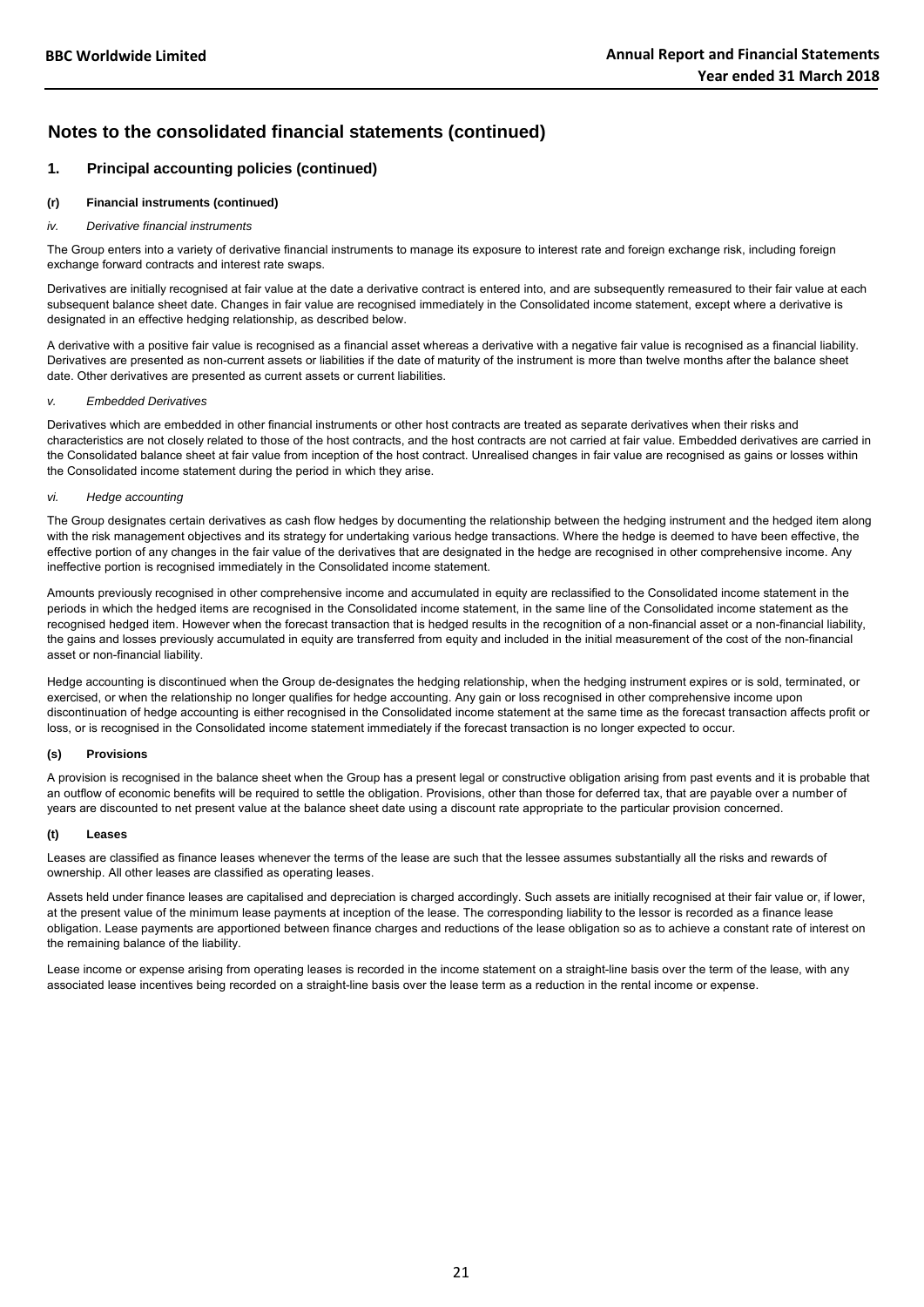## Notes to the consolidated financial statements (continued)

### 1. Principal accounting policies (continued)

#### (r) Financial instruments (continued)

*iv. Derivative financial instruments*

The Group enters into a variety of derivative financial instruments to manage its exposure to interest rate and foreign exchange risk, including foreign exchange forward contracts and interest rate swaps.

Derivatives are initially recognised at fair value at the date a derivative contract is entered into, and are subsequently remeasured to their fair value at each subsequent balance sheet date. Changes in fair value are recognised immediately in the Consolidated income statement, except where a derivative is designated in an effective hedging relationship, as described below.

A derivative with a positive fair value is recognised as a financial asset whereas a derivative with a negative fair value is recognised as a financial liability. Derivatives are presented as non-current assets or liabilities if the date of maturity of the instrument is more than twelve months after the balance sheet date. Other derivatives are presented as current assets or current liabilities.

*v. Embedded Derivatives*

Derivatives which are embedded in other financial instruments or other host contracts are treated as separate derivatives when their risks and characteristics are not closely related to those of the host contracts, and the host contracts are not carried at fair value. Embedded derivatives are carried in the Consolidated balance sheet at fair value from inception of the host contract. Unrealised changes in fair value are recognised as gains or losses within the Consolidated income statement during the period in which they arise.

*vi. Hedge accounting*

The Group designates certain derivatives as cash flow hedges by documenting the relationship between the hedging instrument and the hedged item along with the risk management objectives and its strategy for undertaking various hedge transactions. Where the hedge is deemed to have been effective, the effective portion of any changes in the fair value of the derivatives that are designated in the hedge are recognised in other comprehensive income. Any ineffective portion is recognised immediately in the Consolidated income statement.

Amounts previously recognised in other comprehensive income and accumulated in equity are reclassified to the Consolidated income statement in the periods in which the hedged items are recognised in the Consolidated income statement, in the same line of the Consolidated income statement as the recognised hedged item. However when the forecast transaction that is hedged results in the recognition of a non-financial asset or a non-financial liability, the gains and losses previously accumulated in equity are transferred from equity and included in the initial measurement of the cost of the non-financial asset or non-financial liability.

Hedge accounting is discontinued when the Group de-designates the hedging relationship, when the hedging instrument expires or is sold, terminated, or exercised, or when the relationship no longer qualifies for hedge accounting. Any gain or loss recognised in other comprehensive income upon discontinuation of hedge accounting is either recognised in the Consolidated income statement at the same time as the forecast transaction affects profit or loss, or is recognised in the Consolidated income statement immediately if the forecast transaction is no longer expected to occur.

#### (s) Provisions

A provision is recognised in the balance sheet when the Group has a present legal or constructive obligation arising from past events and it is probable that an outflow of economic benefits will be required to settle the obligation. Provisions, other than those for deferred tax, that are payable over a number of years are discounted to net present value at the balance sheet date using a discount rate appropriate to the particular provision concerned.

#### (t) Leases

Leases are classified as finance leases whenever the terms of the lease are such that the lessee assumes substantially all the risks and rewards of ownership. All other leases are classified as operating leases.

Assets held under finance leases are capitalised and depreciation is charged accordingly. Such assets are initially recognised at their fair value or, if lower, at the present value of the minimum lease payments at inception of the lease. The corresponding liability to the lessor is recorded as a finance lease obligation. Lease payments are apportioned between finance charges and reductions of the lease obligation so as to achieve a constant rate of interest on the remaining balance of the liability.

Lease income or expense arising from operating leases is recorded in the income statement on a straight-line basis over the term of the lease, with any associated lease incentives being recorded on a straight-line basis over the lease term as a reduction in the rental income or expense.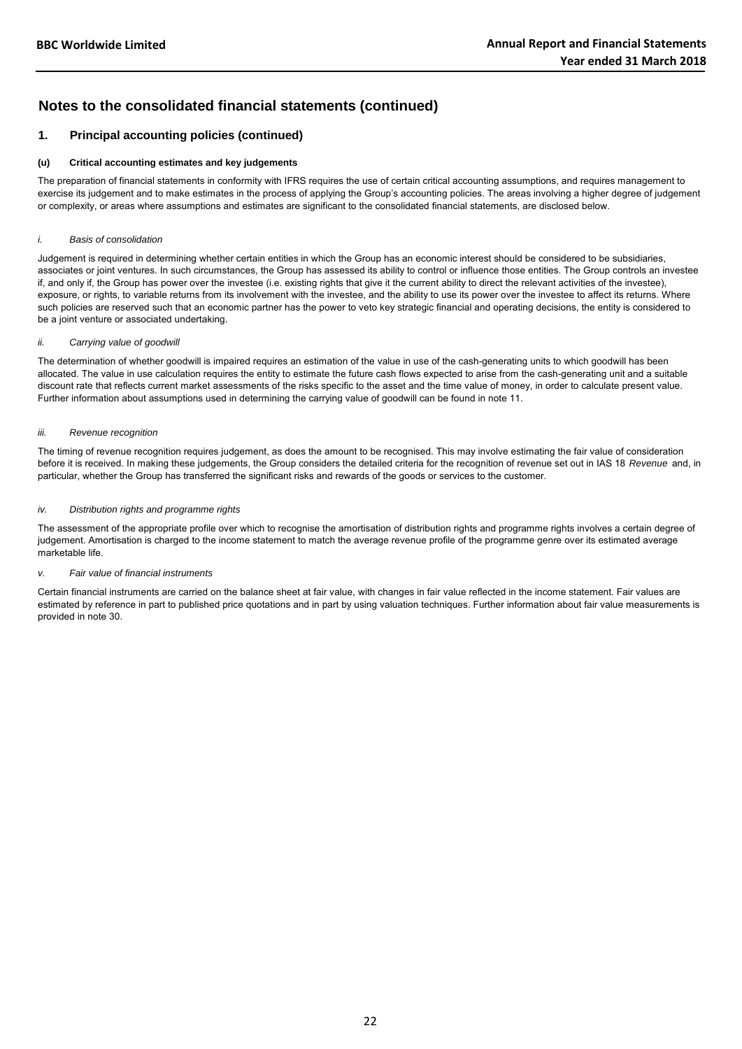# Notes to the consolidated financial statements (continued)

## 1. Principal accounting policies (continued)

### (u) Critical accounting estimates and key judgements

The preparation of financial statements in conformity with IFRS requires the use of certain critical accounting assumptions, and requires management to exercise its judgement and to make estimates in the process of applying the Group's accounting policies. The areas involving a higher degree of judgement or complexity, or areas where assumptions and estimates are significant to the consolidated financial statements, are disclosed below.

#### *i. Basis of consolidation*

Judgement is required in determining whether certain entities in which the Group has an economic interest should be considered to be subsidiaries, associates or joint ventures. In such circumstances, the Group has assessed its ability to control or influence those entities. The Group controls an investee if, and only if, the Group has power over the investee (i.e. existing rights that give it the current ability to direct the relevant activities of the investee), exposure, or rights, to variable returns from its involvement with the investee, and the ability to use its power over the investee to affect its returns. Where such policies are reserved such that an economic partner has the power to veto key strategic financial and operating decisions, the entity is considered to be a joint venture or associated undertaking.

#### *ii. Carrying value of goodwill*

The determination of whether goodwill is impaired requires an estimation of the value in use of the cash-generating units to which goodwill has been allocated. The value in use calculation requires the entity to estimate the future cash flows expected to arise from the cash-generating unit and a suitable discount rate that reflects current market assessments of the risks specific to the asset and the time value of money, in order to calculate present value. Further information about assumptions used in determining the carrying value of goodwill can be found in note 11.

#### *iii. Revenue recognition*

The timing of revenue recognition requires judgement, as does the amount to be recognised. This may involve estimating the fair value of consideration before it is received. In making these judgements, the Group considers the detailed criteria for the recognition of revenue set out in IAS 18 *Revenue* and, in particular, whether the Group has transferred the significant risks and rewards of the goods or services to the customer.

#### *iv. Distribution rights and programme rights*

The assessment of the appropriate profile over which to recognise the amortisation of distribution rights and programme rights involves a certain degree of judgement. Amortisation is charged to the income statement to match the average revenue profile of the programme genre over its estimated average marketable life.

#### *v. Fair value of financial instruments*

Certain financial instruments are carried on the balance sheet at fair value, with changes in fair value reflected in the income statement. Fair values are estimated by reference in part to published price quotations and in part by using valuation techniques. Further information about fair value measurements is provided in note 30.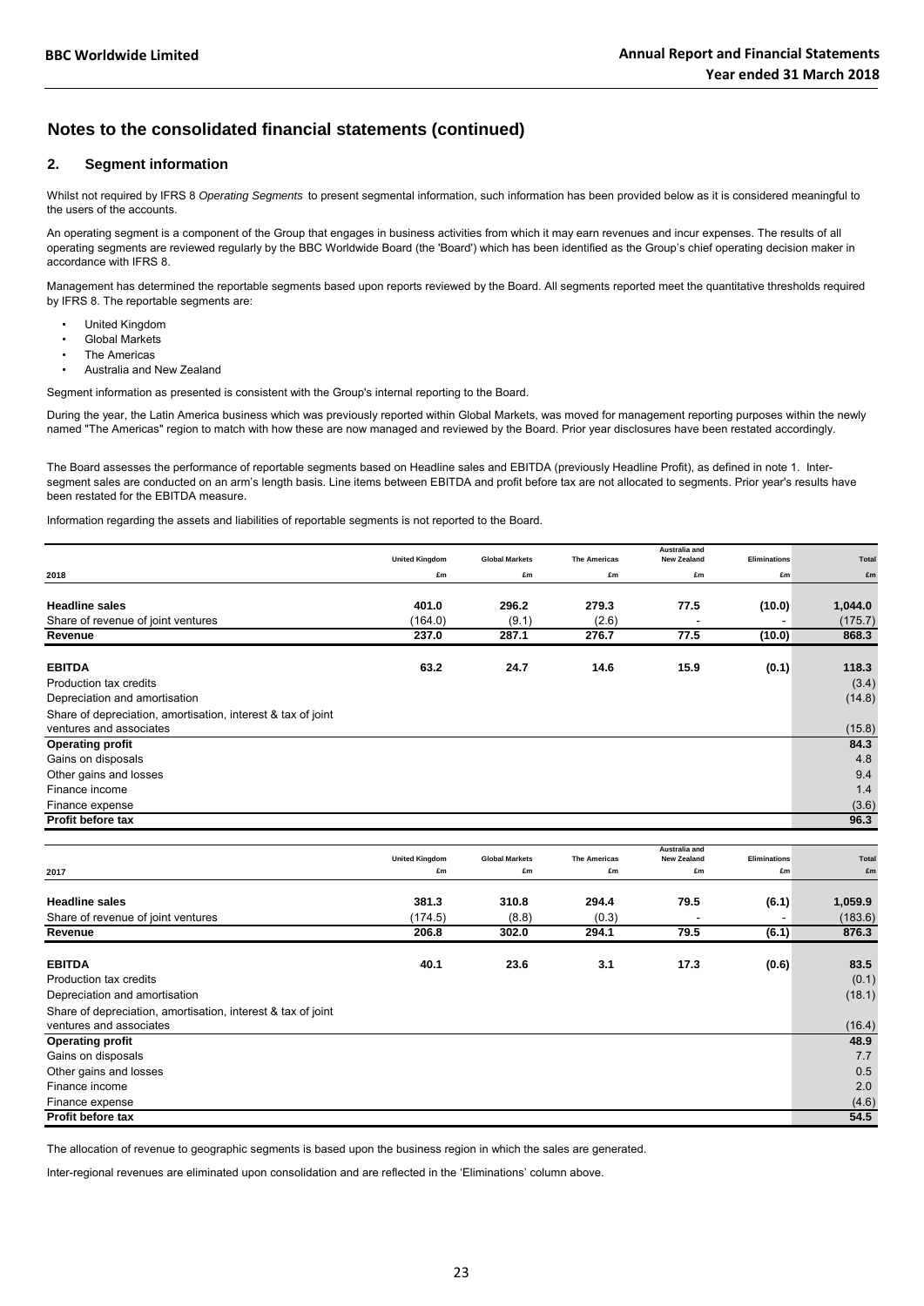# Notes to the consolidated financial statements (continued)

## 2. Segment information

Whilst not required by IFRS 8 *Operating Segments* to present segmental information, such information has been provided below as it is considered meaningful to the users of the accounts.

An operating segment is a component of the Group that engages in business activities from which it may earn revenues and incur expenses. The results of all operating segments are reviewed regularly by the BBC Worldwide Board (the 'Board') which has been identified as the Group's chief operating decision maker in accordance with IFRS 8.

Management has determined the reportable segments based upon reports reviewed by the Board. All segments reported meet the quantitative thresholds required by IFRS 8. The reportable segments are:

- United Kingdom
- Global Markets
- The Americas
- Australia and New Zealand

Segment information as presented is consistent with the Group's internal reporting to the Board.

During the year, the Latin America business which was previously reported within Global Markets, was moved for management reporting purposes within the newly named "The Americas" region to match with how these are now managed and reviewed by the Board. Prior year disclosures have been restated accordingly.

The Board assesses the performance of reportable segments based on Headline sales and EBITDA (previously Headline Profit), as defined in note 1. Inter-segment sales are conducted on an arm's length basis. Line items between EBITDA and profit before tax are not allocated to segments. Prior year's results have been restated for the EBITDA measure.

Information regarding the assets and liabilities of reportable segments is not reported to the Board.

| 2018 | United Kingdom £m | Global Markets £m | The Americas £m | Australia and New Zealand £m | Eliminations £m | Total £m |
|---|---|---|---|---|---|---|
| **Headline sales** | **401.0** | **296.2** | **279.3** | **77.5** | **(10.0)** | **1,044.0** |
| Share of revenue of joint ventures | (164.0) | (9.1) | (2.6) | - | - | (175.7) |
| **Revenue** | **237.0** | **287.1** | **276.7** | **77.5** | **(10.0)** | **868.3** |
| **EBITDA** | **63.2** | **24.7** | **14.6** | **15.9** | **(0.1)** | **118.3** |
| Production tax credits | | | | | | (3.4) |
| Depreciation and amortisation | | | | | | (14.8) |
| Share of depreciation, amortisation, interest & tax of joint ventures and associates | | | | | | (15.8) |
| **Operating profit** | | | | | | **84.3** |
| Gains on disposals | | | | | | 4.8 |
| Other gains and losses | | | | | | 9.4 |
| Finance income | | | | | | 1.4 |
| Finance expense | | | | | | (3.6) |
| **Profit before tax** | | | | | | **96.3** |

| 2017 | United Kingdom £m | Global Markets £m | The Americas £m | Australia and New Zealand £m | Eliminations £m | Total £m |
|---|---|---|---|---|---|---|
| **Headline sales** | **381.3** | **310.8** | **294.4** | **79.5** | **(6.1)** | **1,059.9** |
| Share of revenue of joint ventures | (174.5) | (8.8) | (0.3) | - | - | (183.6) |
| **Revenue** | **206.8** | **302.0** | **294.1** | **79.5** | **(6.1)** | **876.3** |
| **EBITDA** | **40.1** | **23.6** | **3.1** | **17.3** | **(0.6)** | **83.5** |
| Production tax credits | | | | | | (0.1) |
| Depreciation and amortisation | | | | | | (18.1) |
| Share of depreciation, amortisation, interest & tax of joint ventures and associates | | | | | | (16.4) |
| **Operating profit** | | | | | | **48.9** |
| Gains on disposals | | | | | | 7.7 |
| Other gains and losses | | | | | | 0.5 |
| Finance income | | | | | | 2.0 |
| Finance expense | | | | | | (4.6) |
| **Profit before tax** | | | | | | **54.5** |

The allocation of revenue to geographic segments is based upon the business region in which the sales are generated.

Inter-regional revenues are eliminated upon consolidation and are reflected in the 'Eliminations' column above.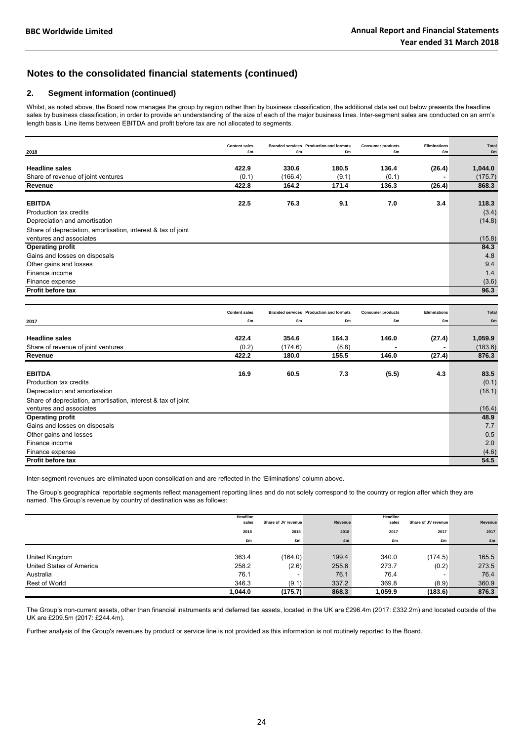## Notes to the consolidated financial statements (continued)

### 2. Segment information (continued)

Whilst, as noted above, the Board now manages the group by region rather than by business classification, the additional data set out below presents the headline sales by business classification, in order to provide an understanding of the size of each of the major business lines. Inter-segment sales are conducted on an arm's length basis. Line items between EBITDA and profit before tax are not allocated to segments.

| 2018 | Content sales £m | Branded services £m | Production and formats £m | Consumer products £m | Eliminations £m | Total £m |
|---|---|---|---|---|---|---|
| **Headline sales** | **422.9** | **330.6** | **180.5** | **136.4** | **(26.4)** | **1,044.0** |
| Share of revenue of joint ventures | (0.1) | (166.4) | (9.1) | (0.1) | - | (175.7) |
| **Revenue** | **422.8** | **164.2** | **171.4** | **136.3** | **(26.4)** | **868.3** |
| **EBITDA** | **22.5** | **76.3** | **9.1** | **7.0** | **3.4** | **118.3** |
| Production tax credits | | | | | | (3.4) |
| Depreciation and amortisation | | | | | | (14.8) |
| Share of depreciation, amortisation, interest & tax of joint ventures and associates | | | | | | (15.8) |
| **Operating profit** | | | | | | **84.3** |
| Gains and losses on disposals | | | | | | 4.8 |
| Other gains and losses | | | | | | 9.4 |
| Finance income | | | | | | 1.4 |
| Finance expense | | | | | | (3.6) |
| **Profit before tax** | | | | | | **96.3** |

| 2017 | Content sales £m | Branded services £m | Production and formats £m | Consumer products £m | Eliminations £m | Total £m |
|---|---|---|---|---|---|---|
| **Headline sales** | **422.4** | **354.6** | **164.3** | **146.0** | **(27.4)** | **1,059.9** |
| Share of revenue of joint ventures | (0.2) | (174.6) | (8.8) | - | - | (183.6) |
| **Revenue** | **422.2** | **180.0** | **155.5** | **146.0** | **(27.4)** | **876.3** |
| **EBITDA** | **16.9** | **60.5** | **7.3** | **(5.5)** | **4.3** | **83.5** |
| Production tax credits | | | | | | (0.1) |
| Depreciation and amortisation | | | | | | (18.1) |
| Share of depreciation, amortisation, interest & tax of joint ventures and associates | | | | | | (16.4) |
| **Operating profit** | | | | | | **48.9** |
| Gains and losses on disposals | | | | | | 7.7 |
| Other gains and losses | | | | | | 0.5 |
| Finance income | | | | | | 2.0 |
| Finance expense | | | | | | (4.6) |
| **Profit before tax** | | | | | | **54.5** |

Inter-segment revenues are eliminated upon consolidation and are reflected in the 'Eliminations' column above.

The Group's geographical reportable segments reflect management reporting lines and do not solely correspond to the country or region after which they are named. The Group's revenue by country of destination was as follows:

| | Headline sales 2018 £m | Share of JV revenue 2018 £m | Revenue 2018 £m | Headline sales 2017 £m | Share of JV revenue 2017 £m | Revenue 2017 £m |
|---|---|---|---|---|---|---|
| United Kingdom | 363.4 | (164.0) | 199.4 | 340.0 | (174.5) | 165.5 |
| United States of America | 258.2 | (2.6) | 255.6 | 273.7 | (0.2) | 273.5 |
| Australia | 76.1 | - | 76.1 | 76.4 | - | 76.4 |
| Rest of World | 346.3 | (9.1) | 337.2 | 369.8 | (8.9) | 360.9 |
| | **1,044.0** | **(175.7)** | **868.3** | **1,059.9** | **(183.6)** | **876.3** |

The Group's non-current assets, other than financial instruments and deferred tax assets, located in the UK are £296.4m (2017: £332.2m) and located outside of the UK are £209.5m (2017: £244.4m).

Further analysis of the Group's revenues by product or service line is not provided as this information is not routinely reported to the Board.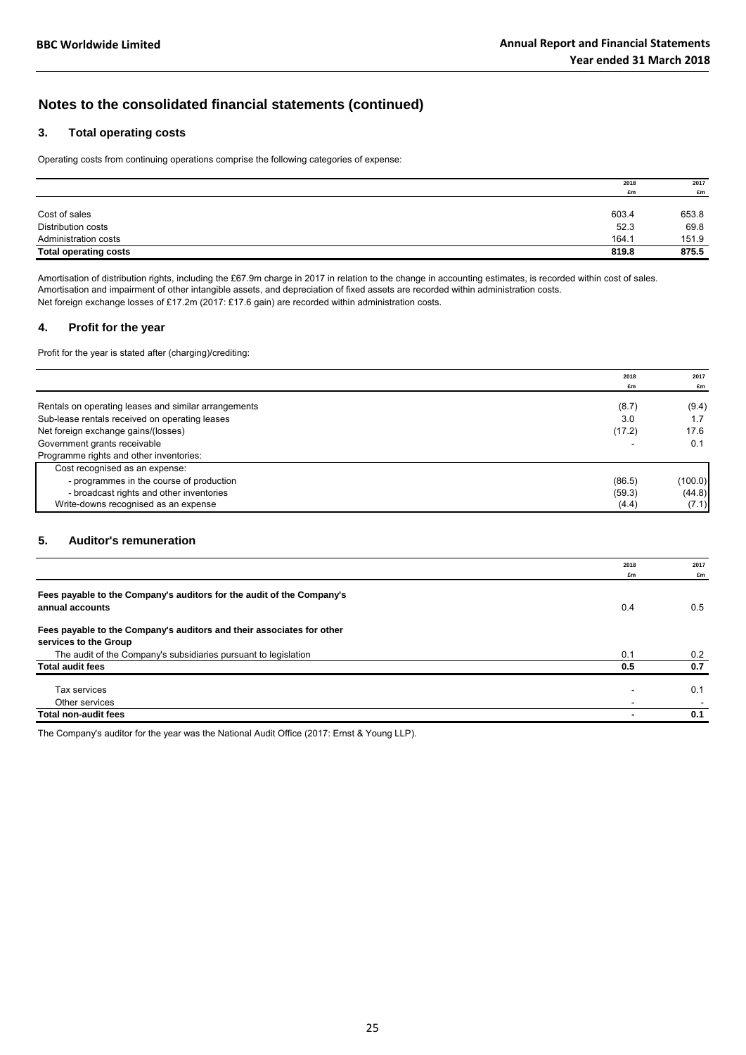# Notes to the consolidated financial statements (continued)

## 3. Total operating costs

Operating costs from continuing operations comprise the following categories of expense:

| | 2018 £m | 2017 £m |
|---|---|---|
| Cost of sales | 603.4 | 653.8 |
| Distribution costs | 52.3 | 69.8 |
| Administration costs | 164.1 | 151.9 |
| **Total operating costs** | **819.8** | **875.5** |

Amortisation of distribution rights, including the £67.9m charge in 2017 in relation to the change in accounting estimates, is recorded within cost of sales.
Amortisation and impairment of other intangible assets, and depreciation of fixed assets are recorded within administration costs.
Net foreign exchange losses of £17.2m (2017: £17.6 gain) are recorded within administration costs.

## 4. Profit for the year

Profit for the year is stated after (charging)/crediting:

| | 2018 £m | 2017 £m |
|---|---|---|
| Rentals on operating leases and similar arrangements | (8.7) | (9.4) |
| Sub-lease rentals received on operating leases | 3.0 | 1.7 |
| Net foreign exchange gains/(losses) | (17.2) | 17.6 |
| Government grants receivable | - | 0.1 |
| Programme rights and other inventories: | | |
| Cost recognised as an expense: | | |
| - programmes in the course of production | (86.5) | (100.0) |
| - broadcast rights and other inventories | (59.3) | (44.8) |
| Write-downs recognised as an expense | (4.4) | (7.1) |

## 5. Auditor's remuneration

| | 2018 £m | 2017 £m |
|---|---|---|
| **Fees payable to the Company's auditors for the audit of the Company's annual accounts** | 0.4 | 0.5 |
| **Fees payable to the Company's auditors and their associates for other services to the Group** | | |
| The audit of the Company's subsidiaries pursuant to legislation | 0.1 | 0.2 |
| **Total audit fees** | **0.5** | **0.7** |
| Tax services | - | 0.1 |
| Other services | - | - |
| **Total non-audit fees** | **-** | **0.1** |

The Company's auditor for the year was the National Audit Office (2017: Ernst & Young LLP).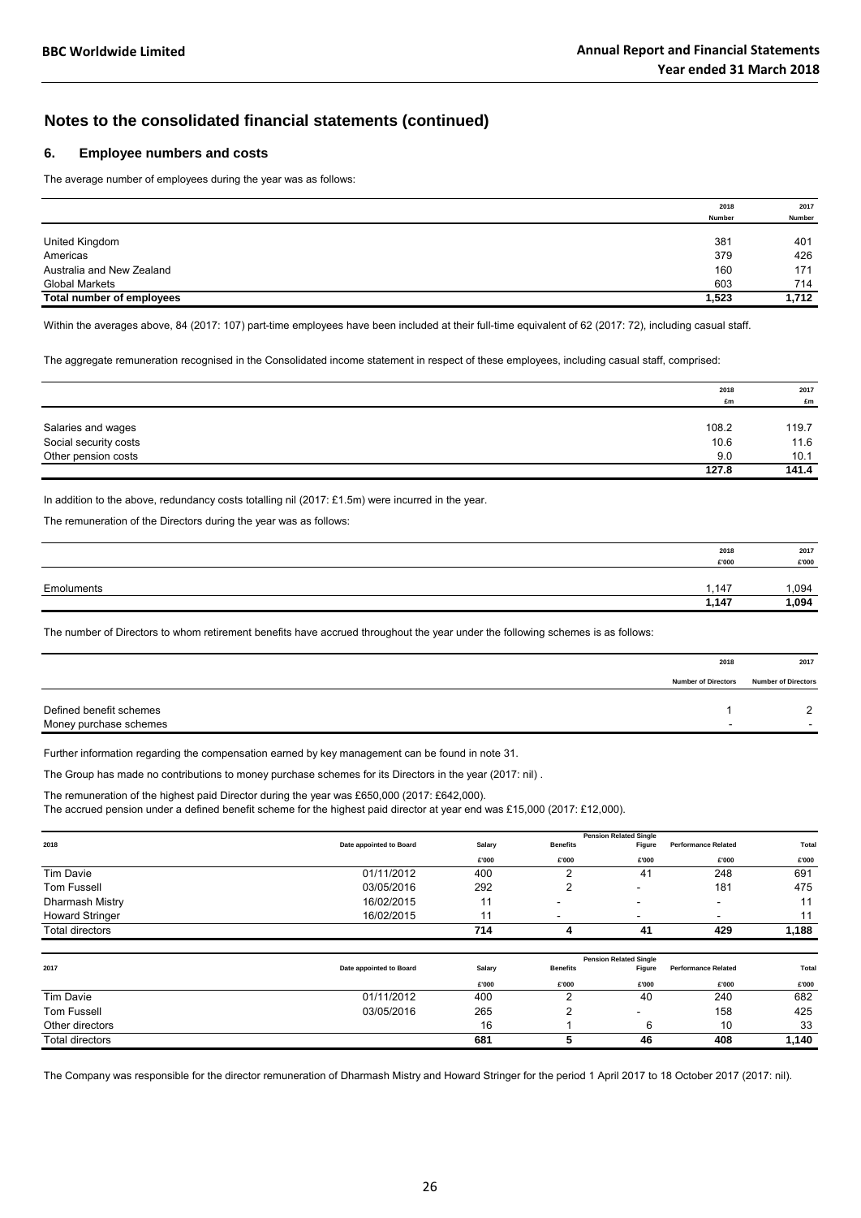## Notes to the consolidated financial statements (continued)

### 6. Employee numbers and costs

The average number of employees during the year was as follows:

| | 2018 Number | 2017 Number |
|---|---|---|
| United Kingdom | 381 | 401 |
| Americas | 379 | 426 |
| Australia and New Zealand | 160 | 171 |
| Global Markets | 603 | 714 |
| **Total number of employees** | **1,523** | **1,712** |

Within the averages above, 84 (2017: 107) part-time employees have been included at their full-time equivalent of 62 (2017: 72), including casual staff.

The aggregate remuneration recognised in the Consolidated income statement in respect of these employees, including casual staff, comprised:

| | 2018 £m | 2017 £m |
|---|---|---|
| Salaries and wages | 108.2 | 119.7 |
| Social security costs | 10.6 | 11.6 |
| Other pension costs | 9.0 | 10.1 |
| | **127.8** | **141.4** |

In addition to the above, redundancy costs totalling nil (2017: £1.5m) were incurred in the year.

The remuneration of the Directors during the year was as follows:

| | 2018 £'000 | 2017 £'000 |
|---|---|---|
| Emoluments | 1,147 | 1,094 |
| | **1,147** | **1,094** |

The number of Directors to whom retirement benefits have accrued throughout the year under the following schemes is as follows:

| | 2018 Number of Directors | 2017 Number of Directors |
|---|---|---|
| Defined benefit schemes | 1 | 2 |
| Money purchase schemes | - | - |

Further information regarding the compensation earned by key management can be found in note 31.

The Group has made no contributions to money purchase schemes for its Directors in the year (2017: nil) .

The remuneration of the highest paid Director during the year was £650,000 (2017: £642,000).
The accrued pension under a defined benefit scheme for the highest paid director at year end was £15,000 (2017: £12,000).

| 2018 | Date appointed to Board | Salary | Benefits | Pension Related Single Figure | Performance Related | Total |
|---|---|---|---|---|---|---|
| | | £'000 | £'000 | £'000 | £'000 | £'000 |
| Tim Davie | 01/11/2012 | 400 | 2 | 41 | 248 | 691 |
| Tom Fussell | 03/05/2016 | 292 | 2 | - | 181 | 475 |
| Dharmash Mistry | 16/02/2015 | 11 | - | - | - | 11 |
| Howard Stringer | 16/02/2015 | 11 | - | - | - | 11 |
| Total directors | | **714** | **4** | **41** | **429** | **1,188** |

| 2017 | Date appointed to Board | Salary | Benefits | Pension Related Single Figure | Performance Related | Total |
|---|---|---|---|---|---|---|
| | | £'000 | £'000 | £'000 | £'000 | £'000 |
| Tim Davie | 01/11/2012 | 400 | 2 | 40 | 240 | 682 |
| Tom Fussell | 03/05/2016 | 265 | 2 | - | 158 | 425 |
| Other directors | | 16 | 1 | 6 | 10 | 33 |
| Total directors | | **681** | **5** | **46** | **408** | **1,140** |

The Company was responsible for the director remuneration of Dharmash Mistry and Howard Stringer for the period 1 April 2017 to 18 October 2017 (2017: nil).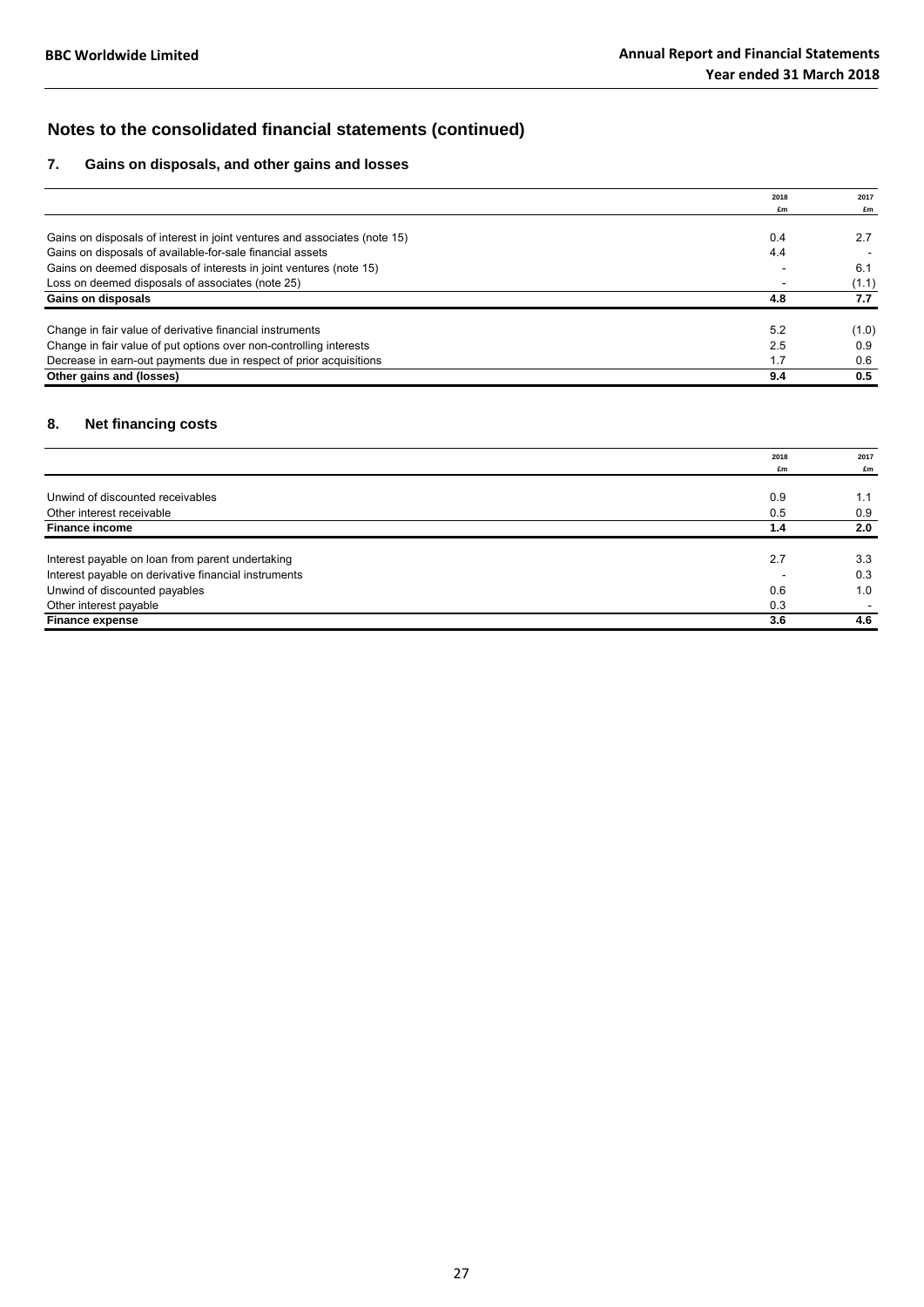## Notes to the consolidated financial statements (continued)

### 7. Gains on disposals, and other gains and losses

| | 2018 £m | 2017 £m |
|---|---|---|
| Gains on disposals of interest in joint ventures and associates (note 15) | 0.4 | 2.7 |
| Gains on disposals of available-for-sale financial assets | 4.4 | - |
| Gains on deemed disposals of interests in joint ventures (note 15) | - | 6.1 |
| Loss on deemed disposals of associates (note 25) | - | (1.1) |
| **Gains on disposals** | **4.8** | **7.7** |
| Change in fair value of derivative financial instruments | 5.2 | (1.0) |
| Change in fair value of put options over non-controlling interests | 2.5 | 0.9 |
| Decrease in earn-out payments due in respect of prior acquisitions | 1.7 | 0.6 |
| **Other gains and (losses)** | **9.4** | **0.5** |

### 8. Net financing costs

| | 2018 £m | 2017 £m |
|---|---|---|
| Unwind of discounted receivables | 0.9 | 1.1 |
| Other interest receivable | 0.5 | 0.9 |
| **Finance income** | **1.4** | **2.0** |
| Interest payable on loan from parent undertaking | 2.7 | 3.3 |
| Interest payable on derivative financial instruments | - | 0.3 |
| Unwind of discounted payables | 0.6 | 1.0 |
| Other interest payable | 0.3 | - |
| **Finance expense** | **3.6** | **4.6** |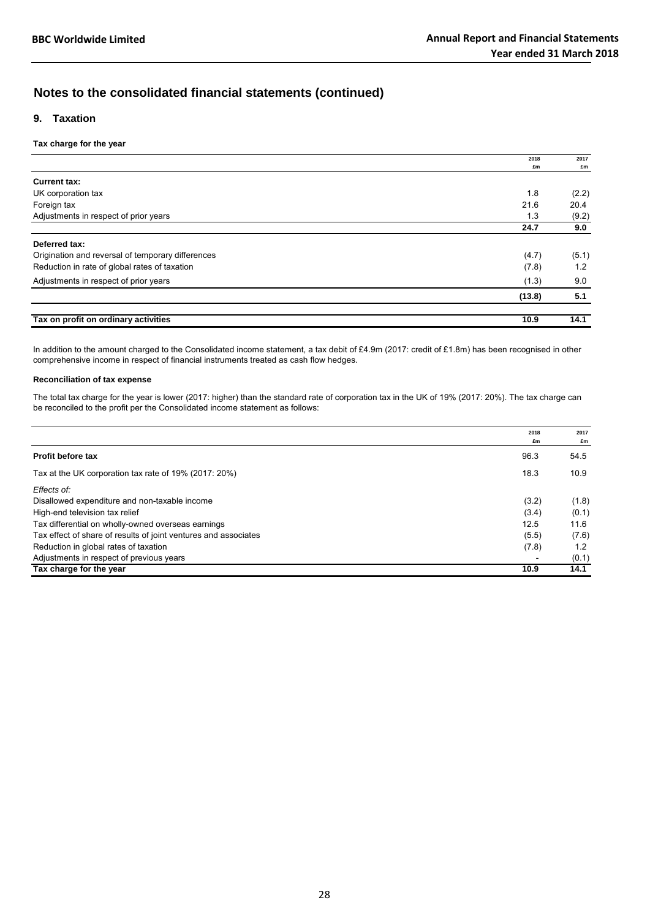## Notes to the consolidated financial statements (continued)

### 9. Taxation

**Tax charge for the year**

| | 2018 £m | 2017 £m |
|---|---|---|
| **Current tax:** | | |
| UK corporation tax | 1.8 | (2.2) |
| Foreign tax | 21.6 | 20.4 |
| Adjustments in respect of prior years | 1.3 | (9.2) |
| | **24.7** | **9.0** |
| **Deferred tax:** | | |
| Origination and reversal of temporary differences | (4.7) | (5.1) |
| Reduction in rate of global rates of taxation | (7.8) | 1.2 |
| Adjustments in respect of prior years | (1.3) | 9.0 |
| | **(13.8)** | **5.1** |
| **Tax on profit on ordinary activities** | **10.9** | **14.1** |

In addition to the amount charged to the Consolidated income statement, a tax debit of £4.9m (2017: credit of £1.8m) has been recognised in other comprehensive income in respect of financial instruments treated as cash flow hedges.

**Reconciliation of tax expense**

The total tax charge for the year is lower (2017: higher) than the standard rate of corporation tax in the UK of 19% (2017: 20%). The tax charge can be reconciled to the profit per the Consolidated income statement as follows:

| | 2018 £m | 2017 £m |
|---|---|---|
| **Profit before tax** | 96.3 | 54.5 |
| Tax at the UK corporation tax rate of 19% (2017: 20%) | 18.3 | 10.9 |
| *Effects of:* | | |
| Disallowed expenditure and non-taxable income | (3.2) | (1.8) |
| High-end television tax relief | (3.4) | (0.1) |
| Tax differential on wholly-owned overseas earnings | 12.5 | 11.6 |
| Tax effect of share of results of joint ventures and associates | (5.5) | (7.6) |
| Reduction in rate of global rates of taxation | (7.8) | 1.2 |
| Adjustments in respect of previous years | - | (0.1) |
| **Tax charge for the year** | **10.9** | **14.1** |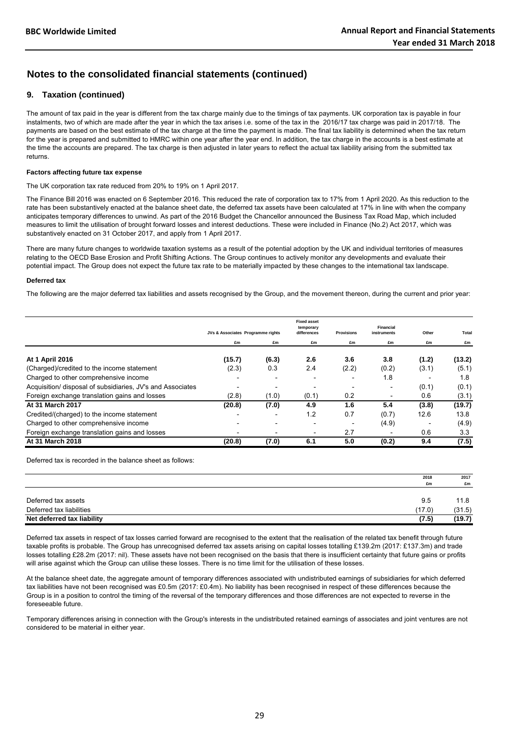# Notes to the consolidated financial statements (continued)

## 9. Taxation (continued)

The amount of tax paid in the year is different from the tax charge mainly due to the timings of tax payments. UK corporation tax is payable in four instalments, two of which are made after the year in which the tax arises i.e. some of the tax in the 2016/17 tax charge was paid in 2017/18. The payments are based on the best estimate of the tax charge at the time the payment is made. The final tax liability is determined when the tax return for the year is prepared and submitted to HMRC within one year after the year end. In addition, the tax charge in the accounts is a best estimate at the time the accounts are prepared. The tax charge is then adjusted in later years to reflect the actual tax liability arising from the submitted tax returns.

**Factors affecting future tax expense**

The UK corporation tax rate reduced from 20% to 19% on 1 April 2017.

The Finance Bill 2016 was enacted on 6 September 2016. This reduced the rate of corporation tax to 17% from 1 April 2020. As this reduction to the rate has been substantively enacted at the balance sheet date, the deferred tax assets have been calculated at 17% in line with when the company anticipates temporary differences to unwind. As part of the 2016 Budget the Chancellor announced the Business Tax Road Map, which included measures to limit the utilisation of brought forward losses and interest deductions. These were included in Finance (No.2) Act 2017, which was substantively enacted on 31 October 2017, and apply from 1 April 2017.

There are many future changes to worldwide taxation systems as a result of the potential adoption by the UK and individual territories of measures relating to the OECD Base Erosion and Profit Shifting Actions. The Group continues to actively monitor any developments and evaluate their potential impact. The Group does not expect the future tax rate to be materially impacted by these changes to the international tax landscape.

**Deferred tax**

The following are the major deferred tax liabilities and assets recognised by the Group, and the movement thereon, during the current and prior year:

| | JVs & Associates | Programme rights | Fixed asset temporary differences | Provisions | Financial instruments | Other | Total |
|---|---|---|---|---|---|---|---|
| | £m | £m | £m | £m | £m | £m | £m |
| **At 1 April 2016** | **(15.7)** | **(6.3)** | **2.6** | **3.6** | **3.8** | **(1.2)** | **(13.2)** |
| (Charged)/credited to the income statement | (2.3) | 0.3 | 2.4 | (2.2) | (0.2) | (3.1) | (5.1) |
| Charged to other comprehensive income | - | - | - | - | 1.8 | - | 1.8 |
| Acquisition/ disposal of subsidiaries, JV's and Associates | - | - | - | - | - | (0.1) | (0.1) |
| Foreign exchange translation gains and losses | (2.8) | (1.0) | (0.1) | 0.2 | - | 0.6 | (3.1) |
| **At 31 March 2017** | **(20.8)** | **(7.0)** | **4.9** | **1.6** | **5.4** | **(3.8)** | **(19.7)** |
| Credited/(charged) to the income statement | - | - | 1.2 | 0.7 | (0.7) | 12.6 | 13.8 |
| Charged to other comprehensive income | - | - | - | - | (4.9) | - | (4.9) |
| Foreign exchange translation gains and losses | - | - | - | 2.7 | - | 0.6 | 3.3 |
| **At 31 March 2018** | **(20.8)** | **(7.0)** | **6.1** | **5.0** | **(0.2)** | **9.4** | **(7.5)** |

Deferred tax is recorded in the balance sheet as follows:

| | 2018 | 2017 |
|---|---|---|
| | £m | £m |
| Deferred tax assets | 9.5 | 11.8 |
| Deferred tax liabilities | (17.0) | (31.5) |
| **Net deferred tax liability** | **(7.5)** | **(19.7)** |

Deferred tax assets in respect of tax losses carried forward are recognised to the extent that the realisation of the related tax benefit through future taxable profits is probable. The Group has unrecognised deferred tax assets arising on capital losses totalling £139.2m (2017: £137.3m) and trade losses totalling £28.2m (2017: nil). These assets have not been recognised on the basis that there is insufficient certainty that future gains or profits will arise against which the Group can utilise these losses. There is no time limit for the utilisation of these losses.

At the balance sheet date, the aggregate amount of temporary differences associated with undistributed earnings of subsidiaries for which deferred tax liabilities have not been recognised was £0.5m (2017: £0.4m). No liability has been recognised in respect of these differences because the Group is in a position to control the timing of the reversal of the temporary differences and those differences are not expected to reverse in the foreseeable future.

Temporary differences arising in connection with the Group's interests in the undistributed retained earnings of associates and joint ventures are not considered to be material in either year.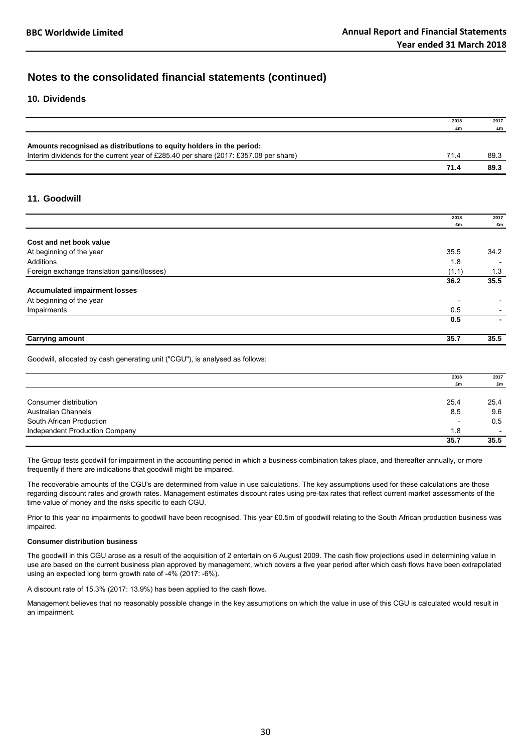# Notes to the consolidated financial statements (continued)

## 10. Dividends

| | 2018<br>£m | 2017<br>£m |
|---|---|---|
| **Amounts recognised as distributions to equity holders in the period:** | | |
| Interim dividends for the current year of £285.40 per share (2017: £357.08 per share) | 71.4 | 89.3 |
| | **71.4** | **89.3** |

## 11. Goodwill

| | 2018<br>£m | 2017<br>£m |
|---|---|---|
| **Cost and net book value** | | |
| At beginning of the year | 35.5 | 34.2 |
| Additions | 1.8 | - |
| Foreign exchange translation gains/(losses) | (1.1) | 1.3 |
| | **36.2** | **35.5** |
| **Accumulated impairment losses** | | |
| At beginning of the year | - | - |
| Impairments | 0.5 | - |
| | **0.5** | **-** |
| **Carrying amount** | **35.7** | **35.5** |

Goodwill, allocated by cash generating unit ("CGU"), is analysed as follows:

| | 2018<br>£m | 2017<br>£m |
|---|---|---|
| Consumer distribution | 25.4 | 25.4 |
| Australian Channels | 8.5 | 9.6 |
| South African Production | - | 0.5 |
| Independent Production Company | 1.8 | - |
| | **35.7** | **35.5** |

The Group tests goodwill for impairment in the accounting period in which a business combination takes place, and thereafter annually, or more frequently if there are indications that goodwill might be impaired.

The recoverable amounts of the CGU's are determined from value in use calculations. The key assumptions used for these calculations are those regarding discount rates and growth rates. Management estimates discount rates using pre-tax rates that reflect current market assessments of the time value of money and the risks specific to each CGU.

Prior to this year no impairments to goodwill have been recognised. This year £0.5m of goodwill relating to the South African production business was impaired.

**Consumer distribution business**

The goodwill in this CGU arose as a result of the acquisition of 2 entertain on 6 August 2009. The cash flow projections used in determining value in use are based on the current business plan approved by management, which covers a five year period after which cash flows have been extrapolated using an expected long term growth rate of -4% (2017: -6%).

A discount rate of 15.3% (2017: 13.9%) has been applied to the cash flows.

Management believes that no reasonably possible change in the key assumptions on which the value in use of this CGU is calculated would result in an impairment.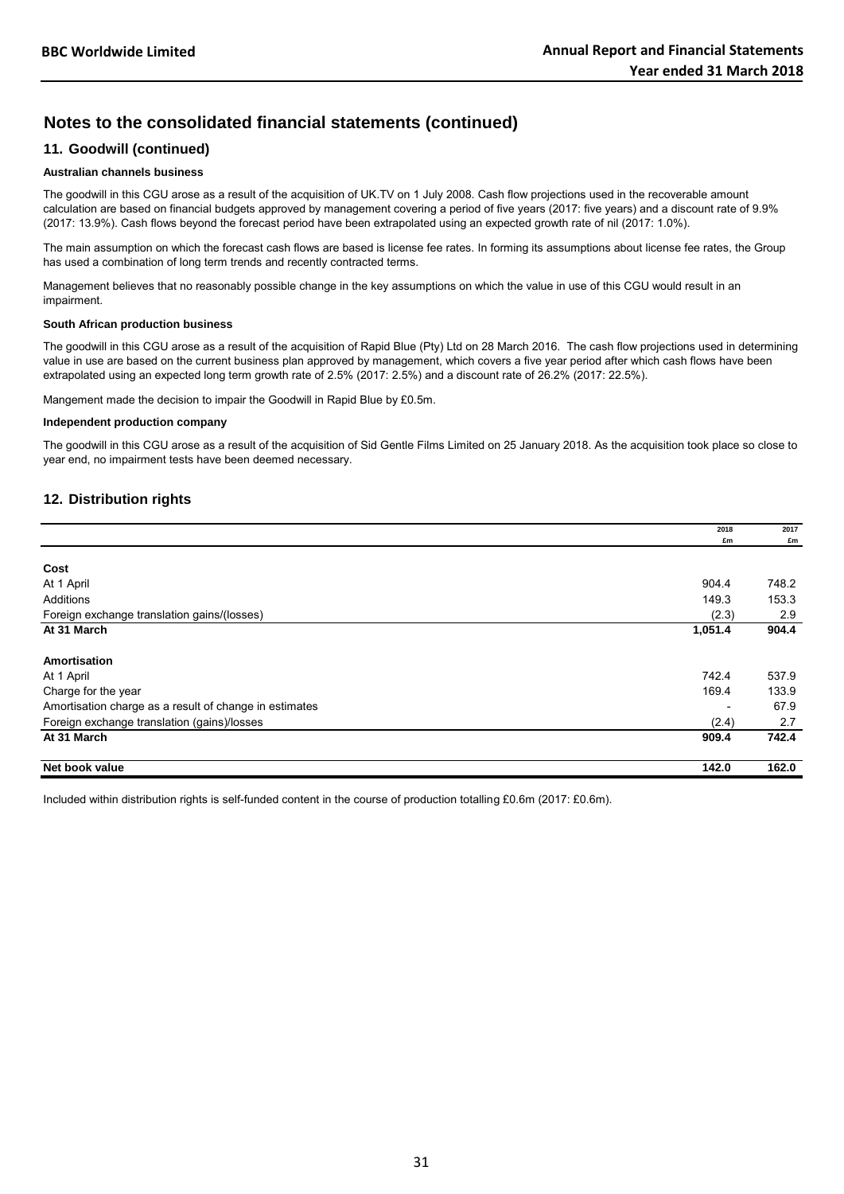## Notes to the consolidated financial statements (continued)

### 11. Goodwill (continued)

#### Australian channels business

The goodwill in this CGU arose as a result of the acquisition of UK.TV on 1 July 2008. Cash flow projections used in the recoverable amount calculation are based on financial budgets approved by management covering a period of five years (2017: five years) and a discount rate of 9.9% (2017: 13.9%). Cash flows beyond the forecast period have been extrapolated using an expected growth rate of nil (2017: 1.0%).

The main assumption on which the forecast cash flows are based is license fee rates. In forming its assumptions about license fee rates, the Group has used a combination of long term trends and recently contracted terms.

Management believes that no reasonably possible change in the key assumptions on which the value in use of this CGU would result in an impairment.

#### South African production business

The goodwill in this CGU arose as a result of the acquisition of Rapid Blue (Pty) Ltd on 28 March 2016. The cash flow projections used in determining value in use are based on the current business plan approved by management, which covers a five year period after which cash flows have been extrapolated using an expected long term growth rate of 2.5% (2017: 2.5%) and a discount rate of 26.2% (2017: 22.5%).

Mangement made the decision to impair the Goodwill in Rapid Blue by £0.5m.

#### Independent production company

The goodwill in this CGU arose as a result of the acquisition of Sid Gentle Films Limited on 25 January 2018. As the acquisition took place so close to year end, no impairment tests have been deemed necessary.

### 12. Distribution rights

| | 2018 £m | 2017 £m |
|---|---|---|
| **Cost** | | |
| At 1 April | 904.4 | 748.2 |
| Additions | 149.3 | 153.3 |
| Foreign exchange translation gains/(losses) | (2.3) | 2.9 |
| **At 31 March** | **1,051.4** | **904.4** |
| **Amortisation** | | |
| At 1 April | 742.4 | 537.9 |
| Charge for the year | 169.4 | 133.9 |
| Amortisation charge as a result of change in estimates | - | 67.9 |
| Foreign exchange translation (gains)/losses | (2.4) | 2.7 |
| **At 31 March** | **909.4** | **742.4** |
| **Net book value** | **142.0** | **162.0** |

Included within distribution rights is self-funded content in the course of production totalling £0.6m (2017: £0.6m).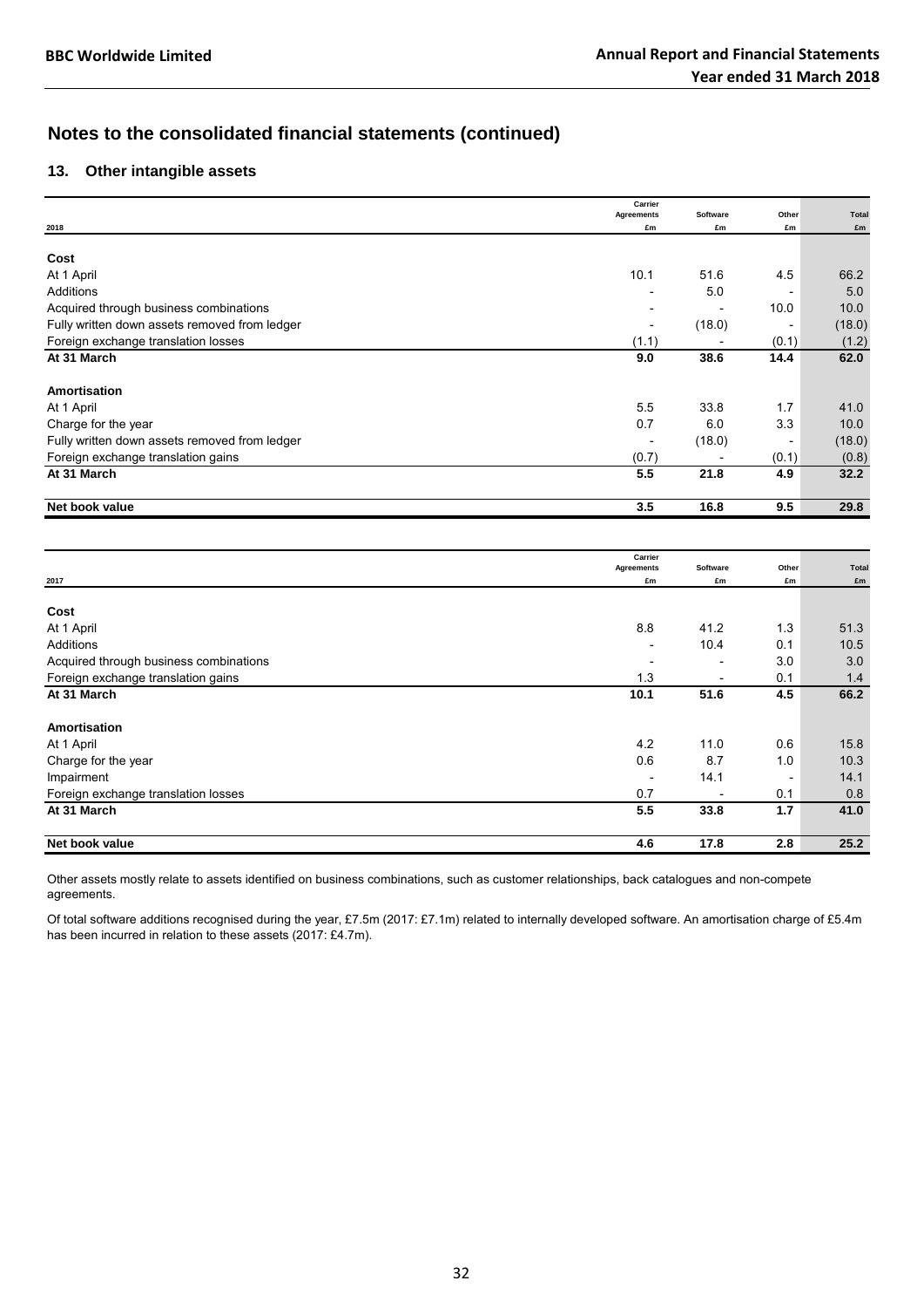## Notes to the consolidated financial statements (continued)

### 13. Other intangible assets

| 2018 | Carrier Agreements £m | Software £m | Other £m | Total £m |
|---|---|---|---|---|
| **Cost** | | | | |
| At 1 April | 10.1 | 51.6 | 4.5 | 66.2 |
| Additions | - | 5.0 | - | 5.0 |
| Acquired through business combinations | - | - | 10.0 | 10.0 |
| Fully written down assets removed from ledger | - | (18.0) | - | (18.0) |
| Foreign exchange translation losses | (1.1) | - | (0.1) | (1.2) |
| **At 31 March** | **9.0** | **38.6** | **14.4** | **62.0** |
| **Amortisation** | | | | |
| At 1 April | 5.5 | 33.8 | 1.7 | 41.0 |
| Charge for the year | 0.7 | 6.0 | 3.3 | 10.0 |
| Fully written down assets removed from ledger | - | (18.0) | - | (18.0) |
| Foreign exchange translation gains | (0.7) | - | (0.1) | (0.8) |
| **At 31 March** | **5.5** | **21.8** | **4.9** | **32.2** |
| **Net book value** | **3.5** | **16.8** | **9.5** | **29.8** |

| 2017 | Carrier Agreements £m | Software £m | Other £m | Total £m |
|---|---|---|---|---|
| **Cost** | | | | |
| At 1 April | 8.8 | 41.2 | 1.3 | 51.3 |
| Additions | - | 10.4 | 0.1 | 10.5 |
| Acquired through business combinations | - | - | 3.0 | 3.0 |
| Foreign exchange translation gains | 1.3 | - | 0.1 | 1.4 |
| **At 31 March** | **10.1** | **51.6** | **4.5** | **66.2** |
| **Amortisation** | | | | |
| At 1 April | 4.2 | 11.0 | 0.6 | 15.8 |
| Charge for the year | 0.6 | 8.7 | 1.0 | 10.3 |
| Impairment | - | 14.1 | - | 14.1 |
| Foreign exchange translation losses | 0.7 | - | 0.1 | 0.8 |
| **At 31 March** | **5.5** | **33.8** | **1.7** | **41.0** |
| **Net book value** | **4.6** | **17.8** | **2.8** | **25.2** |

Other assets mostly relate to assets identified on business combinations, such as customer relationships, back catalogues and non-compete agreements.

Of total software additions recognised during the year, £7.5m (2017: £7.1m) related to internally developed software. An amortisation charge of £5.4m has been incurred in relation to these assets (2017: £4.7m).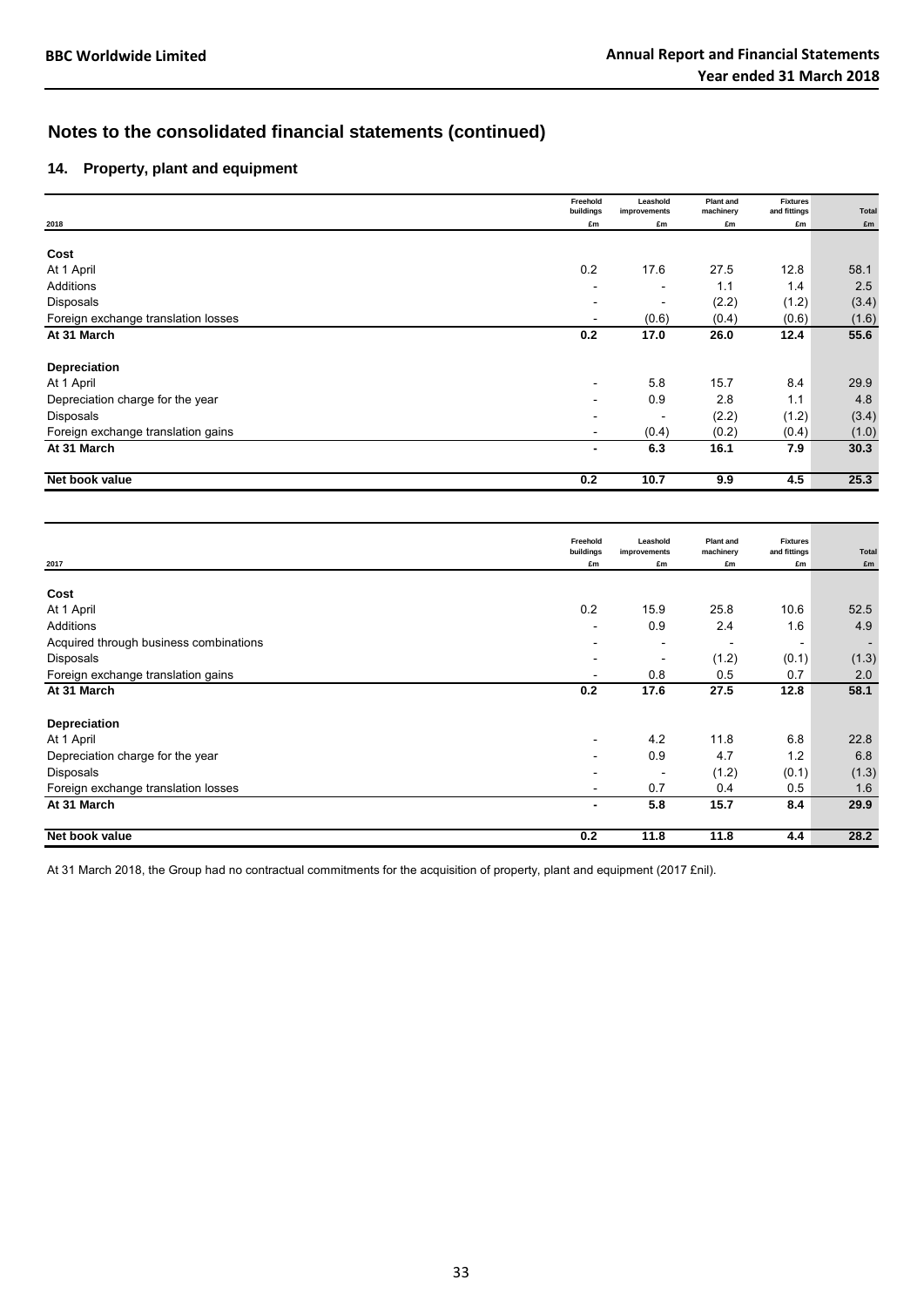# Notes to the consolidated financial statements (continued)

## 14. Property, plant and equipment

| 2018 | Freehold buildings £m | Leasehold improvements £m | Plant and machinery £m | Fixtures and fittings £m | Total £m |
|---|---|---|---|---|---|
| **Cost** | | | | | |
| At 1 April | 0.2 | 17.6 | 27.5 | 12.8 | 58.1 |
| Additions | - | - | 1.1 | 1.4 | 2.5 |
| Disposals | - | - | (2.2) | (1.2) | (3.4) |
| Foreign exchange translation losses | - | (0.6) | (0.4) | (0.6) | (1.6) |
| **At 31 March** | **0.2** | **17.0** | **26.0** | **12.4** | **55.6** |
| **Depreciation** | | | | | |
| At 1 April | - | 5.8 | 15.7 | 8.4 | 29.9 |
| Depreciation charge for the year | - | 0.9 | 2.8 | 1.1 | 4.8 |
| Disposals | - | - | (2.2) | (1.2) | (3.4) |
| Foreign exchange translation gains | - | (0.4) | (0.2) | (0.4) | (1.0) |
| **At 31 March** | **-** | **6.3** | **16.1** | **7.9** | **30.3** |
| **Net book value** | **0.2** | **10.7** | **9.9** | **4.5** | **25.3** |

| 2017 | Freehold buildings £m | Leasehold improvements £m | Plant and machinery £m | Fixtures and fittings £m | Total £m |
|---|---|---|---|---|---|
| **Cost** | | | | | |
| At 1 April | 0.2 | 15.9 | 25.8 | 10.6 | 52.5 |
| Additions | - | 0.9 | 2.4 | 1.6 | 4.9 |
| Acquired through business combinations | - | - | - | - | - |
| Disposals | - | - | (1.2) | (0.1) | (1.3) |
| Foreign exchange translation gains | - | 0.8 | 0.5 | 0.7 | 2.0 |
| **At 31 March** | **0.2** | **17.6** | **27.5** | **12.8** | **58.1** |
| **Depreciation** | | | | | |
| At 1 April | - | 4.2 | 11.8 | 6.8 | 22.8 |
| Depreciation charge for the year | - | 0.9 | 4.7 | 1.2 | 6.8 |
| Disposals | - | - | (1.2) | (0.1) | (1.3) |
| Foreign exchange translation losses | - | 0.7 | 0.4 | 0.5 | 1.6 |
| **At 31 March** | **-** | **5.8** | **15.7** | **8.4** | **29.9** |
| **Net book value** | **0.2** | **11.8** | **11.8** | **4.4** | **28.2** |

At 31 March 2018, the Group had no contractual commitments for the acquisition of property, plant and equipment (2017 £nil).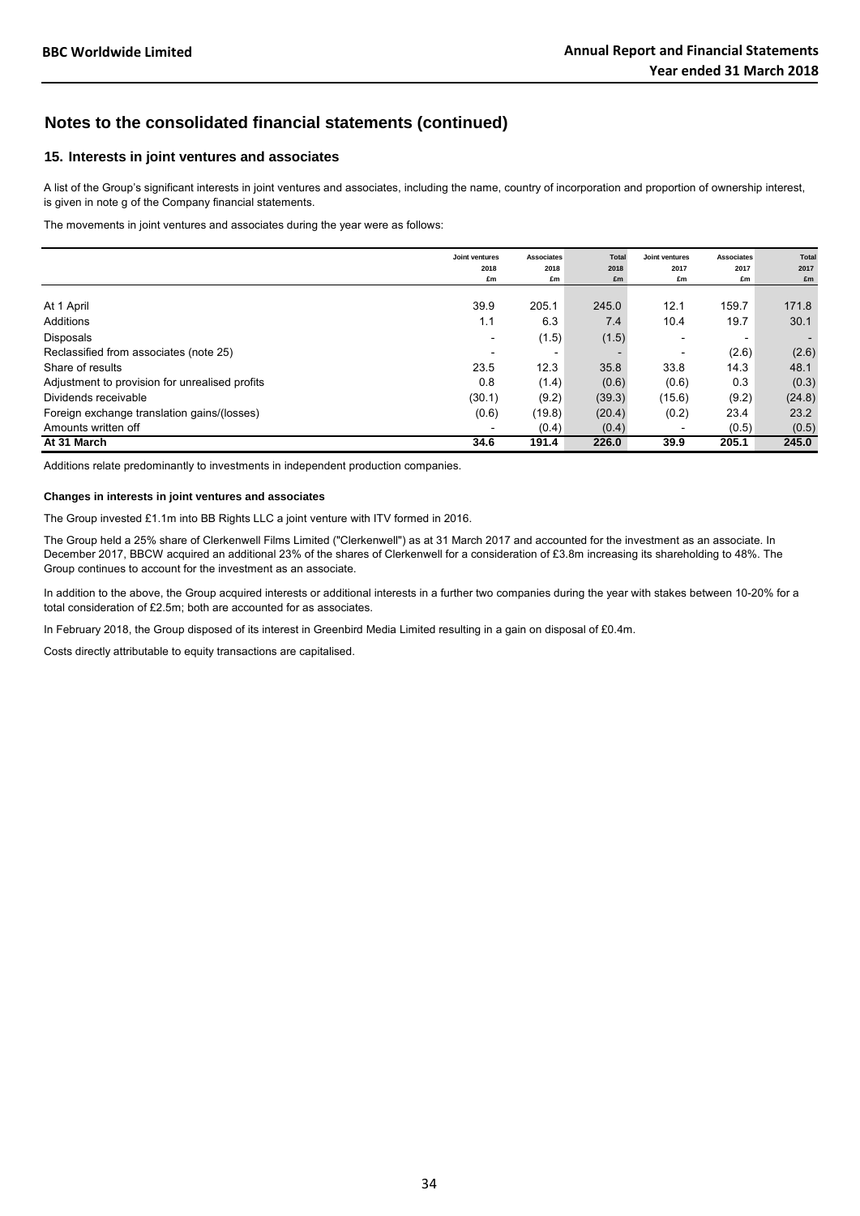## Notes to the consolidated financial statements (continued)

### 15. Interests in joint ventures and associates

A list of the Group's significant interests in joint ventures and associates, including the name, country of incorporation and proportion of ownership interest, is given in note g of the Company financial statements.

The movements in joint ventures and associates during the year were as follows:

| | Joint ventures 2018 £m | Associates 2018 £m | Total 2018 £m | Joint ventures 2017 £m | Associates 2017 £m | Total 2017 £m |
|---|---|---|---|---|---|---|
| At 1 April | 39.9 | 205.1 | 245.0 | 12.1 | 159.7 | 171.8 |
| Additions | 1.1 | 6.3 | 7.4 | 10.4 | 19.7 | 30.1 |
| Disposals | - | (1.5) | (1.5) | - | - | - |
| Reclassified from associates (note 25) | - | - | - | - | (2.6) | (2.6) |
| Share of results | 23.5 | 12.3 | 35.8 | 33.8 | 14.3 | 48.1 |
| Adjustment to provision for unrealised profits | 0.8 | (1.4) | (0.6) | (0.6) | 0.3 | (0.3) |
| Dividends receivable | (30.1) | (9.2) | (39.3) | (15.6) | (9.2) | (24.8) |
| Foreign exchange translation gains/(losses) | (0.6) | (19.8) | (20.4) | (0.2) | 23.4 | 23.2 |
| Amounts written off | - | (0.4) | (0.4) | - | (0.5) | (0.5) |
| **At 31 March** | **34.6** | **191.4** | **226.0** | **39.9** | **205.1** | **245.0** |

Additions relate predominantly to investments in independent production companies.

**Changes in interests in joint ventures and associates**

The Group invested £1.1m into BB Rights LLC a joint venture with ITV formed in 2016.

The Group held a 25% share of Clerkenwell Films Limited ("Clerkenwell") as at 31 March 2017 and accounted for the investment as an associate. In December 2017, BBCW acquired an additional 23% of the shares of Clerkenwell for a consideration of £3.8m increasing its shareholding to 48%. The Group continues to account for the investment as an associate.

In addition to the above, the Group acquired interests or additional interests in a further two companies during the year with stakes between 10-20% for a total consideration of £2.5m; both are accounted for as associates.

In February 2018, the Group disposed of its interest in Greenbird Media Limited resulting in a gain on disposal of £0.4m.

Costs directly attributable to equity transactions are capitalised.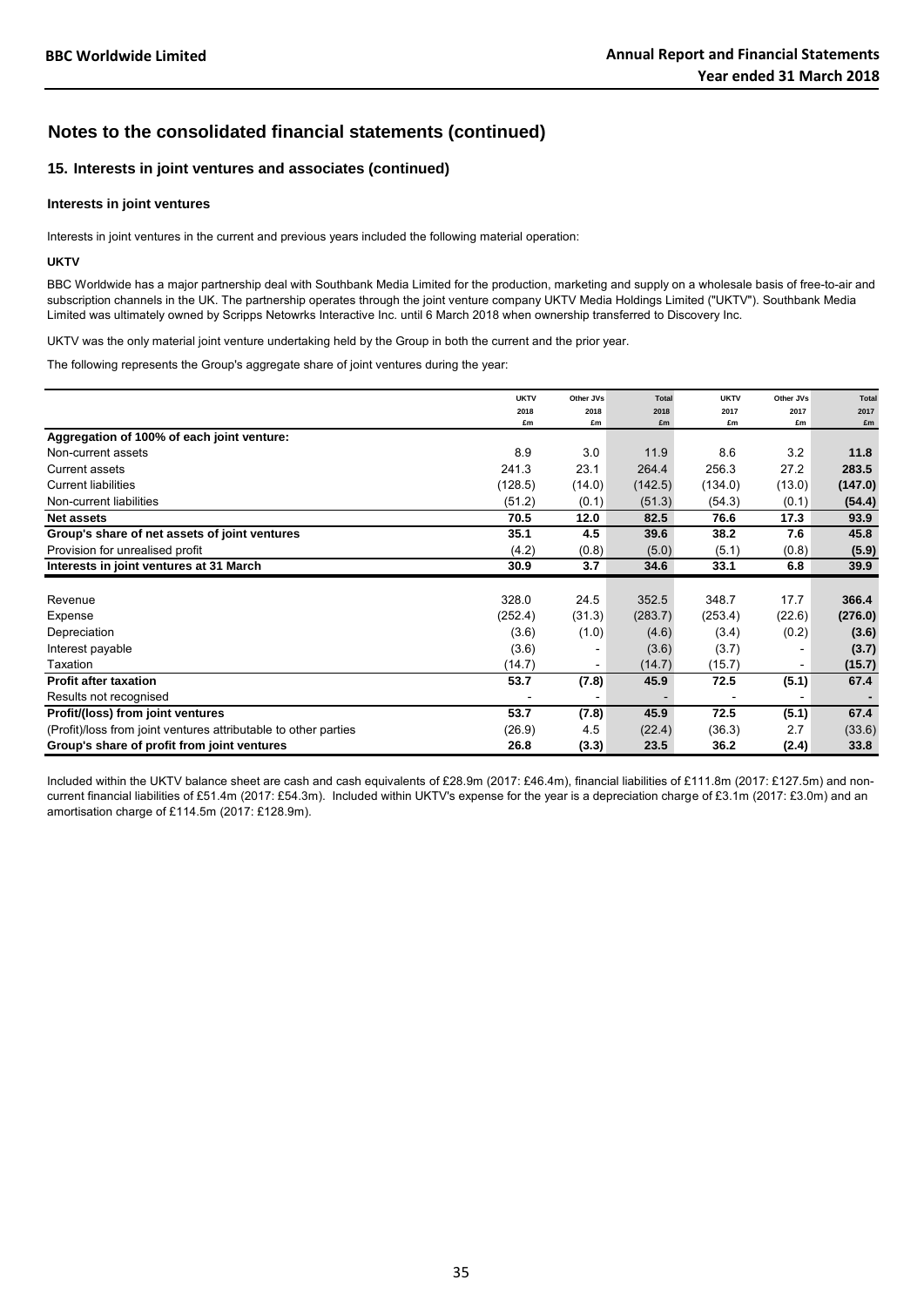## Notes to the consolidated financial statements (continued)

### 15. Interests in joint ventures and associates (continued)

#### Interests in joint ventures

Interests in joint ventures in the current and previous years included the following material operation:

**UKTV**

BBC Worldwide has a major partnership deal with Southbank Media Limited for the production, marketing and supply on a wholesale basis of free-to-air and subscription channels in the UK. The partnership operates through the joint venture company UKTV Media Holdings Limited ("UKTV"). Southbank Media Limited was ultimately owned by Scripps Netowrks Interactive Inc. until 6 March 2018 when ownership transferred to Discovery Inc.

UKTV was the only material joint venture undertaking held by the Group in both the current and the prior year.

The following represents the Group's aggregate share of joint ventures during the year:

| | UKTV 2018 £m | Other JVs 2018 £m | Total 2018 £m | UKTV 2017 £m | Other JVs 2017 £m | Total 2017 £m |
|---|---|---|---|---|---|---|
| **Aggregation of 100% of each joint venture:** | | | | | | |
| Non-current assets | 8.9 | 3.0 | 11.9 | 8.6 | 3.2 | **11.8** |
| Current assets | 241.3 | 23.1 | 264.4 | 256.3 | 27.2 | **283.5** |
| Current liabilities | (128.5) | (14.0) | (142.5) | (134.0) | (13.0) | **(147.0)** |
| Non-current liabilities | (51.2) | (0.1) | (51.3) | (54.3) | (0.1) | **(54.4)** |
| **Net assets** | **70.5** | **12.0** | **82.5** | **76.6** | **17.3** | **93.9** |
| **Group's share of net assets of joint ventures** | **35.1** | **4.5** | **39.6** | **38.2** | **7.6** | **45.8** |
| Provision for unrealised profit | (4.2) | (0.8) | (5.0) | (5.1) | (0.8) | **(5.9)** |
| **Interests in joint ventures at 31 March** | **30.9** | **3.7** | **34.6** | **33.1** | **6.8** | **39.9** |
| | | | | | | |
| Revenue | 328.0 | 24.5 | 352.5 | 348.7 | 17.7 | **366.4** |
| Expense | (252.4) | (31.3) | (283.7) | (253.4) | (22.6) | **(276.0)** |
| Depreciation | (3.6) | (1.0) | (4.6) | (3.4) | (0.2) | **(3.6)** |
| Interest payable | (3.6) | - | (3.6) | (3.7) | - | **(3.7)** |
| Taxation | (14.7) | - | (14.7) | (15.7) | - | **(15.7)** |
| **Profit after taxation** | **53.7** | **(7.8)** | **45.9** | **72.5** | **(5.1)** | **67.4** |
| Results not recognised | - | - | - | - | - | **-** |
| **Profit/(loss) from joint ventures** | **53.7** | **(7.8)** | **45.9** | **72.5** | **(5.1)** | **67.4** |
| (Profit)/loss from joint ventures attributable to other parties | (26.9) | 4.5 | (22.4) | (36.3) | 2.7 | (33.6) |
| **Group's share of profit from joint ventures** | **26.8** | **(3.3)** | **23.5** | **36.2** | **(2.4)** | **33.8** |

Included within the UKTV balance sheet are cash and cash equivalents of £28.9m (2017: £46.4m), financial liabilities of £111.8m (2017: £127.5m) and non-current financial liabilities of £51.4m (2017: £54.3m). Included within UKTV's expense for the year is a depreciation charge of £3.1m (2017: £3.0m) and an amortisation charge of £114.5m (2017: £128.9m).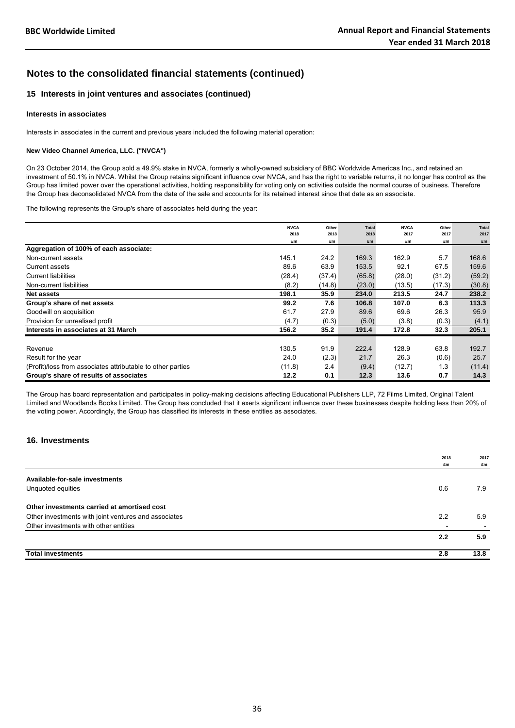## Notes to the consolidated financial statements (continued)

### 15 Interests in joint ventures and associates (continued)

#### Interests in associates

Interests in associates in the current and previous years included the following material operation:

**New Video Channel America, LLC. ("NVCA")**

On 23 October 2014, the Group sold a 49.9% stake in NVCA, formerly a wholly-owned subsidiary of BBC Worldwide Americas Inc., and retained an investment of 50.1% in NVCA. Whilst the Group retains significant influence over NVCA, and has the right to variable returns, it no longer has control as the Group has limited power over the operational activities, holding responsibility for voting only on activities outside the normal course of business. Therefore the Group has deconsolidated NVCA from the date of the sale and accounts for its retained interest since that date as an associate.

The following represents the Group's share of associates held during the year:

| | NVCA 2018 £m | Other 2018 £m | Total 2018 £m | NVCA 2017 £m | Other 2017 £m | Total 2017 £m |
|---|---|---|---|---|---|---|
| **Aggregation of 100% of each associate:** | | | | | | |
| Non-current assets | 145.1 | 24.2 | 169.3 | 162.9 | 5.7 | 168.6 |
| Current assets | 89.6 | 63.9 | 153.5 | 92.1 | 67.5 | 159.6 |
| Current liabilities | (28.4) | (37.4) | (65.8) | (28.0) | (31.2) | (59.2) |
| Non-current liabilities | (8.2) | (14.8) | (23.0) | (13.5) | (17.3) | (30.8) |
| **Net assets** | **198.1** | **35.9** | **234.0** | **213.5** | **24.7** | **238.2** |
| **Group's share of net assets** | **99.2** | **7.6** | **106.8** | **107.0** | **6.3** | **113.3** |
| Goodwill on acquisition | 61.7 | 27.9 | 89.6 | 69.6 | 26.3 | 95.9 |
| Provision for unrealised profit | (4.7) | (0.3) | (5.0) | (3.8) | (0.3) | (4.1) |
| **Interests in associates at 31 March** | **156.2** | **35.2** | **191.4** | **172.8** | **32.3** | **205.1** |
| | | | | | | |
| Revenue | 130.5 | 91.9 | 222.4 | 128.9 | 63.8 | 192.7 |
| Result for the year | 24.0 | (2.3) | 21.7 | 26.3 | (0.6) | 25.7 |
| (Profit)/loss from associates attributable to other parties | (11.8) | 2.4 | (9.4) | (12.7) | 1.3 | (11.4) |
| **Group's share of results of associates** | **12.2** | **0.1** | **12.3** | **13.6** | **0.7** | **14.3** |

The Group has board representation and participates in policy-making decisions affecting Educational Publishers LLP, 72 Films Limited, Original Talent Limited and Woodlands Books Limited. The Group has concluded that it exerts significant influence over these businesses despite holding less than 20% of the voting power. Accordingly, the Group has classified its interests in these entities as associates.

### 16. Investments

| | 2018 £m | 2017 £m |
|---|---|---|
| **Available-for-sale investments** | | |
| Unquoted equities | 0.6 | 7.9 |
| | | |
| **Other investments carried at amortised cost** | | |
| Other investments with joint ventures and associates | 2.2 | 5.9 |
| Other investments with other entities | - | - |
| | **2.2** | **5.9** |
| | | |
| **Total investments** | **2.8** | **13.8** |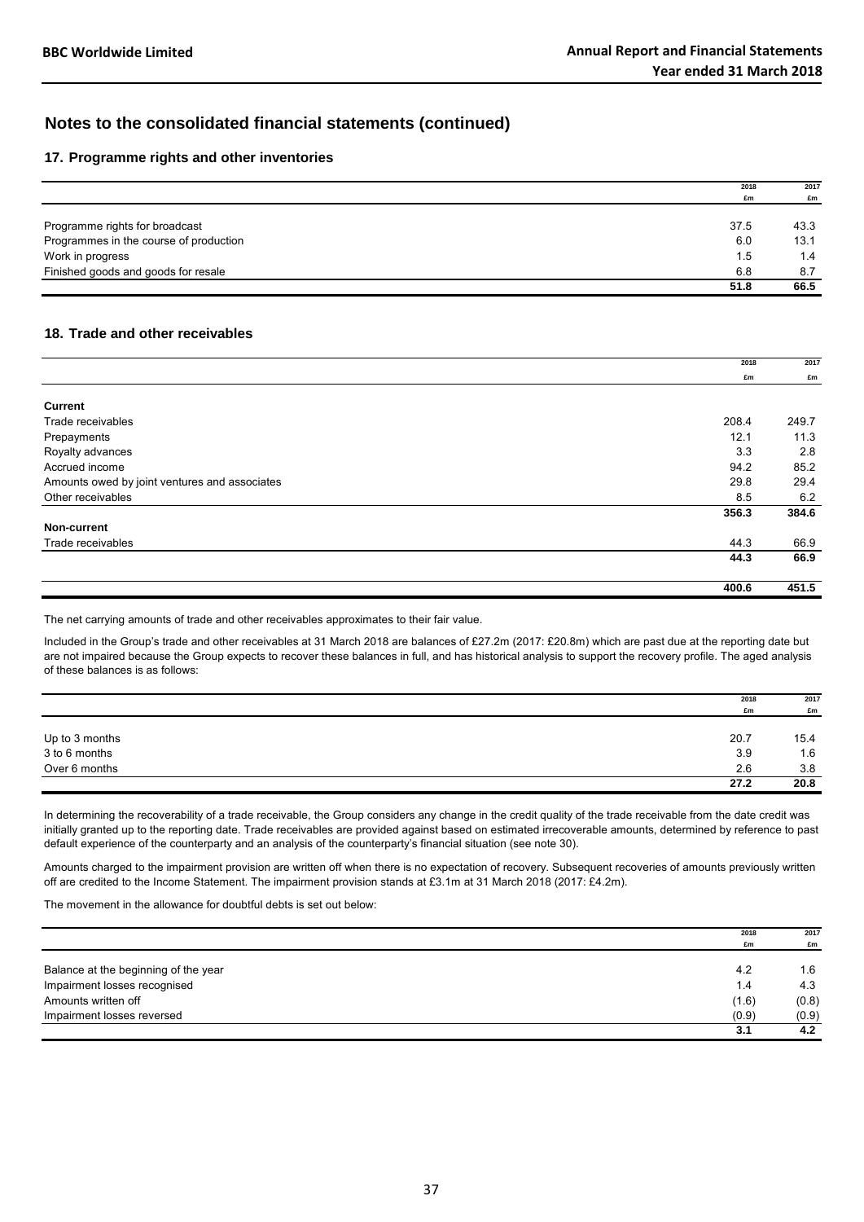# Notes to the consolidated financial statements (continued)

## 17. Programme rights and other inventories

| | 2018 £m | 2017 £m |
|---|---|---|
| Programme rights for broadcast | 37.5 | 43.3 |
| Programmes in the course of production | 6.0 | 13.1 |
| Work in progress | 1.5 | 1.4 |
| Finished goods and goods for resale | 6.8 | 8.7 |
| | **51.8** | **66.5** |

## 18. Trade and other receivables

| | 2018 £m | 2017 £m |
|---|---|---|
| **Current** | | |
| Trade receivables | 208.4 | 249.7 |
| Prepayments | 12.1 | 11.3 |
| Royalty advances | 3.3 | 2.8 |
| Accrued income | 94.2 | 85.2 |
| Amounts owed by joint ventures and associates | 29.8 | 29.4 |
| Other receivables | 8.5 | 6.2 |
| | **356.3** | **384.6** |
| **Non-current** | | |
| Trade receivables | 44.3 | 66.9 |
| | **44.3** | **66.9** |
| | **400.6** | **451.5** |

The net carrying amounts of trade and other receivables approximates to their fair value.

Included in the Group's trade and other receivables at 31 March 2018 are balances of £27.2m (2017: £20.8m) which are past due at the reporting date but are not impaired because the Group expects to recover these balances in full, and has historical analysis to support the recovery profile. The aged analysis of these balances is as follows:

| | 2018 £m | 2017 £m |
|---|---|---|
| Up to 3 months | 20.7 | 15.4 |
| 3 to 6 months | 3.9 | 1.6 |
| Over 6 months | 2.6 | 3.8 |
| | **27.2** | **20.8** |

In determining the recoverability of a trade receivable, the Group considers any change in the credit quality of the trade receivable from the date credit was initially granted up to the reporting date. Trade receivables are provided against based on estimated irrecoverable amounts, determined by reference to past default experience of the counterparty and an analysis of the counterparty's financial situation (see note 30).

Amounts charged to the impairment provision are written off when there is no expectation of recovery. Subsequent recoveries of amounts previously written off are credited to the Income Statement. The impairment provision stands at £3.1m at 31 March 2018 (2017: £4.2m).

The movement in the allowance for doubtful debts is set out below:

| | 2018 £m | 2017 £m |
|---|---|---|
| Balance at the beginning of the year | 4.2 | 1.6 |
| Impairment losses recognised | 1.4 | 4.3 |
| Amounts written off | (1.6) | (0.8) |
| Impairment losses reversed | (0.9) | (0.9) |
| | **3.1** | **4.2** |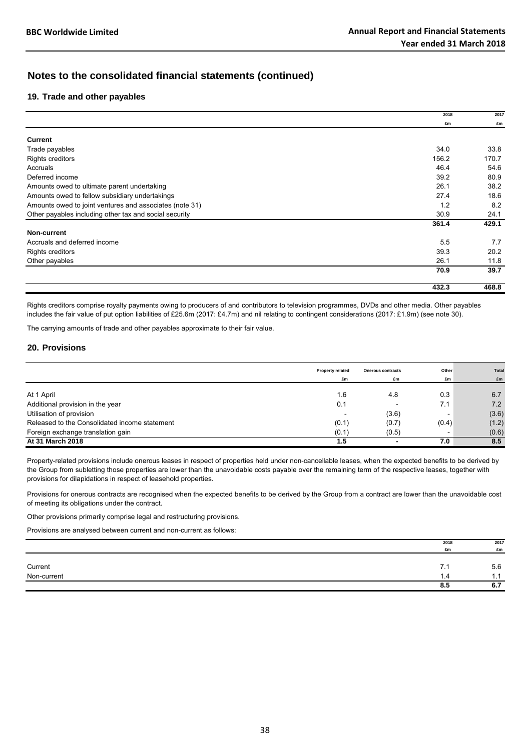## Notes to the consolidated financial statements (continued)

### 19. Trade and other payables

| | 2018 | 2017 |
|---|---|---|
| | £m | £m |
| **Current** | | |
| Trade payables | 34.0 | 33.8 |
| Rights creditors | 156.2 | 170.7 |
| Accruals | 46.4 | 54.6 |
| Deferred income | 39.2 | 80.9 |
| Amounts owed to ultimate parent undertaking | 26.1 | 38.2 |
| Amounts owed to fellow subsidiary undertakings | 27.4 | 18.6 |
| Amounts owed to joint ventures and associates (note 31) | 1.2 | 8.2 |
| Other payables including other tax and social security | 30.9 | 24.1 |
| | **361.4** | **429.1** |
| **Non-current** | | |
| Accruals and deferred income | 5.5 | 7.7 |
| Rights creditors | 39.3 | 20.2 |
| Other payables | 26.1 | 11.8 |
| | **70.9** | **39.7** |
| | **432.3** | **468.8** |

Rights creditors comprise royalty payments owing to producers of and contributors to television programmes, DVDs and other media. Other payables includes the fair value of put option liabilities of £25.6m (2017: £4.7m) and nil relating to contingent considerations (2017: £1.9m) (see note 30).

The carrying amounts of trade and other payables approximate to their fair value.

### 20. Provisions

| | Property related | Onerous contracts | Other | Total |
|---|---|---|---|---|
| | £m | £m | £m | £m |
| At 1 April | 1.6 | 4.8 | 0.3 | 6.7 |
| Additional provision in the year | 0.1 | - | 7.1 | 7.2 |
| Utilisation of provision | - | (3.6) | - | (3.6) |
| Released to the Consolidated income statement | (0.1) | (0.7) | (0.4) | (1.2) |
| Foreign exchange translation gain | (0.1) | (0.5) | - | (0.6) |
| **At 31 March 2018** | **1.5** | **-** | **7.0** | **8.5** |

Property-related provisions include onerous leases in respect of properties held under non-cancellable leases, when the expected benefits to be derived by the Group from subletting those properties are lower than the unavoidable costs payable over the remaining term of the respective leases, together with provisions for dilapidations in respect of leasehold properties.

Provisions for onerous contracts are recognised when the expected benefits to be derived by the Group from a contract are lower than the unavoidable cost of meeting its obligations under the contract.

Other provisions primarily comprise legal and restructuring provisions.

Provisions are analysed between current and non-current as follows:

| | 2018 | 2017 |
|---|---|---|
| | £m | £m |
| Current | 7.1 | 5.6 |
| Non-current | 1.4 | 1.1 |
| | **8.5** | **6.7** |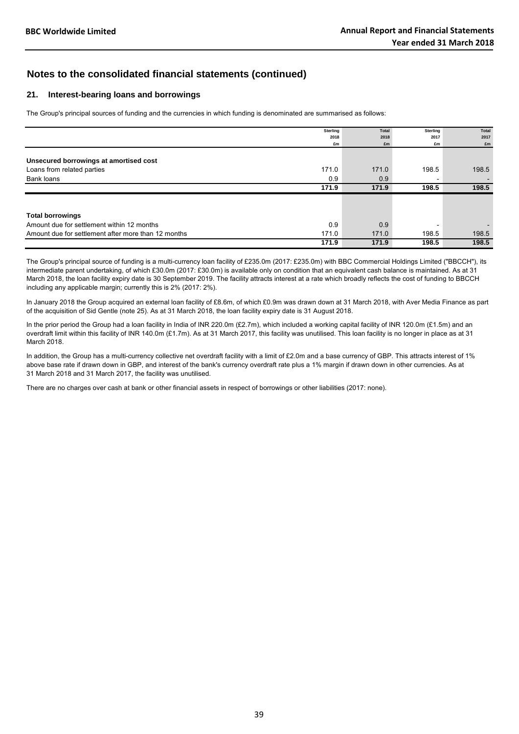## Notes to the consolidated financial statements (continued)

### 21. Interest-bearing loans and borrowings

The Group's principal sources of funding and the currencies in which funding is denominated are summarised as follows:

| | Sterling 2018 £m | Total 2018 £m | Sterling 2017 £m | Total 2017 £m |
|---|---|---|---|---|
| **Unsecured borrowings at amortised cost** | | | | |
| Loans from related parties | 171.0 | 171.0 | 198.5 | 198.5 |
| Bank loans | 0.9 | 0.9 | - | - |
| | **171.9** | **171.9** | **198.5** | **198.5** |
| **Total borrowings** | | | | |
| Amount due for settlement within 12 months | 0.9 | 0.9 | - | - |
| Amount due for settlement after more than 12 months | 171.0 | 171.0 | 198.5 | 198.5 |
| | **171.9** | **171.9** | **198.5** | **198.5** |

The Group's principal source of funding is a multi-currency loan facility of £235.0m (2017: £235.0m) with BBC Commercial Holdings Limited ("BBCCH"), its intermediate parent undertaking, of which £30.0m (2017: £30.0m) is available only on condition that an equivalent cash balance is maintained. As at 31 March 2018, the loan facility expiry date is 30 September 2019. The facility attracts interest at a rate which broadly reflects the cost of funding to BBCCH including any applicable margin; currently this is 2% (2017: 2%).

In January 2018 the Group acquired an external loan facility of £8.6m, of which £0.9m was drawn down at 31 March 2018, with Aver Media Finance as part of the acquisition of Sid Gentle (note 25). As at 31 March 2018, the loan facility expiry date is 31 August 2018.

In the prior period the Group had a loan facility in India of INR 220.0m (£2.7m), which included a working capital facility of INR 120.0m (£1.5m) and an overdraft limit within this facility of INR 140.0m (£1.7m). As at 31 March 2017, this facility was unutilised. This loan facility is no longer in place as at 31 March 2018.

In addition, the Group has a multi-currency collective net overdraft facility with a limit of £2.0m and a base currency of GBP. This attracts interest of 1% above base rate if drawn down in GBP, and interest of the bank's currency overdraft rate plus a 1% margin if drawn down in other currencies. As at 31 March 2018 and 31 March 2017, the facility was unutilised.

There are no charges over cash at bank or other financial assets in respect of borrowings or other liabilities (2017: none).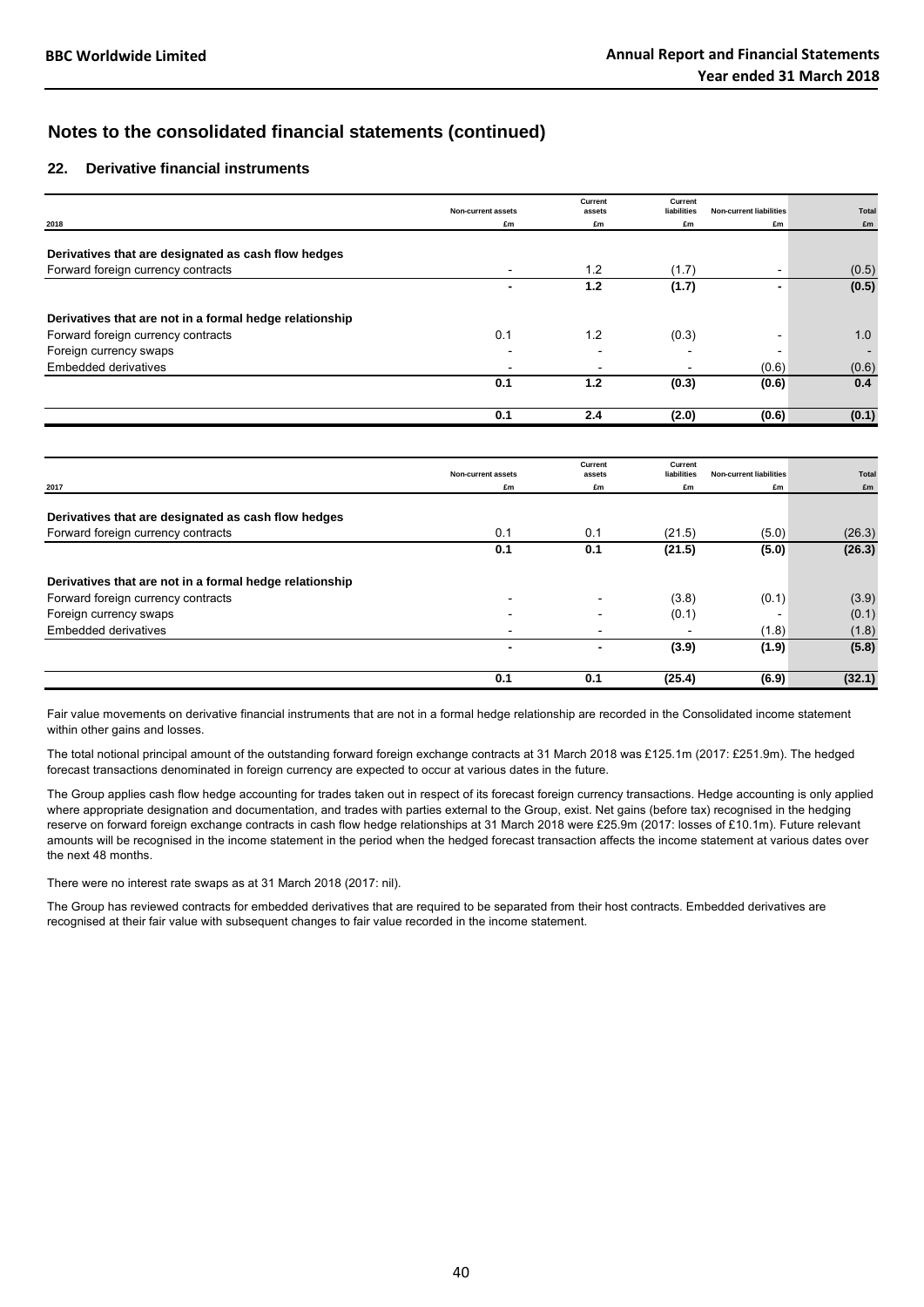## Notes to the consolidated financial statements (continued)

### 22. Derivative financial instruments

| 2018 | Non-current assets £m | Current assets £m | Current liabilities £m | Non-current liabilities £m | Total £m |
|---|---|---|---|---|---|
| **Derivatives that are designated as cash flow hedges** | | | | | |
| Forward foreign currency contracts | - | 1.2 | (1.7) | - | (0.5) |
| | **-** | **1.2** | **(1.7)** | **-** | **(0.5)** |
| **Derivatives that are not in a formal hedge relationship** | | | | | |
| Forward foreign currency contracts | 0.1 | 1.2 | (0.3) | - | 1.0 |
| Foreign currency swaps | - | - | - | - | - |
| Embedded derivatives | - | - | - | (0.6) | (0.6) |
| | **0.1** | **1.2** | **(0.3)** | **(0.6)** | **0.4** |
| | **0.1** | **2.4** | **(2.0)** | **(0.6)** | **(0.1)** |

| 2017 | Non-current assets £m | Current assets £m | Current liabilities £m | Non-current liabilities £m | Total £m |
|---|---|---|---|---|---|
| **Derivatives that are designated as cash flow hedges** | | | | | |
| Forward foreign currency contracts | 0.1 | 0.1 | (21.5) | (5.0) | (26.3) |
| | **0.1** | **0.1** | **(21.5)** | **(5.0)** | **(26.3)** |
| **Derivatives that are not in a formal hedge relationship** | | | | | |
| Forward foreign currency contracts | - | - | (3.8) | (0.1) | (3.9) |
| Foreign currency swaps | - | - | (0.1) | - | (0.1) |
| Embedded derivatives | - | - | - | (1.8) | (1.8) |
| | **-** | **-** | **(3.9)** | **(1.9)** | **(5.8)** |
| | **0.1** | **0.1** | **(25.4)** | **(6.9)** | **(32.1)** |

Fair value movements on derivative financial instruments that are not in a formal hedge relationship are recorded in the Consolidated income statement within other gains and losses.

The total notional principal amount of the outstanding forward foreign exchange contracts at 31 March 2018 was £125.1m (2017: £251.9m). The hedged forecast transactions denominated in foreign currency are expected to occur at various dates in the future.

The Group applies cash flow hedge accounting for trades taken out in respect of its forecast foreign currency transactions. Hedge accounting is only applied where appropriate designation and documentation, and trades with parties external to the Group, exist. Net gains (before tax) recognised in the hedging reserve on forward foreign exchange contracts in cash flow hedge relationships at 31 March 2018 were £25.9m (2017: losses of £10.1m). Future relevant amounts will be recognised in the income statement in the period when the hedged forecast transaction affects the income statement at various dates over the next 48 months.

There were no interest rate swaps as at 31 March 2018 (2017: nil).

The Group has reviewed contracts for embedded derivatives that are required to be separated from their host contracts. Embedded derivatives are recognised at their fair value with subsequent changes to fair value recorded in the income statement.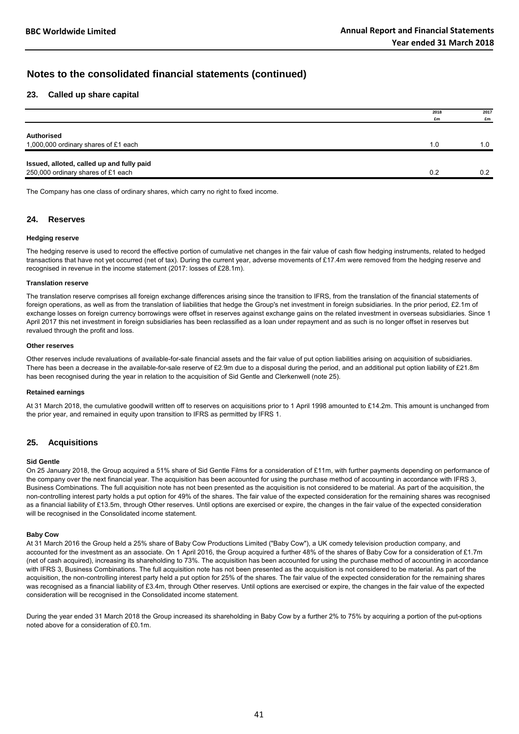## Notes to the consolidated financial statements (continued)

### 23. Called up share capital

| | 2018 £m | 2017 £m |
|---|---|---|
| **Authorised** | | |
| 1,000,000 ordinary shares of £1 each | 1.0 | 1.0 |
| **Issued, alloted, called up and fully paid** | | |
| 250,000 ordinary shares of £1 each | 0.2 | 0.2 |

The Company has one class of ordinary shares, which carry no right to fixed income.

### 24. Reserves

#### Hedging reserve

The hedging reserve is used to record the effective portion of cumulative net changes in the fair value of cash flow hedging instruments, related to hedged transactions that have not yet occurred (net of tax). During the current year, adverse movements of £17.4m were removed from the hedging reserve and recognised in revenue in the income statement (2017: losses of £28.1m).

#### Translation reserve

The translation reserve comprises all foreign exchange differences arising since the transition to IFRS, from the translation of the financial statements of foreign operations, as well as from the translation of liabilities that hedge the Group's net investment in foreign subsidiaries. In the prior period, £2.1m of exchange losses on foreign currency borrowings were offset in reserves against exchange gains on the related investment in overseas subsidiaries. Since 1 April 2017 this net investment in foreign subsidiaries has been reclassified as a loan under repayment and as such is no longer offset in reserves but revalued through the profit and loss.

#### Other reserves

Other reserves include revaluations of available-for-sale financial assets and the fair value of put option liabilities arising on acquisition of subsidiaries. There has been a decrease in the available-for-sale reserve of £2.9m due to a disposal during the period, and an additional put option liability of £21.8m has been recognised during the year in relation to the acquisition of Sid Gentle and Clerkenwell (note 25).

#### Retained earnings

At 31 March 2018, the cumulative goodwill written off to reserves on acquisitions prior to 1 April 1998 amounted to £14.2m. This amount is unchanged from the prior year, and remained in equity upon transition to IFRS as permitted by IFRS 1.

### 25. Acquisitions

#### Sid Gentle

On 25 January 2018, the Group acquired a 51% share of Sid Gentle Films for a consideration of £11m, with further payments depending on performance of the company over the next financial year. The acquisition has been accounted for using the purchase method of accounting in accordance with IFRS 3, Business Combinations. The full acquisition note has not been presented as the acquisition is not considered to be material. As part of the acquisition, the non-controlling interest party holds a put option for 49% of the shares. The fair value of the expected consideration for the remaining shares was recognised as a financial liability of £13.5m, through Other reserves. Until options are exercised or expire, the changes in the fair value of the expected consideration will be recognised in the Consolidated income statement.

#### Baby Cow

At 31 March 2016 the Group held a 25% share of Baby Cow Productions Limited ("Baby Cow"), a UK comedy television production company, and accounted for the investment as an associate. On 1 April 2016, the Group acquired a further 48% of the shares of Baby Cow for a consideration of £1.7m (net of cash acquired), increasing its shareholding to 73%. The acquisition has been accounted for using the purchase method of accounting in accordance with IFRS 3, Business Combinations. The full acquisition note has not been presented as the acquisition is not considered to be material. As part of the acquisition, the non-controlling interest party held a put option for 25% of the shares. The fair value of the expected consideration for the remaining shares was recognised as a financial liability of £3.4m, through Other reserves. Until options are exercised or expire, the changes in the fair value of the expected consideration will be recognised in the Consolidated income statement.

During the year ended 31 March 2018 the Group increased its shareholding in Baby Cow by a further 2% to 75% by acquiring a portion of the put-options noted above for a consideration of £0.1m.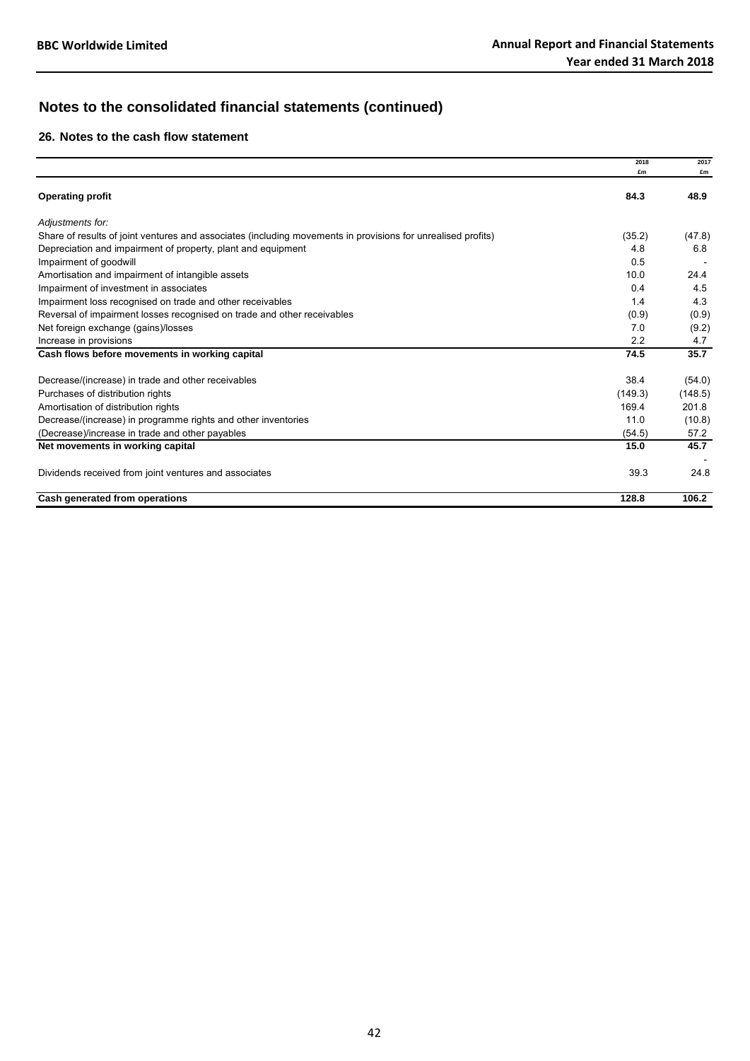## Notes to the consolidated financial statements (continued)

### 26. Notes to the cash flow statement

| | 2018 £m | 2017 £m |
|---|---|---|
| **Operating profit** | **84.3** | **48.9** |
| *Adjustments for:* | | |
| Share of results of joint ventures and associates (including movements in provisions for unrealised profits) | (35.2) | (47.8) |
| Depreciation and impairment of property, plant and equipment | 4.8 | 6.8 |
| Impairment of goodwill | 0.5 | - |
| Amortisation and impairment of intangible assets | 10.0 | 24.4 |
| Impairment of investment in associates | 0.4 | 4.5 |
| Impairment loss recognised on trade and other receivables | 1.4 | 4.3 |
| Reversal of impairment losses recognised on trade and other receivables | (0.9) | (0.9) |
| Net foreign exchange (gains)/losses | 7.0 | (9.2) |
| Increase in provisions | 2.2 | 4.7 |
| **Cash flows before movements in working capital** | **74.5** | **35.7** |
| Decrease/(increase) in trade and other receivables | 38.4 | (54.0) |
| Purchases of distribution rights | (149.3) | (148.5) |
| Amortisation of distribution rights | 169.4 | 201.8 |
| Decrease/(increase) in programme rights and other inventories | 11.0 | (10.8) |
| (Decrease)/increase in trade and other payables | (54.5) | 57.2 |
| **Net movements in working capital** | **15.0** | **45.7** |
| | | - |
| Dividends received from joint ventures and associates | 39.3 | 24.8 |
| **Cash generated from operations** | **128.8** | **106.2** |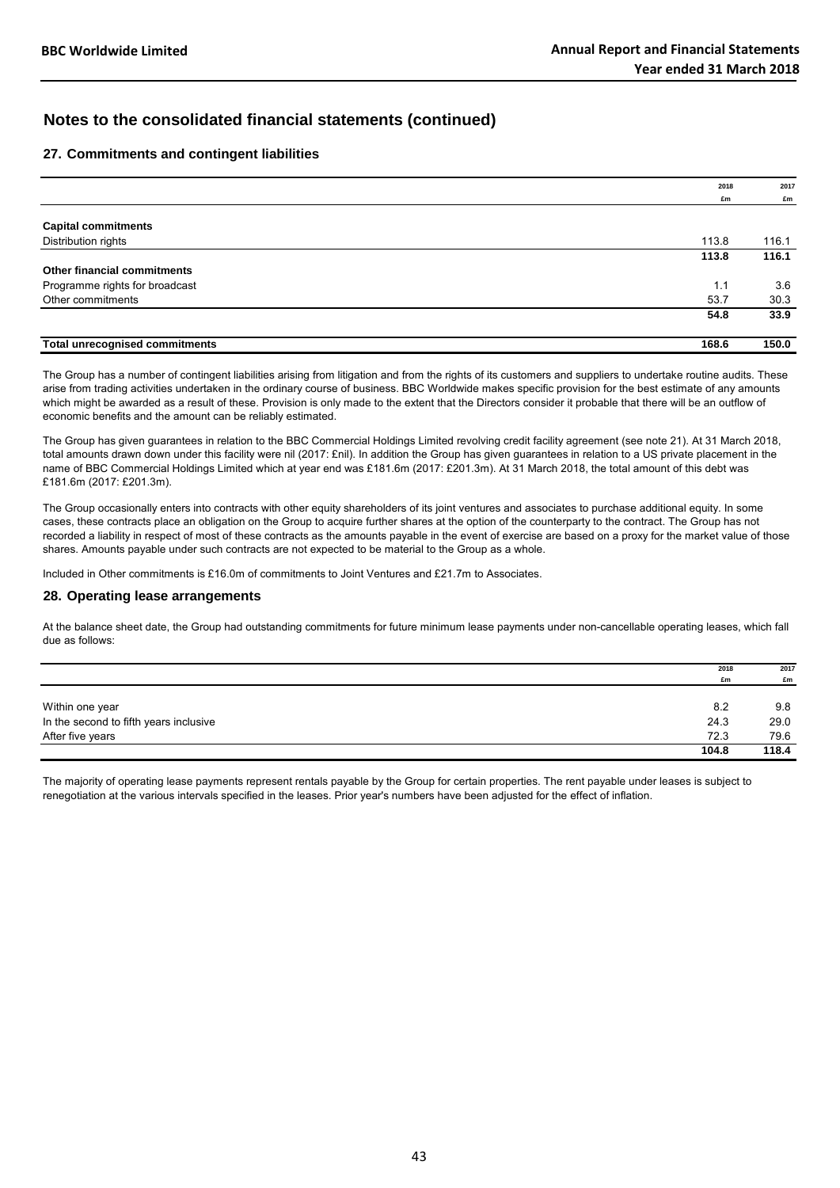## Notes to the consolidated financial statements (continued)

### 27. Commitments and contingent liabilities

| | 2018 £m | 2017 £m |
|---|---|---|
| **Capital commitments** | | |
| Distribution rights | 113.8 | 116.1 |
| | **113.8** | **116.1** |
| **Other financial commitments** | | |
| Programme rights for broadcast | 1.1 | 3.6 |
| Other commitments | 53.7 | 30.3 |
| | **54.8** | **33.9** |
| **Total unrecognised commitments** | **168.6** | **150.0** |

The Group has a number of contingent liabilities arising from litigation and from the rights of its customers and suppliers to undertake routine audits. These arise from trading activities undertaken in the ordinary course of business. BBC Worldwide makes specific provision for the best estimate of any amounts which might be awarded as a result of these. Provision is only made to the extent that the Directors consider it probable that there will be an outflow of economic benefits and the amount can be reliably estimated.

The Group has given guarantees in relation to the BBC Commercial Holdings Limited revolving credit facility agreement (see note 21). At 31 March 2018, total amounts drawn down under this facility were nil (2017: £nil). In addition the Group has given guarantees in relation to a US private placement in the name of BBC Commercial Holdings Limited which at year end was £181.6m (2017: £201.3m). At 31 March 2018, the total amount of this debt was £181.6m (2017: £201.3m).

The Group occasionally enters into contracts with other equity shareholders of its joint ventures and associates to purchase additional equity. In some cases, these contracts place an obligation on the Group to acquire further shares at the option of the counterparty to the contract. The Group has not recorded a liability in respect of most of these contracts as the amounts payable in the event of exercise are based on a proxy for the market value of those shares. Amounts payable under such contracts are not expected to be material to the Group as a whole.

Included in Other commitments is £16.0m of commitments to Joint Ventures and £21.7m to Associates.

### 28. Operating lease arrangements

At the balance sheet date, the Group had outstanding commitments for future minimum lease payments under non-cancellable operating leases, which fall due as follows:

| | 2018 £m | 2017 £m |
|---|---|---|
| Within one year | 8.2 | 9.8 |
| In the second to fifth years inclusive | 24.3 | 29.0 |
| After five years | 72.3 | 79.6 |
| | **104.8** | **118.4** |

The majority of operating lease payments represent rentals payable by the Group for certain properties. The rent payable under leases is subject to renegotiation at the various intervals specified in the leases. Prior year's numbers have been adjusted for the effect of inflation.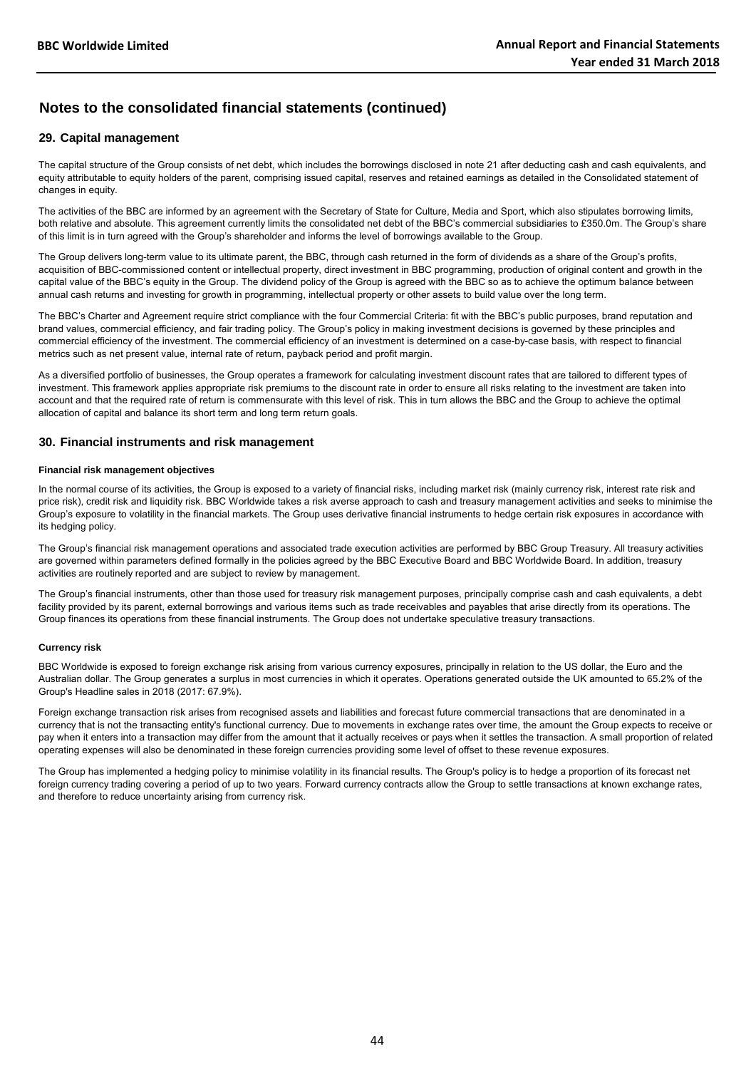# Notes to the consolidated financial statements (continued)

## 29. Capital management

The capital structure of the Group consists of net debt, which includes the borrowings disclosed in note 21 after deducting cash and cash equivalents, and equity attributable to equity holders of the parent, comprising issued capital, reserves and retained earnings as detailed in the Consolidated statement of changes in equity.

The activities of the BBC are informed by an agreement with the Secretary of State for Culture, Media and Sport, which also stipulates borrowing limits, both relative and absolute. This agreement currently limits the consolidated net debt of the BBC's commercial subsidiaries to £350.0m. The Group's share of this limit is in turn agreed with the Group's shareholder and informs the level of borrowings available to the Group.

The Group delivers long-term value to its ultimate parent, the BBC, through cash returned in the form of dividends as a share of the Group's profits, acquisition of BBC-commissioned content or intellectual property, direct investment in BBC programming, production of original content and growth in the capital value of the BBC's equity in the Group. The dividend policy of the Group is agreed with the BBC so as to achieve the optimum balance between annual cash returns and investing for growth in programming, intellectual property or other assets to build value over the long term.

The BBC's Charter and Agreement require strict compliance with the four Commercial Criteria: fit with the BBC's public purposes, brand reputation and brand values, commercial efficiency, and fair trading policy. The Group's policy in making investment decisions is governed by these principles and commercial efficiency of the investment. The commercial efficiency of an investment is determined on a case-by-case basis, with respect to financial metrics such as net present value, internal rate of return, payback period and profit margin.

As a diversified portfolio of businesses, the Group operates a framework for calculating investment discount rates that are tailored to different types of investment. This framework applies appropriate risk premiums to the discount rate in order to ensure all risks relating to the investment are taken into account and that the required rate of return is commensurate with this level of risk. This in turn allows the BBC and the Group to achieve the optimal allocation of capital and balance its short term and long term return goals.

## 30. Financial instruments and risk management

#### Financial risk management objectives

In the normal course of its activities, the Group is exposed to a variety of financial risks, including market risk (mainly currency risk, interest rate risk and price risk), credit risk and liquidity risk. BBC Worldwide takes a risk averse approach to cash and treasury management activities and seeks to minimise the Group's exposure to volatility in the financial markets. The Group uses derivative financial instruments to hedge certain risk exposures in accordance with its hedging policy.

The Group's financial risk management operations and associated trade execution activities are performed by BBC Group Treasury. All treasury activities are governed within parameters defined formally in the policies agreed by the BBC Executive Board and BBC Worldwide Board. In addition, treasury activities are routinely reported and are subject to review by management.

The Group's financial instruments, other than those used for treasury risk management purposes, principally comprise cash and cash equivalents, a debt facility provided by its parent, external borrowings and various items such as trade receivables and payables that arise directly from its operations. The Group finances its operations from these financial instruments. The Group does not undertake speculative treasury transactions.

#### Currency risk

BBC Worldwide is exposed to foreign exchange risk arising from various currency exposures, principally in relation to the US dollar, the Euro and the Australian dollar. The Group generates a surplus in most currencies in which it operates. Operations generated outside the UK amounted to 65.2% of the Group's Headline sales in 2018 (2017: 67.9%).

Foreign exchange transaction risk arises from recognised assets and liabilities and forecast future commercial transactions that are denominated in a currency that is not the transacting entity's functional currency. Due to movements in exchange rates over time, the amount the Group expects to receive or pay when it enters into a transaction may differ from the amount that it actually receives or pays when it settles the transaction. A small proportion of related operating expenses will also be denominated in these foreign currencies providing some level of offset to these revenue exposures.

The Group has implemented a hedging policy to minimise volatility in its financial results. The Group's policy is to hedge a proportion of its forecast net foreign currency trading covering a period of up to two years. Forward currency contracts allow the Group to settle transactions at known exchange rates, and therefore to reduce uncertainty arising from currency risk.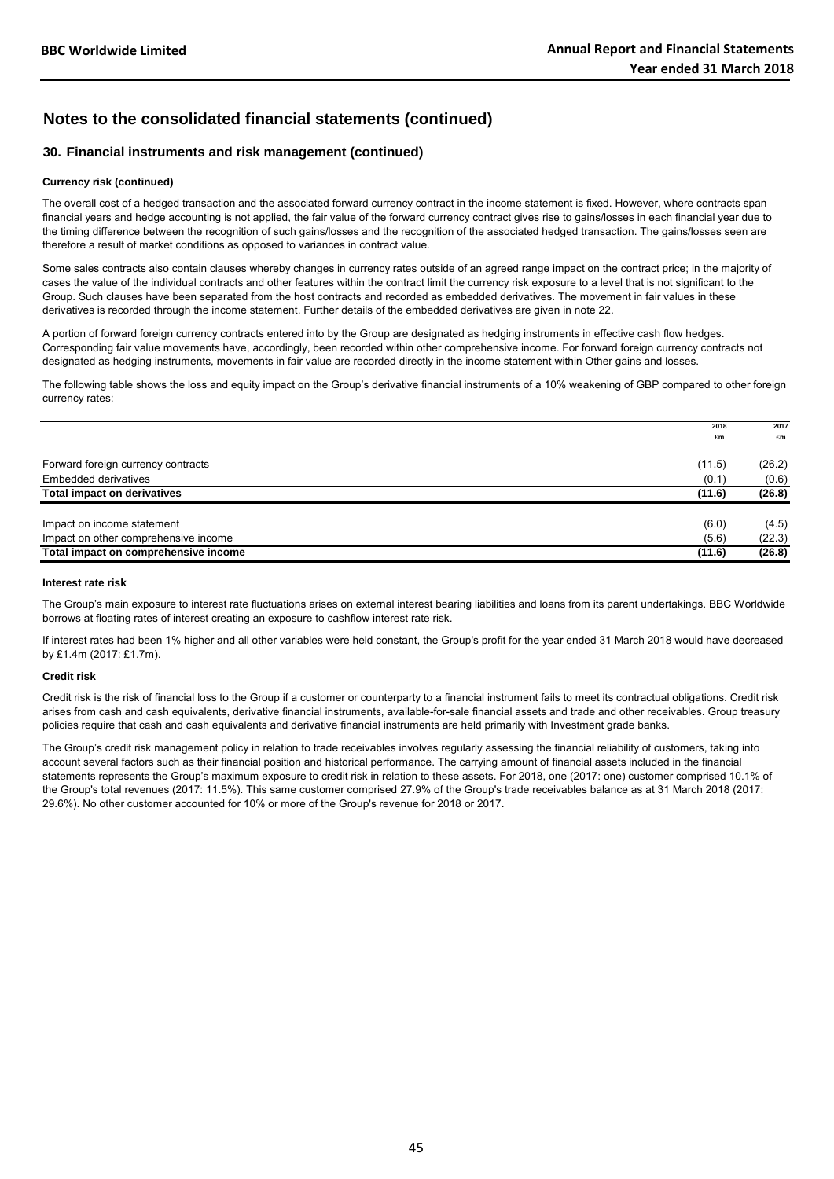## Notes to the consolidated financial statements (continued)

### 30. Financial instruments and risk management (continued)

**Currency risk (continued)**

The overall cost of a hedged transaction and the associated forward currency contract in the income statement is fixed. However, where contracts span financial years and hedge accounting is not applied, the fair value of the forward currency contract gives rise to gains/losses in each financial year due to the timing difference between the recognition of such gains/losses and the recognition of the associated hedged transaction. The gains/losses seen are therefore a result of market conditions as opposed to variances in contract value.

Some sales contracts also contain clauses whereby changes in currency rates outside of an agreed range impact on the contract price; in the majority of cases the value of the individual contracts and other features within the contract limit the currency risk exposure to a level that is not significant to the Group. Such clauses have been separated from the host contracts and recorded as embedded derivatives. The movement in fair values in these derivatives is recorded through the income statement. Further details of the embedded derivatives are given in note 22.

A portion of forward foreign currency contracts entered into by the Group are designated as hedging instruments in effective cash flow hedges. Corresponding fair value movements have, accordingly, been recorded within other comprehensive income. For forward foreign currency contracts not designated as hedging instruments, movements in fair value are recorded directly in the income statement within Other gains and losses.

The following table shows the loss and equity impact on the Group's derivative financial instruments of a 10% weakening of GBP compared to other foreign currency rates:

| | 2018 £m | 2017 £m |
|---|---|---|
| Forward foreign currency contracts | (11.5) | (26.2) |
| Embedded derivatives | (0.1) | (0.6) |
| **Total impact on derivatives** | **(11.6)** | **(26.8)** |
| Impact on income statement | (6.0) | (4.5) |
| Impact on other comprehensive income | (5.6) | (22.3) |
| **Total impact on comprehensive income** | **(11.6)** | **(26.8)** |

**Interest rate risk**

The Group's main exposure to interest rate fluctuations arises on external interest bearing liabilities and loans from its parent undertakings. BBC Worldwide borrows at floating rates of interest creating an exposure to cashflow interest rate risk.

If interest rates had been 1% higher and all other variables were held constant, the Group's profit for the year ended 31 March 2018 would have decreased by £1.4m (2017: £1.7m).

**Credit risk**

Credit risk is the risk of financial loss to the Group if a customer or counterparty to a financial instrument fails to meet its contractual obligations. Credit risk arises from cash and cash equivalents, derivative financial instruments, available-for-sale financial assets and trade and other receivables. Group treasury policies require that cash and cash equivalents and derivative financial instruments are held primarily with Investment grade banks.

The Group's credit risk management policy in relation to trade receivables involves regularly assessing the financial reliability of customers, taking into account several factors such as their financial position and historical performance. The carrying amount of financial assets included in the financial statements represents the Group's maximum exposure to credit risk in relation to these assets. For 2018, one (2017: one) customer comprised 10.1% of the Group's total revenues (2017: 11.5%). This same customer comprised 27.9% of the Group's trade receivables balance as at 31 March 2018 (2017: 29.6%). No other customer accounted for 10% or more of the Group's revenue for 2018 or 2017.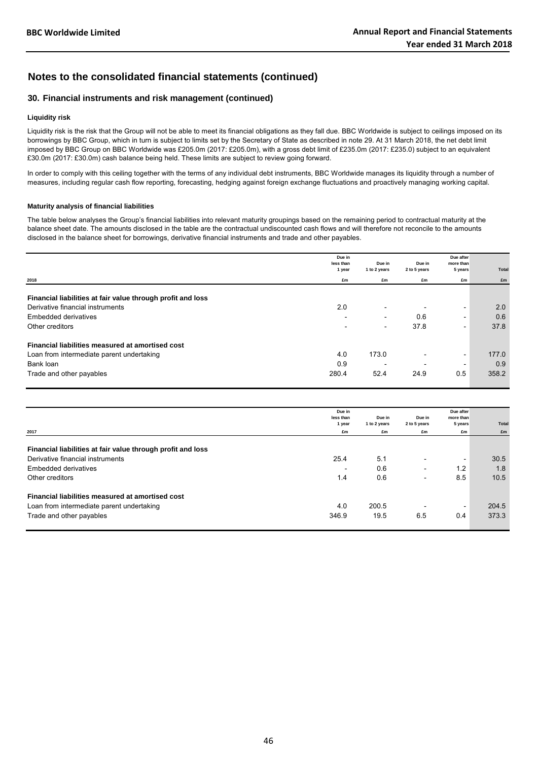## Notes to the consolidated financial statements (continued)

### 30. Financial instruments and risk management (continued)

#### Liquidity risk

Liquidity risk is the risk that the Group will not be able to meet its financial obligations as they fall due. BBC Worldwide is subject to ceilings imposed on its borrowings by BBC Group, which in turn is subject to limits set by the Secretary of State as described in note 29. At 31 March 2018, the net debt limit imposed by BBC Group on BBC Worldwide was £205.0m (2017: £205.0m), with a gross debt limit of £235.0m (2017: £235.0) subject to an equivalent £30.0m (2017: £30.0m) cash balance being held. These limits are subject to review going forward.

In order to comply with this ceiling together with the terms of any individual debt instruments, BBC Worldwide manages its liquidity through a number of measures, including regular cash flow reporting, forecasting, hedging against foreign exchange fluctuations and proactively managing working capital.

#### Maturity analysis of financial liabilities

The table below analyses the Group's financial liabilities into relevant maturity groupings based on the remaining period to contractual maturity at the balance sheet date. The amounts disclosed in the table are the contractual undiscounted cash flows and will therefore not reconcile to the amounts disclosed in the balance sheet for borrowings, derivative financial instruments and trade and other payables.

| 2018 | Due in less than 1 year £m | Due in 1 to 2 years £m | Due in 2 to 5 years £m | Due after more than 5 years £m | Total £m |
|---|---|---|---|---|---|
| **Financial liabilities at fair value through profit and loss** | | | | | |
| Derivative financial instruments | 2.0 | - | - | - | 2.0 |
| Embedded derivatives | - | - | 0.6 | - | 0.6 |
| Other creditors | - | - | 37.8 | - | 37.8 |
| **Financial liabilities measured at amortised cost** | | | | | |
| Loan from intermediate parent undertaking | 4.0 | 173.0 | - | - | 177.0 |
| Bank loan | 0.9 | - | - | - | 0.9 |
| Trade and other payables | 280.4 | 52.4 | 24.9 | 0.5 | 358.2 |

| 2017 | Due in less than 1 year £m | Due in 1 to 2 years £m | Due in 2 to 5 years £m | Due after more than 5 years £m | Total £m |
|---|---|---|---|---|---|
| **Financial liabilities at fair value through profit and loss** | | | | | |
| Derivative financial instruments | 25.4 | 5.1 | - | - | 30.5 |
| Embedded derivatives | - | 0.6 | - | 1.2 | 1.8 |
| Other creditors | 1.4 | 0.6 | - | 8.5 | 10.5 |
| **Financial liabilities measured at amortised cost** | | | | | |
| Loan from intermediate parent undertaking | 4.0 | 200.5 | - | - | 204.5 |
| Trade and other payables | 346.9 | 19.5 | 6.5 | 0.4 | 373.3 |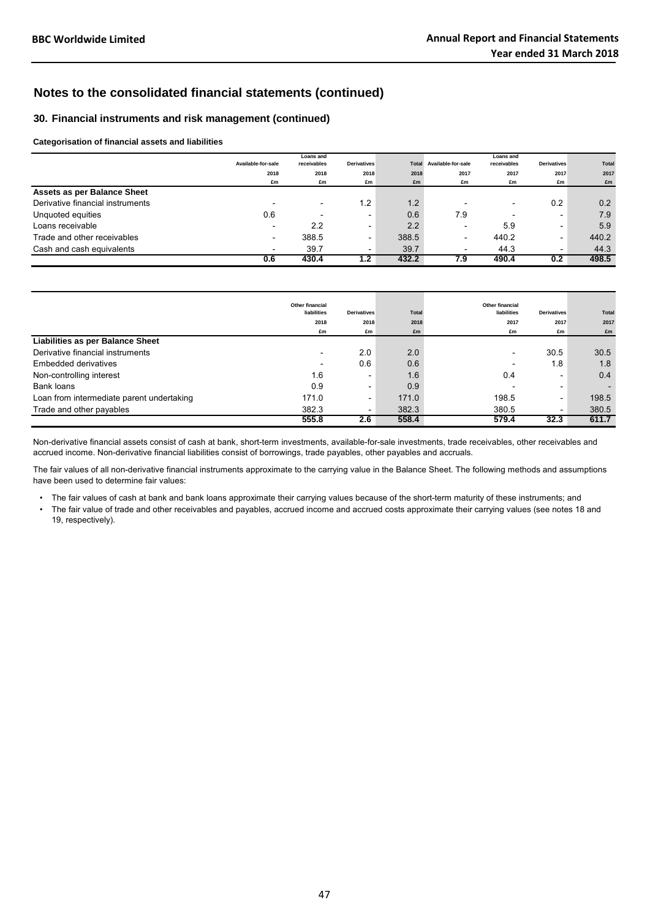## Notes to the consolidated financial statements (continued)

### 30. Financial instruments and risk management (continued)

**Categorisation of financial assets and liabilities**

| | Available-for-sale 2018 £m | Loans and receivables 2018 £m | Derivatives 2018 £m | Total 2018 £m | Available-for-sale 2017 £m | Loans and receivables 2017 £m | Derivatives 2017 £m | Total 2017 £m |
|---|---|---|---|---|---|---|---|---|
| **Assets as per Balance Sheet** | | | | | | | | |
| Derivative financial instruments | - | - | 1.2 | 1.2 | - | - | 0.2 | 0.2 |
| Unquoted equities | 0.6 | - | - | 0.6 | 7.9 | - | - | 7.9 |
| Loans receivable | - | 2.2 | - | 2.2 | - | 5.9 | - | 5.9 |
| Trade and other receivables | - | 388.5 | - | 388.5 | - | 440.2 | - | 440.2 |
| Cash and cash equivalents | - | 39.7 | - | 39.7 | - | 44.3 | - | 44.3 |
| | **0.6** | **430.4** | **1.2** | **432.2** | **7.9** | **490.4** | **0.2** | **498.5** |

| | Other financial liabilities 2018 £m | Derivatives 2018 £m | Total 2018 £m | Other financial liabilities 2017 £m | Derivatives 2017 £m | Total 2017 £m |
|---|---|---|---|---|---|---|
| **Liabilities as per Balance Sheet** | | | | | | |
| Derivative financial instruments | - | 2.0 | 2.0 | - | 30.5 | 30.5 |
| Embedded derivatives | - | 0.6 | 0.6 | - | 1.8 | 1.8 |
| Non-controlling interest | 1.6 | - | 1.6 | 0.4 | - | 0.4 |
| Bank loans | 0.9 | - | 0.9 | - | - | - |
| Loan from intermediate parent undertaking | 171.0 | - | 171.0 | 198.5 | - | 198.5 |
| Trade and other payables | 382.3 | - | 382.3 | 380.5 | - | 380.5 |
| | **555.8** | **2.6** | **558.4** | **579.4** | **32.3** | **611.7** |

Non-derivative financial assets consist of cash at bank, short-term investments, available-for-sale investments, trade receivables, other receivables and accrued income. Non-derivative financial liabilities consist of borrowings, trade payables, other payables and accruals.

The fair values of all non-derivative financial instruments approximate to the carrying value in the Balance Sheet. The following methods and assumptions have been used to determine fair values:

- The fair values of cash at bank and bank loans approximate their carrying values because of the short-term maturity of these instruments; and
- The fair value of trade and other receivables and payables, accrued income and accrued costs approximate their carrying values (see notes 18 and 19, respectively).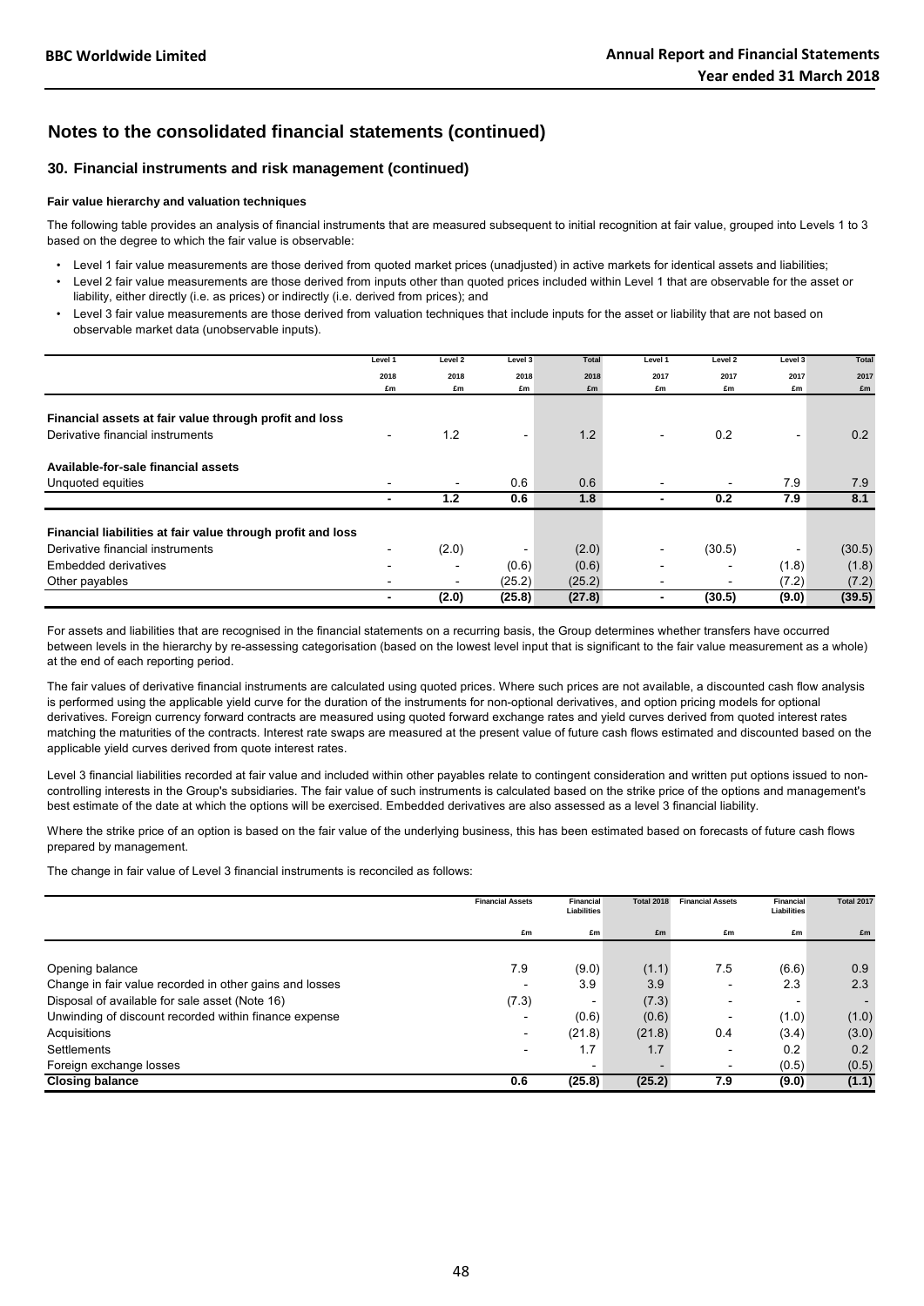## Notes to the consolidated financial statements (continued)

### 30. Financial instruments and risk management (continued)

**Fair value hierarchy and valuation techniques**

The following table provides an analysis of financial instruments that are measured subsequent to initial recognition at fair value, grouped into Levels 1 to 3 based on the degree to which the fair value is observable:

- Level 1 fair value measurements are those derived from quoted market prices (unadjusted) in active markets for identical assets and liabilities;
- Level 2 fair value measurements are those derived from inputs other than quoted prices included within Level 1 that are observable for the asset or liability, either directly (i.e. as prices) or indirectly (i.e. derived from prices); and
- Level 3 fair value measurements are those derived from valuation techniques that include inputs for the asset or liability that are not based on observable market data (unobservable inputs).

| | Level 1 2018 £m | Level 2 2018 £m | Level 3 2018 £m | Total 2018 £m | Level 1 2017 £m | Level 2 2017 £m | Level 3 2017 £m | Total 2017 £m |
|---|---|---|---|---|---|---|---|---|
| **Financial assets at fair value through profit and loss** | | | | | | | | |
| Derivative financial instruments | - | 1.2 | - | 1.2 | - | 0.2 | - | 0.2 |
| **Available-for-sale financial assets** | | | | | | | | |
| Unquoted equities | - | - | 0.6 | 0.6 | - | - | 7.9 | 7.9 |
| | **-** | **1.2** | **0.6** | **1.8** | **-** | **0.2** | **7.9** | **8.1** |
| **Financial liabilities at fair value through profit and loss** | | | | | | | | |
| Derivative financial instruments | - | (2.0) | - | (2.0) | - | (30.5) | - | (30.5) |
| Embedded derivatives | - | - | (0.6) | (0.6) | - | - | (1.8) | (1.8) |
| Other payables | - | - | (25.2) | (25.2) | - | - | (7.2) | (7.2) |
| | **-** | **(2.0)** | **(25.8)** | **(27.8)** | **-** | **(30.5)** | **(9.0)** | **(39.5)** |

For assets and liabilities that are recognised in the financial statements on a recurring basis, the Group determines whether transfers have occurred between levels in the hierarchy by re-assessing categorisation (based on the lowest level input that is significant to the fair value measurement as a whole) at the end of each reporting period.

The fair values of derivative financial instruments are calculated using quoted prices. Where such prices are not available, a discounted cash flow analysis is performed using the applicable yield curve for the duration of the instruments for non-optional derivatives, and option pricing models for optional derivatives. Foreign currency forward contracts are measured using quoted forward exchange rates and yield curves derived from quoted interest rates matching the maturities of the contracts. Interest rate swaps are measured at the present value of future cash flows estimated and discounted based on the applicable yield curves derived from quote interest rates.

Level 3 financial liabilities recorded at fair value and included within other payables relate to contingent consideration and written put options issued to non-controlling interests in the Group's subsidiaries. The fair value of such instruments is calculated based on the strike price of the options and management's best estimate of the date at which the options will be exercised. Embedded derivatives are also assessed as a level 3 financial liability.

Where the strike price of an option is based on the fair value of the underlying business, this has been estimated based on forecasts of future cash flows prepared by management.

The change in fair value of Level 3 financial instruments is reconciled as follows:

| | Financial Assets £m | Financial Liabilities £m | Total 2018 £m | Financial Assets £m | Financial Liabilities £m | Total 2017 £m |
|---|---|---|---|---|---|---|
| Opening balance | 7.9 | (9.0) | (1.1) | 7.5 | (6.6) | 0.9 |
| Change in fair value recorded in other gains and losses | - | 3.9 | 3.9 | - | 2.3 | 2.3 |
| Disposal of available for sale asset (Note 16) | (7.3) | - | (7.3) | - | - | - |
| Unwinding of discount recorded within finance expense | - | (0.6) | (0.6) | - | (1.0) | (1.0) |
| Acquisitions | - | (21.8) | (21.8) | 0.4 | (3.4) | (3.0) |
| Settlements | - | 1.7 | 1.7 | - | 0.2 | 0.2 |
| Foreign exchange losses | | - | - | - | (0.5) | (0.5) |
| **Closing balance** | **0.6** | **(25.8)** | **(25.2)** | **7.9** | **(9.0)** | **(1.1)** |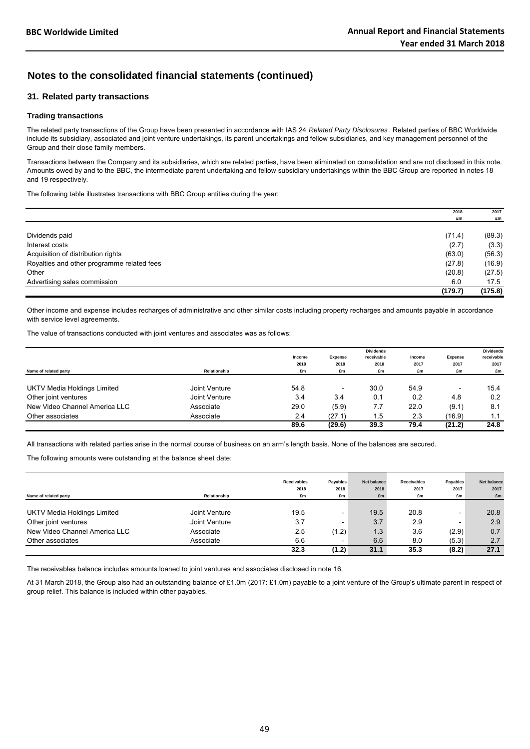## Notes to the consolidated financial statements (continued)

### 31. Related party transactions

#### Trading transactions

The related party transactions of the Group have been presented in accordance with IAS 24 *Related Party Disclosures*. Related parties of BBC Worldwide include its subsidiary, associated and joint venture undertakings, its parent undertakings and fellow subsidiaries, and key management personnel of the Group and their close family members.

Transactions between the Company and its subsidiaries, which are related parties, have been eliminated on consolidation and are not disclosed in this note. Amounts owed by and to the BBC, the intermediate parent undertaking and fellow subsidiary undertakings within the BBC Group are reported in notes 18 and 19 respectively.

The following table illustrates transactions with BBC Group entities during the year:

| | 2018 £m | 2017 £m |
|---|---|---|
| Dividends paid | (71.4) | (89.3) |
| Interest costs | (2.7) | (3.3) |
| Acquisition of distribution rights | (63.0) | (56.3) |
| Royalties and other programme related fees | (27.8) | (16.9) |
| Other | (20.8) | (27.5) |
| Advertising sales commission | 6.0 | 17.5 |
| | **(179.7)** | **(175.8)** |

Other income and expense includes recharges of administrative and other similar costs including property recharges and amounts payable in accordance with service level agreements.

The value of transactions conducted with joint ventures and associates was as follows:

| Name of related party | Relationship | Income 2018 £m | Expense 2018 £m | Dividends receivable 2018 £m | Income 2017 £m | Expense 2017 £m | Dividends receivable 2017 £m |
|---|---|---|---|---|---|---|---|
| UKTV Media Holdings Limited | Joint Venture | 54.8 | - | 30.0 | 54.9 | - | 15.4 |
| Other joint ventures | Joint Venture | 3.4 | 3.4 | 0.1 | 0.2 | 4.8 | 0.2 |
| New Video Channel America LLC | Associate | 29.0 | (5.9) | 7.7 | 22.0 | (9.1) | 8.1 |
| Other associates | Associate | 2.4 | (27.1) | 1.5 | 2.3 | (16.9) | 1.1 |
| | | **89.6** | **(29.6)** | **39.3** | **79.4** | **(21.2)** | **24.8** |

All transactions with related parties arise in the normal course of business on an arm's length basis. None of the balances are secured.

The following amounts were outstanding at the balance sheet date:

| Name of related party | Relationship | Receivables 2018 £m | Payables 2018 £m | Net balance 2018 £m | Receivables 2017 £m | Payables 2017 £m | Net balance 2017 £m |
|---|---|---|---|---|---|---|---|
| UKTV Media Holdings Limited | Joint Venture | 19.5 | - | 19.5 | 20.8 | - | 20.8 |
| Other joint ventures | Joint Venture | 3.7 | - | 3.7 | 2.9 | - | 2.9 |
| New Video Channel America LLC | Associate | 2.5 | (1.2) | 1.3 | 3.6 | (2.9) | 0.7 |
| Other associates | Associate | 6.6 | - | 6.6 | 8.0 | (5.3) | 2.7 |
| | | **32.3** | **(1.2)** | **31.1** | **35.3** | **(8.2)** | **27.1** |

The receivables balance includes amounts loaned to joint ventures and associates disclosed in note 16.

At 31 March 2018, the Group also had an outstanding balance of £1.0m (2017: £1.0m) payable to a joint venture of the Group's ultimate parent in respect of group relief. This balance is included within other payables.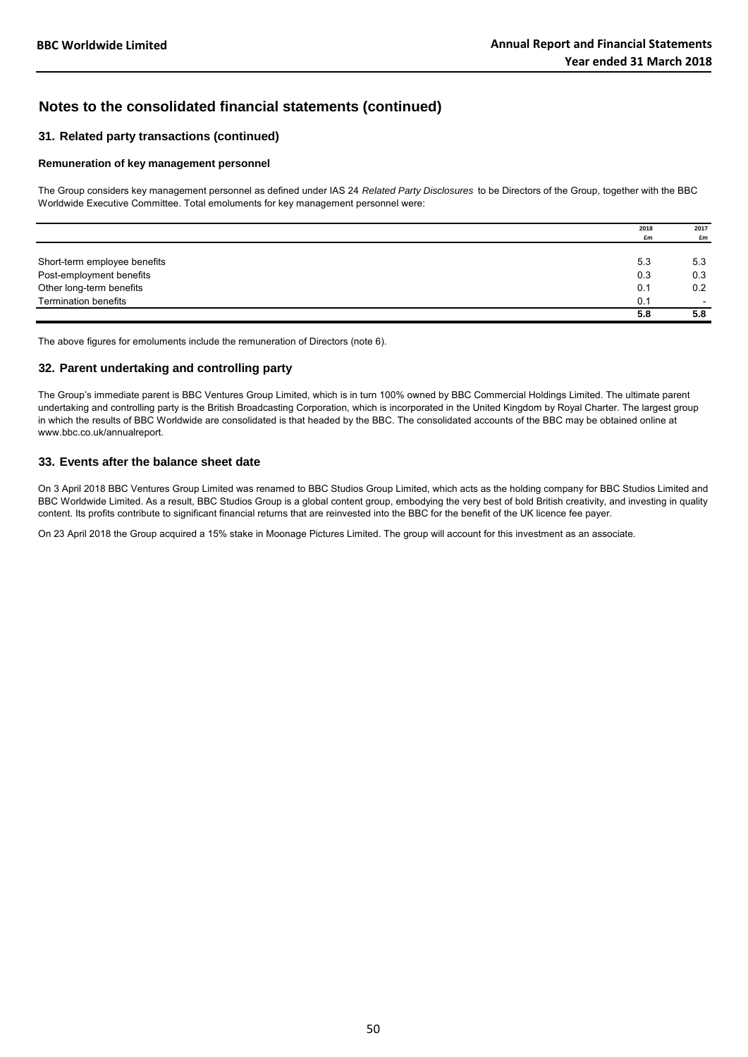## Notes to the consolidated financial statements (continued)

### 31. Related party transactions (continued)

#### Remuneration of key management personnel

The Group considers key management personnel as defined under IAS 24 *Related Party Disclosures* to be Directors of the Group, together with the BBC Worldwide Executive Committee. Total emoluments for key management personnel were:

| | 2018 £m | 2017 £m |
|---|---|---|
| Short-term employee benefits | 5.3 | 5.3 |
| Post-employment benefits | 0.3 | 0.3 |
| Other long-term benefits | 0.1 | 0.2 |
| Termination benefits | 0.1 | - |
| | **5.8** | **5.8** |

The above figures for emoluments include the remuneration of Directors (note 6).

### 32. Parent undertaking and controlling party

The Group's immediate parent is BBC Ventures Group Limited, which is in turn 100% owned by BBC Commercial Holdings Limited. The ultimate parent undertaking and controlling party is the British Broadcasting Corporation, which is incorporated in the United Kingdom by Royal Charter. The largest group in which the results of BBC Worldwide are consolidated is that headed by the BBC. The consolidated accounts of the BBC may be obtained online at www.bbc.co.uk/annualreport.

### 33. Events after the balance sheet date

On 3 April 2018 BBC Ventures Group Limited was renamed to BBC Studios Group Limited, which acts as the holding company for BBC Studios Limited and BBC Worldwide Limited. As a result, BBC Studios Group is a global content group, embodying the very best of bold British creativity, and investing in quality content. Its profits contribute to significant financial returns that are reinvested into the BBC for the benefit of the UK licence fee payer.

On 23 April 2018 the Group acquired a 15% stake in Moonage Pictures Limited. The group will account for this investment as an associate.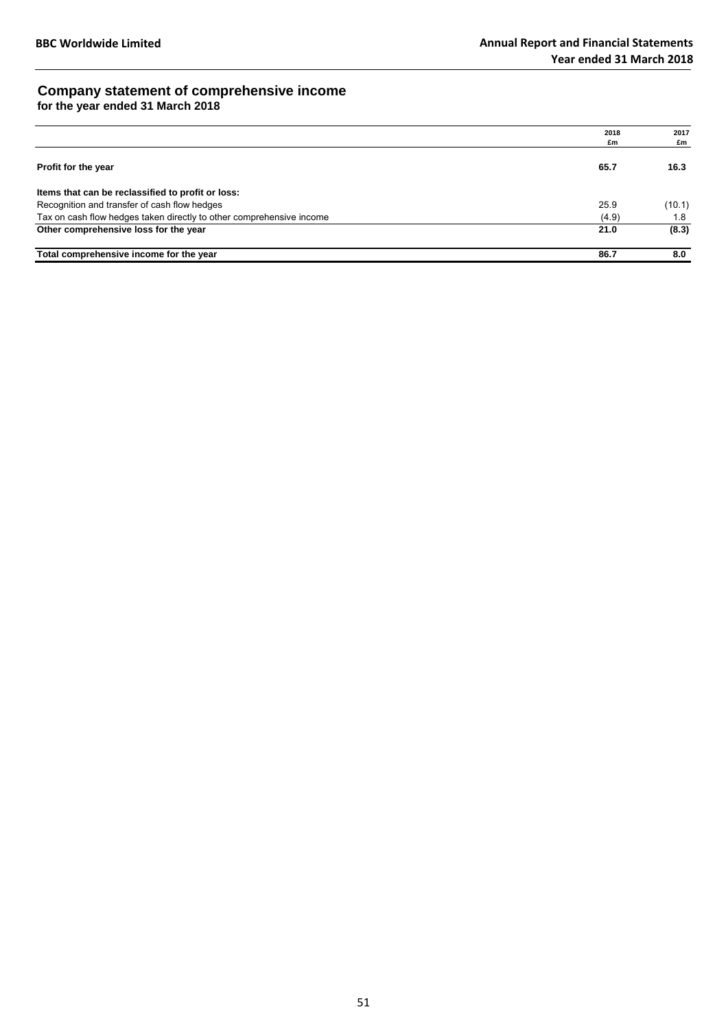## Company statement of comprehensive income
**for the year ended 31 March 2018**

| | 2018 £m | 2017 £m |
|---|---|---|
| **Profit for the year** | **65.7** | **16.3** |
| **Items that can be reclassified to profit or loss:** | | |
| Recognition and transfer of cash flow hedges | 25.9 | (10.1) |
| Tax on cash flow hedges taken directly to other comprehensive income | (4.9) | 1.8 |
| **Other comprehensive loss for the year** | **21.0** | **(8.3)** |
| **Total comprehensive income for the year** | **86.7** | **8.0** |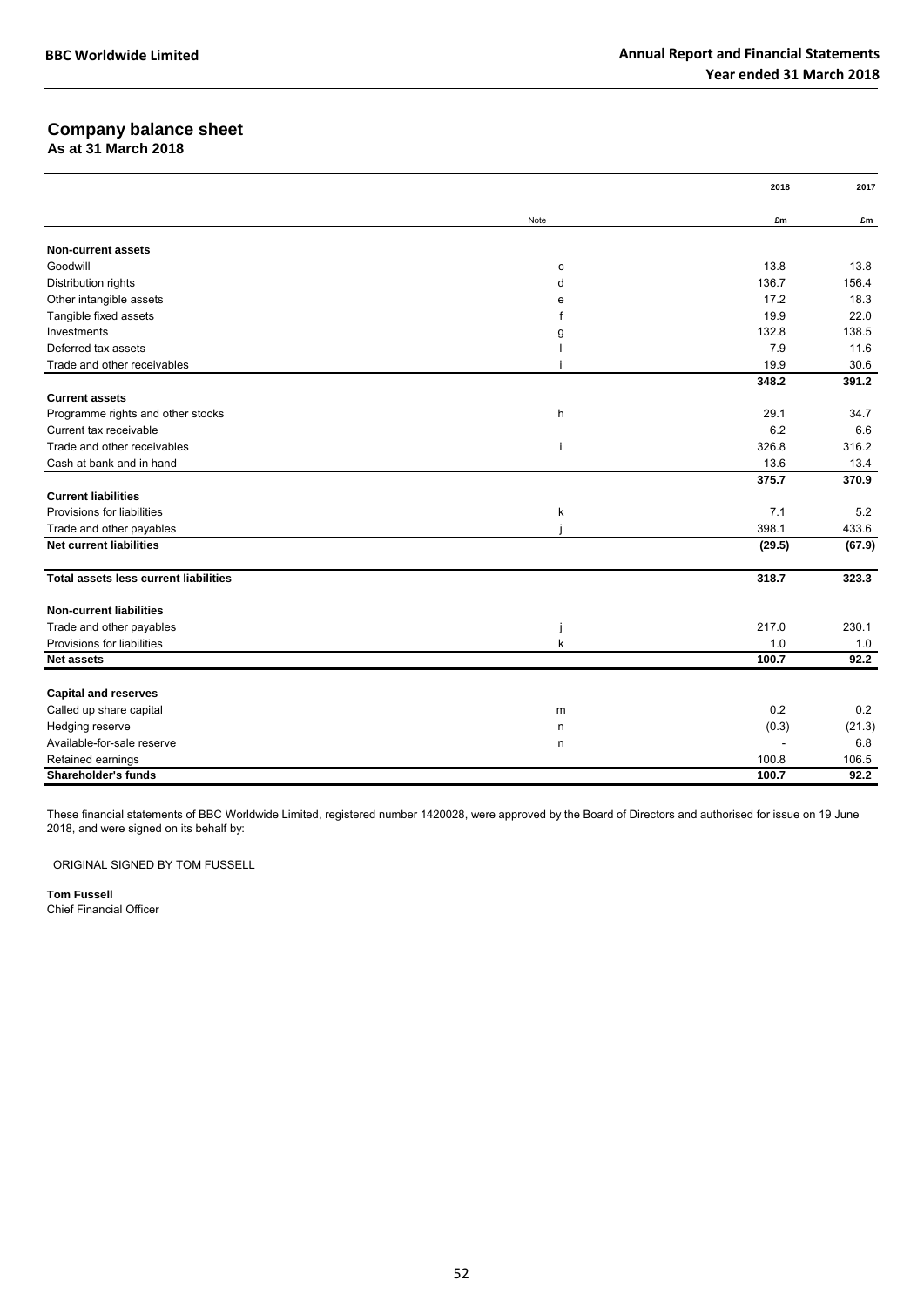## Company balance sheet

**As at 31 March 2018**

| | Note | 2018 | 2017 |
|---|---|---|---|
| | | £m | £m |
| **Non-current assets** | | | |
| Goodwill | c | 13.8 | 13.8 |
| Distribution rights | d | 136.7 | 156.4 |
| Other intangible assets | e | 17.2 | 18.3 |
| Tangible fixed assets | f | 19.9 | 22.0 |
| Investments | g | 132.8 | 138.5 |
| Deferred tax assets | l | 7.9 | 11.6 |
| Trade and other receivables | i | 19.9 | 30.6 |
| | | **348.2** | **391.2** |
| **Current assets** | | | |
| Programme rights and other stocks | h | 29.1 | 34.7 |
| Current tax receivable | | 6.2 | 6.6 |
| Trade and other receivables | i | 326.8 | 316.2 |
| Cash at bank and in hand | | 13.6 | 13.4 |
| | | **375.7** | **370.9** |
| **Current liabilities** | | | |
| Provisions for liabilities | k | 7.1 | 5.2 |
| Trade and other payables | j | 398.1 | 433.6 |
| **Net current liabilities** | | **(29.5)** | **(67.9)** |
| **Total assets less current liabilities** | | **318.7** | **323.3** |
| **Non-current liabilities** | | | |
| Trade and other payables | j | 217.0 | 230.1 |
| Provisions for liabilities | k | 1.0 | 1.0 |
| **Net assets** | | **100.7** | **92.2** |
| **Capital and reserves** | | | |
| Called up share capital | m | 0.2 | 0.2 |
| Hedging reserve | n | (0.3) | (21.3) |
| Available-for-sale reserve | n | - | 6.8 |
| Retained earnings | | 100.8 | 106.5 |
| **Shareholder's funds** | | **100.7** | **92.2** |

These financial statements of BBC Worldwide Limited, registered number 1420028, were approved by the Board of Directors and authorised for issue on 19 June 2018, and were signed on its behalf by:

ORIGINAL SIGNED BY TOM FUSSELL

**Tom Fussell**
Chief Financial Officer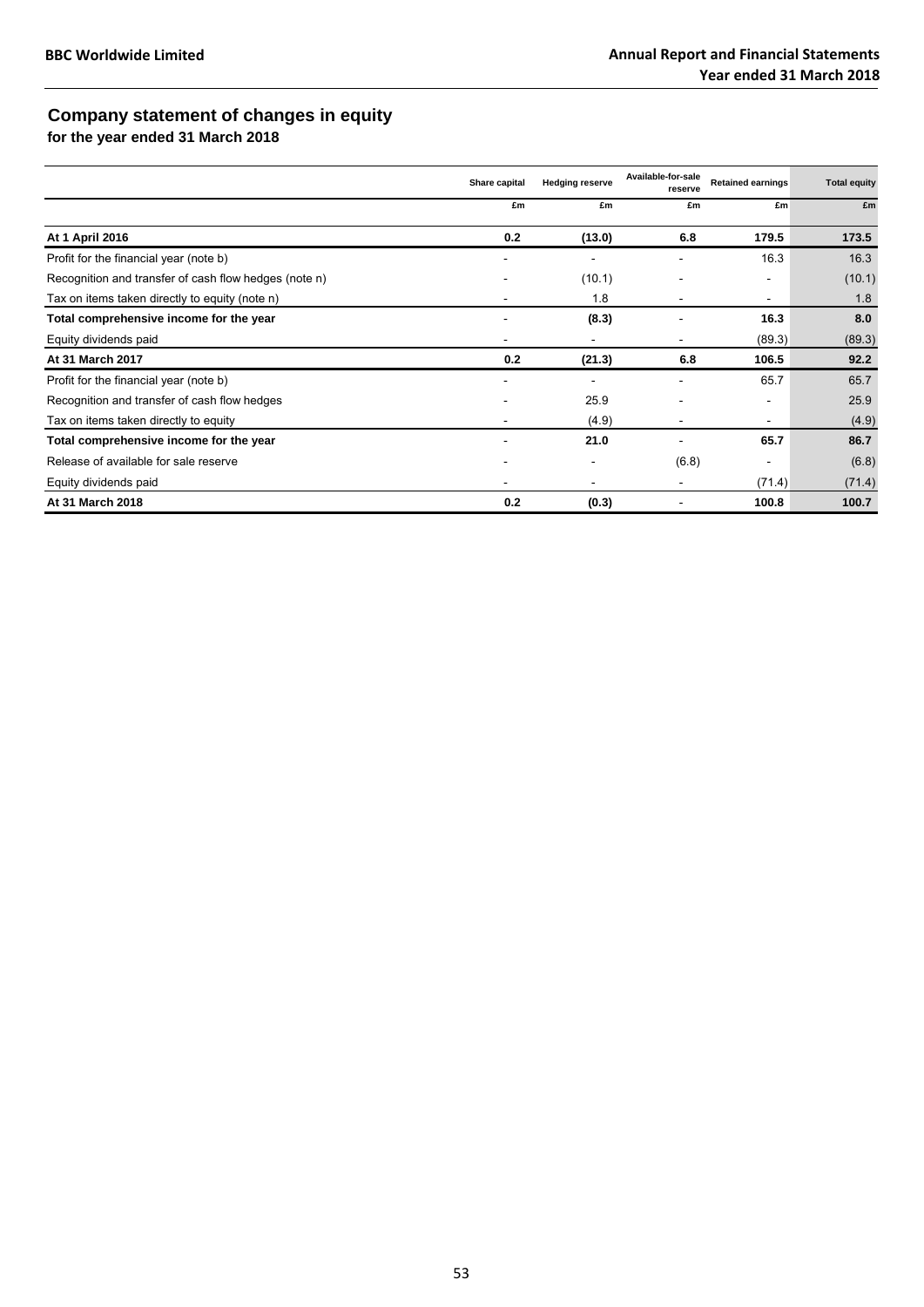## Company statement of changes in equity

**for the year ended 31 March 2018**

| | Share capital | Hedging reserve | Available-for-sale reserve | Retained earnings | Total equity |
|---|---|---|---|---|---|
| | £m | £m | £m | £m | £m |
| **At 1 April 2016** | **0.2** | **(13.0)** | **6.8** | **179.5** | **173.5** |
| Profit for the financial year (note b) | - | - | - | 16.3 | 16.3 |
| Recognition and transfer of cash flow hedges (note n) | - | (10.1) | - | - | (10.1) |
| Tax on items taken directly to equity (note n) | - | 1.8 | - | - | 1.8 |
| **Total comprehensive income for the year** | - | **(8.3)** | - | **16.3** | **8.0** |
| Equity dividends paid | - | - | - | (89.3) | (89.3) |
| **At 31 March 2017** | **0.2** | **(21.3)** | **6.8** | **106.5** | **92.2** |
| Profit for the financial year (note b) | - | - | - | 65.7 | 65.7 |
| Recognition and transfer of cash flow hedges | - | 25.9 | - | - | 25.9 |
| Tax on items taken directly to equity | - | (4.9) | - | - | (4.9) |
| **Total comprehensive income for the year** | - | **21.0** | - | **65.7** | **86.7** |
| Release of available for sale reserve | - | - | (6.8) | - | (6.8) |
| Equity dividends paid | - | - | - | (71.4) | (71.4) |
| **At 31 March 2018** | **0.2** | **(0.3)** | - | **100.8** | **100.7** |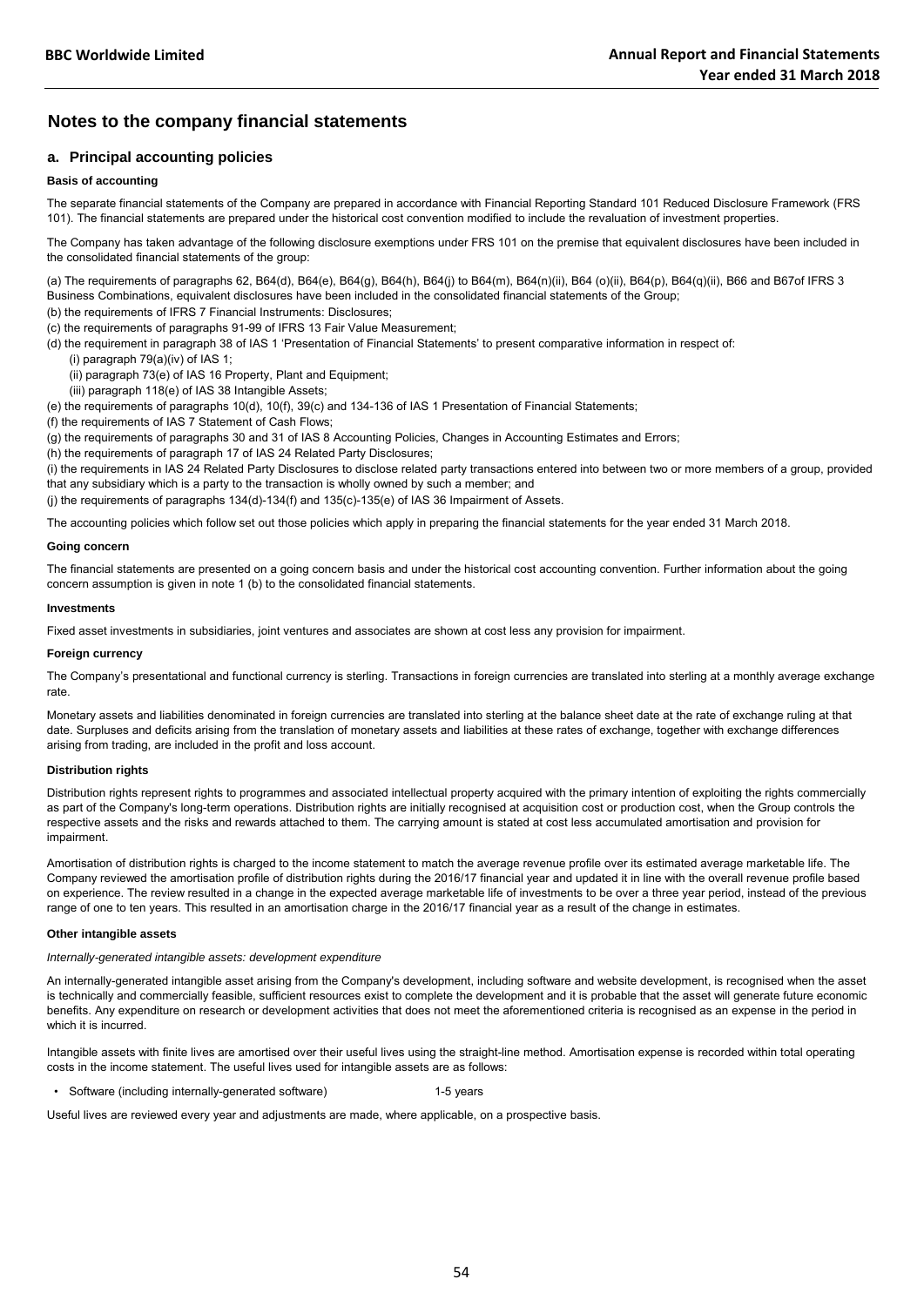## Notes to the company financial statements

### a. Principal accounting policies

#### Basis of accounting

The separate financial statements of the Company are prepared in accordance with Financial Reporting Standard 101 Reduced Disclosure Framework (FRS 101). The financial statements are prepared under the historical cost convention modified to include the revaluation of investment properties.

The Company has taken advantage of the following disclosure exemptions under FRS 101 on the premise that equivalent disclosures have been included in the consolidated financial statements of the group:

(a) The requirements of paragraphs 62, B64(d), B64(e), B64(g), B64(h), B64(j) to B64(m), B64(n)(ii), B64 (o)(ii), B64(p), B64(q)(ii), B66 and B67of IFRS 3 Business Combinations, equivalent disclosures have been included in the consolidated financial statements of the Group;

(b) the requirements of IFRS 7 Financial Instruments: Disclosures;

(c) the requirements of paragraphs 91-99 of IFRS 13 Fair Value Measurement;

(d) the requirement in paragraph 38 of IAS 1 'Presentation of Financial Statements' to present comparative information in respect of:

(i) paragraph 79(a)(iv) of IAS 1;

(ii) paragraph 73(e) of IAS 16 Property, Plant and Equipment;

(iii) paragraph 118(e) of IAS 38 Intangible Assets;

(e) the requirements of paragraphs 10(d), 10(f), 39(c) and 134-136 of IAS 1 Presentation of Financial Statements;

(f) the requirements of IAS 7 Statement of Cash Flows;

(g) the requirements of paragraphs 30 and 31 of IAS 8 Accounting Policies, Changes in Accounting Estimates and Errors;

(h) the requirements of paragraph 17 of IAS 24 Related Party Disclosures;

(i) the requirements in IAS 24 Related Party Disclosures to disclose related party transactions entered into between two or more members of a group, provided that any subsidiary which is a party to the transaction is wholly owned by such a member; and

(j) the requirements of paragraphs 134(d)-134(f) and 135(c)-135(e) of IAS 36 Impairment of Assets.

The accounting policies which follow set out those policies which apply in preparing the financial statements for the year ended 31 March 2018.

#### Going concern

The financial statements are presented on a going concern basis and under the historical cost accounting convention. Further information about the going concern assumption is given in note 1 (b) to the consolidated financial statements.

#### Investments

Fixed asset investments in subsidiaries, joint ventures and associates are shown at cost less any provision for impairment.

#### Foreign currency

The Company's presentational and functional currency is sterling. Transactions in foreign currencies are translated into sterling at a monthly average exchange rate.

Monetary assets and liabilities denominated in foreign currencies are translated into sterling at the balance sheet date at the rate of exchange ruling at that date. Surpluses and deficits arising from the translation of monetary assets and liabilities at these rates of exchange, together with exchange differences arising from trading, are included in the profit and loss account.

#### Distribution rights

Distribution rights represent rights to programmes and associated intellectual property acquired with the primary intention of exploiting the rights commercially as part of the Company's long-term operations. Distribution rights are initially recognised at acquisition cost or production cost, when the Group controls the respective assets and the risks and rewards attached to them. The carrying amount is stated at cost less accumulated amortisation and provision for impairment.

Amortisation of distribution rights is charged to the income statement to match the average revenue profile over its estimated average marketable life. The Company reviewed the amortisation profile of distribution rights during the 2016/17 financial year and updated it in line with the overall revenue profile based on experience. The review resulted in a change in the expected average marketable life of investments to be over a three year period, instead of the previous range of one to ten years. This resulted in an amortisation charge in the 2016/17 financial year as a result of the change in estimates.

#### Other intangible assets

*Internally-generated intangible assets: development expenditure*

An internally-generated intangible asset arising from the Company's development, including software and website development, is recognised when the asset is technically and commercially feasible, sufficient resources exist to complete the development and it is probable that the asset will generate future economic benefits. Any expenditure on research or development activities that does not meet the aforementioned criteria is recognised as an expense in the period in which it is incurred.

Intangible assets with finite lives are amortised over their useful lives using the straight-line method. Amortisation expense is recorded within total operating costs in the income statement. The useful lives used for intangible assets are as follows:

- Software (including internally-generated software) 1-5 years

Useful lives are reviewed every year and adjustments are made, where applicable, on a prospective basis.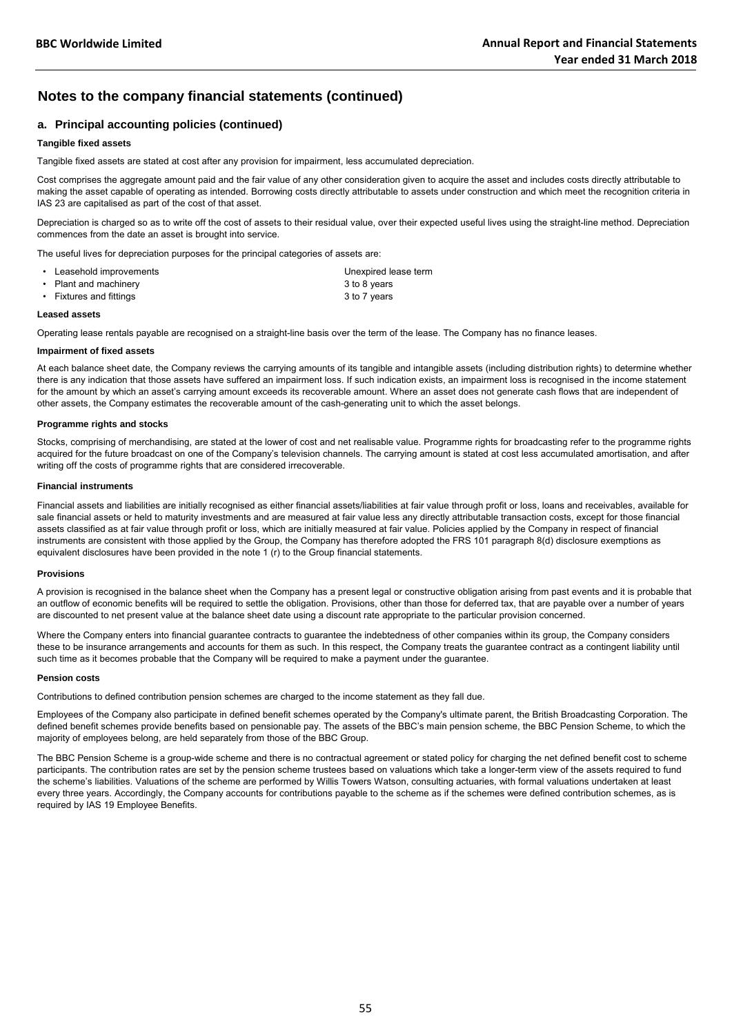# Notes to the company financial statements (continued)

## a. Principal accounting policies (continued)

**Tangible fixed assets**

Tangible fixed assets are stated at cost after any provision for impairment, less accumulated depreciation.

Cost comprises the aggregate amount paid and the fair value of any other consideration given to acquire the asset and includes costs directly attributable to making the asset capable of operating as intended. Borrowing costs directly attributable to assets under construction and which meet the recognition criteria in IAS 23 are capitalised as part of the cost of that asset.

Depreciation is charged so as to write off the cost of assets to their residual value, over their expected useful lives using the straight-line method. Depreciation commences from the date an asset is brought into service.

The useful lives for depreciation purposes for the principal categories of assets are:

| | |
|---|---|
| • Leasehold improvements | Unexpired lease term |
| • Plant and machinery | 3 to 8 years |
| • Fixtures and fittings | 3 to 7 years |

**Leased assets**

Operating lease rentals payable are recognised on a straight-line basis over the term of the lease. The Company has no finance leases.

**Impairment of fixed assets**

At each balance sheet date, the Company reviews the carrying amounts of its tangible and intangible assets (including distribution rights) to determine whether there is any indication that those assets have suffered an impairment loss. If such indication exists, an impairment loss is recognised in the income statement for the amount by which an asset's carrying amount exceeds its recoverable amount. Where an asset does not generate cash flows that are independent of other assets, the Company estimates the recoverable amount of the cash-generating unit to which the asset belongs.

**Programme rights and stocks**

Stocks, comprising of merchandising, are stated at the lower of cost and net realisable value. Programme rights for broadcasting refer to the programme rights acquired for the future broadcast on one of the Company's television channels. The carrying amount is stated at cost less accumulated amortisation, and after writing off the costs of programme rights that are considered irrecoverable.

**Financial instruments**

Financial assets and liabilities are initially recognised as either financial assets/liabilities at fair value through profit or loss, loans and receivables, available for sale financial assets or held to maturity investments and are measured at fair value less any directly attributable transaction costs, except for those financial assets classified as at fair value through profit or loss, which are initially measured at fair value. Policies applied by the Company in respect of financial instruments are consistent with those applied by the Group, the Company has therefore adopted the FRS 101 paragraph 8(d) disclosure exemptions as equivalent disclosures have been provided in the note 1 (r) to the Group financial statements.

**Provisions**

A provision is recognised in the balance sheet when the Company has a present legal or constructive obligation arising from past events and it is probable that an outflow of economic benefits will be required to settle the obligation. Provisions, other than those for deferred tax, that are payable over a number of years are discounted to net present value at the balance sheet date using a discount rate appropriate to the particular provision concerned.

Where the Company enters into financial guarantee contracts to guarantee the indebtedness of other companies within its group, the Company considers these to be insurance arrangements and accounts for them as such. In this respect, the Company treats the guarantee contract as a contingent liability until such time as it becomes probable that the Company will be required to make a payment under the guarantee.

**Pension costs**

Contributions to defined contribution pension schemes are charged to the income statement as they fall due.

Employees of the Company also participate in defined benefit schemes operated by the Company's ultimate parent, the British Broadcasting Corporation. The defined benefit schemes provide benefits based on pensionable pay. The assets of the BBC's main pension scheme, the BBC Pension Scheme, to which the majority of employees belong, are held separately from those of the BBC Group.

The BBC Pension Scheme is a group-wide scheme and there is no contractual agreement or stated policy for charging the net defined benefit cost to scheme participants. The contribution rates are set by the pension scheme trustees based on valuations which take a longer-term view of the assets required to fund the scheme's liabilities. Valuations of the scheme are performed by Willis Towers Watson, consulting actuaries, with formal valuations undertaken at least every three years. Accordingly, the Company accounts for contributions payable to the scheme as if the schemes were defined contribution schemes, as is required by IAS 19 Employee Benefits.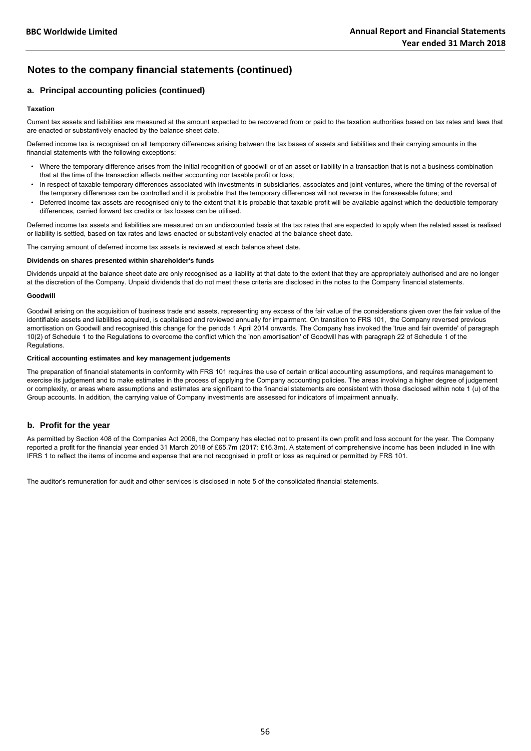## Notes to the company financial statements (continued)

### a. Principal accounting policies (continued)

#### Taxation

Current tax assets and liabilities are measured at the amount expected to be recovered from or paid to the taxation authorities based on tax rates and laws that are enacted or substantively enacted by the balance sheet date.

Deferred income tax is recognised on all temporary differences arising between the tax bases of assets and liabilities and their carrying amounts in the financial statements with the following exceptions:

- Where the temporary difference arises from the initial recognition of goodwill or of an asset or liability in a transaction that is not a business combination that at the time of the transaction affects neither accounting nor taxable profit or loss;
- In respect of taxable temporary differences associated with investments in subsidiaries, associates and joint ventures, where the timing of the reversal of the temporary differences can be controlled and it is probable that the temporary differences will not reverse in the foreseeable future; and
- Deferred income tax assets are recognised only to the extent that it is probable that taxable profit will be available against which the deductible temporary differences, carried forward tax credits or tax losses can be utilised.

Deferred income tax assets and liabilities are measured on an undiscounted basis at the tax rates that are expected to apply when the related asset is realised or liability is settled, based on tax rates and laws enacted or substantively enacted at the balance sheet date.

The carrying amount of deferred income tax assets is reviewed at each balance sheet date.

#### Dividends on shares presented within shareholder's funds

Dividends unpaid at the balance sheet date are only recognised as a liability at that date to the extent that they are appropriately authorised and are no longer at the discretion of the Company. Unpaid dividends that do not meet these criteria are disclosed in the notes to the Company financial statements.

#### Goodwill

Goodwill arising on the acquisition of business trade and assets, representing any excess of the fair value of the considerations given over the fair value of the identifiable assets and liabilities acquired, is capitalised and reviewed annually for impairment. On transition to FRS 101, the Company reversed previous amortisation on Goodwill and recognised this change for the periods 1 April 2014 onwards. The Company has invoked the 'true and fair override' of paragraph 10(2) of Schedule 1 to the Regulations to overcome the conflict which the 'non amortisation' of Goodwill has with paragraph 22 of Schedule 1 of the Regulations.

#### Critical accounting estimates and key management judgements

The preparation of financial statements in conformity with FRS 101 requires the use of certain critical accounting assumptions, and requires management to exercise its judgement and to make estimates in the process of applying the Company accounting policies. The areas involving a higher degree of judgement or complexity, or areas where assumptions and estimates are significant to the financial statements are consistent with those disclosed within note 1 (u) of the Group accounts. In addition, the carrying value of Company investments are assessed for indicators of impairment annually.

### b. Profit for the year

As permitted by Section 408 of the Companies Act 2006, the Company has elected not to present its own profit and loss account for the year. The Company reported a profit for the financial year ended 31 March 2018 of £65.7m (2017: £16.3m). A statement of comprehensive income has been included in line with IFRS 1 to reflect the items of income and expense that are not recognised in profit or loss as required or permitted by FRS 101.

The auditor's remuneration for audit and other services is disclosed in note 5 of the consolidated financial statements.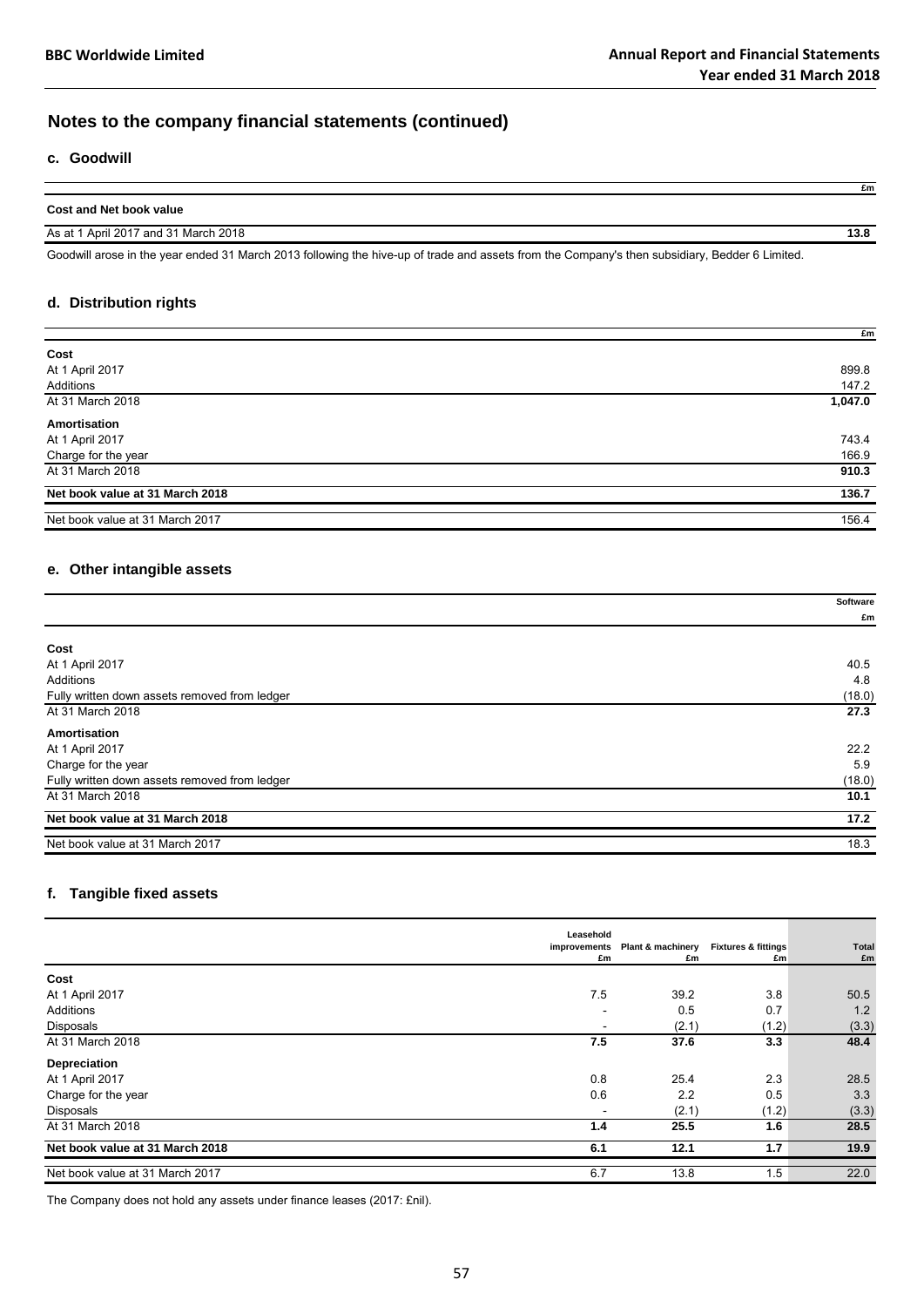## Notes to the company financial statements (continued)

### c. Goodwill

| | £m |
|---|---|
| **Cost and Net book value** | |
| As at 1 April 2017 and 31 March 2018 | **13.8** |

Goodwill arose in the year ended 31 March 2013 following the hive-up of trade and assets from the Company's then subsidiary, Bedder 6 Limited.

### d. Distribution rights

| | £m |
|---|---|
| **Cost** | |
| At 1 April 2017 | 899.8 |
| Additions | 147.2 |
| At 31 March 2018 | **1,047.0** |
| **Amortisation** | |
| At 1 April 2017 | 743.4 |
| Charge for the year | 166.9 |
| At 31 March 2018 | **910.3** |
| **Net book value at 31 March 2018** | **136.7** |
| Net book value at 31 March 2017 | 156.4 |

### e. Other intangible assets

| | Software £m |
|---|---|
| **Cost** | |
| At 1 April 2017 | 40.5 |
| Additions | 4.8 |
| Fully written down assets removed from ledger | (18.0) |
| At 31 March 2018 | **27.3** |
| **Amortisation** | |
| At 1 April 2017 | 22.2 |
| Charge for the year | 5.9 |
| Fully written down assets removed from ledger | (18.0) |
| At 31 March 2018 | **10.1** |
| **Net book value at 31 March 2018** | **17.2** |
| Net book value at 31 March 2017 | 18.3 |

### f. Tangible fixed assets

| | Leasehold improvements £m | Plant & machinery £m | Fixtures & fittings £m | Total £m |
|---|---|---|---|---|
| **Cost** | | | | |
| At 1 April 2017 | 7.5 | 39.2 | 3.8 | 50.5 |
| Additions | - | 0.5 | 0.7 | 1.2 |
| Disposals | - | (2.1) | (1.2) | (3.3) |
| At 31 March 2018 | **7.5** | **37.6** | **3.3** | **48.4** |
| **Depreciation** | | | | |
| At 1 April 2017 | 0.8 | 25.4 | 2.3 | 28.5 |
| Charge for the year | 0.6 | 2.2 | 0.5 | 3.3 |
| Disposals | - | (2.1) | (1.2) | (3.3) |
| At 31 March 2018 | **1.4** | **25.5** | **1.6** | **28.5** |
| **Net book value at 31 March 2018** | **6.1** | **12.1** | **1.7** | **19.9** |
| Net book value at 31 March 2017 | 6.7 | 13.8 | 1.5 | 22.0 |

The Company does not hold any assets under finance leases (2017: £nil).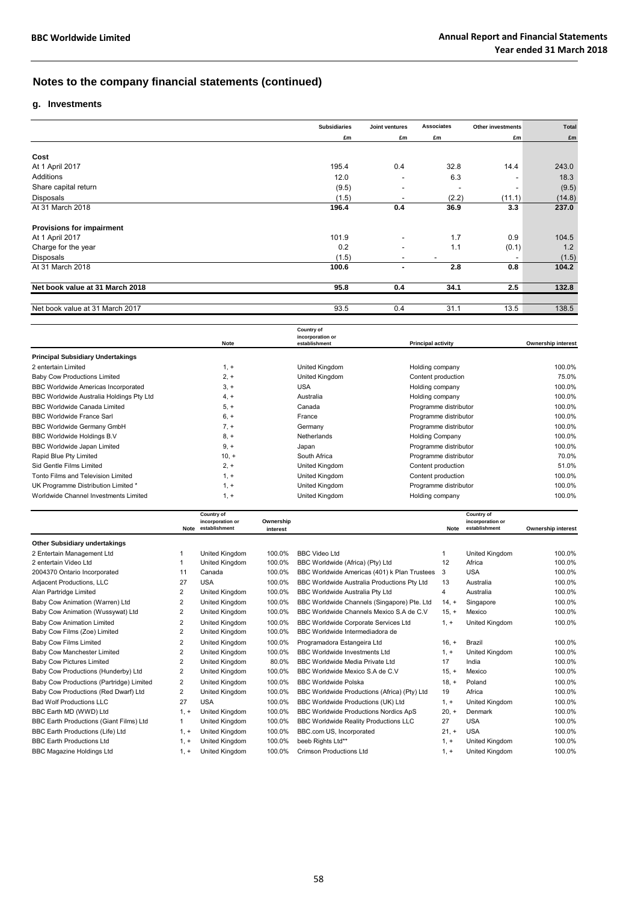# Notes to the company financial statements (continued)

## g. Investments

| | Subsidiaries | Joint ventures | Associates | Other investments | Total |
|---|---|---|---|---|---|
| | £m | £m | £m | £m | £m |
| **Cost** | | | | | |
| At 1 April 2017 | 195.4 | 0.4 | 32.8 | 14.4 | 243.0 |
| Additions | 12.0 | - | 6.3 | - | 18.3 |
| Share capital return | (9.5) | - | - | - | (9.5) |
| Disposals | (1.5) | - | (2.2) | (11.1) | (14.8) |
| At 31 March 2018 | **196.4** | **0.4** | **36.9** | **3.3** | **237.0** |
| **Provisions for impairment** | | | | | |
| At 1 April 2017 | 101.9 | - | 1.7 | 0.9 | 104.5 |
| Charge for the year | 0.2 | - | 1.1 | (0.1) | 1.2 |
| Disposals | (1.5) | - | - | - | (1.5) |
| At 31 March 2018 | **100.6** | **-** | **2.8** | **0.8** | **104.2** |
| **Net book value at 31 March 2018** | **95.8** | **0.4** | **34.1** | **2.5** | **132.8** |
| Net book value at 31 March 2017 | 93.5 | 0.4 | 31.1 | 13.5 | 138.5 |

| | Note | Country of incorporation or establishment | Principal activity | Ownership interest |
|---|---|---|---|---|
| **Principal Subsidiary Undertakings** | | | | |
| 2 entertain Limited | 1, + | United Kingdom | Holding company | 100.0% |
| Baby Cow Productions Limited | 2, + | United Kingdom | Content production | 75.0% |
| BBC Worldwide Americas Incorporated | 3, + | USA | Holding company | 100.0% |
| BBC Worldwide Australia Holdings Pty Ltd | 4, + | Australia | Holding company | 100.0% |
| BBC Worldwide Canada Limited | 5, + | Canada | Programme distributor | 100.0% |
| BBC Worldwide France Sarl | 6, + | France | Programme distributor | 100.0% |
| BBC Worldwide Germany GmbH | 7, + | Germany | Programme distributor | 100.0% |
| BBC Worldwide Holdings B.V | 8, + | Netherlands | Holding Company | 100.0% |
| BBC Worldwide Japan Limited | 9, + | Japan | Programme distributor | 100.0% |
| Rapid Blue Pty Limited | 10, + | South Africa | Programme distributor | 70.0% |
| Sid Gentle Films Limited | 2, + | United Kingdom | Content production | 51.0% |
| Tonto Films and Television Limited | 1, + | United Kingdom | Content production | 100.0% |
| UK Programme Distribution Limited * | 1, + | United Kingdom | Programme distributor | 100.0% |
| Worldwide Channel Investments Limited | 1, + | United Kingdom | Holding company | 100.0% |

| | Note | Country of incorporation or establishment | Ownership interest | | Note | Country of incorporation or establishment | Ownership interest |
|---|---|---|---|---|---|---|---|
| **Other Subsidiary undertakings** | | | | | | | |
| 2 Entertain Management Ltd | 1 | United Kingdom | 100.0% | BBC Video Ltd | 1 | United Kingdom | 100.0% |
| 2 entertain Video Ltd | 1 | United Kingdom | 100.0% | BBC Worldwide (Africa) (Pty) Ltd | 12 | Africa | 100.0% |
| 2004370 Ontario Incorporated | 11 | Canada | 100.0% | BBC Worldwide Americas (401) k Plan Trustees | 3 | USA | 100.0% |
| Adjacent Productions, LLC | 27 | USA | 100.0% | BBC Worldwide Australia Productions Pty Ltd | 13 | Australia | 100.0% |
| Alan Partridge Limited | 2 | United Kingdom | 100.0% | BBC Worldwide Australia Pty Ltd | 4 | Australia | 100.0% |
| Baby Cow Animation (Warren) Ltd | 2 | United Kingdom | 100.0% | BBC Worldwide Channels (Singapore) Pte. Ltd | 14, + | Singapore | 100.0% |
| Baby Cow Animation (Wussywat) Ltd | 2 | United Kingdom | 100.0% | BBC Worldwide Channels Mexico S.A de C.V | 15, + | Mexico | 100.0% |
| Baby Cow Animation Limited | 2 | United Kingdom | 100.0% | BBC Worldwide Corporate Services Ltd | 1, + | United Kingdom | 100.0% |
| Baby Cow Films (Zoe) Limited | 2 | United Kingdom | 100.0% | BBC Worldwide Intermediadora de Programadora Estangeira Ltd | 16, + | Brazil | 100.0% |
| Baby Cow Films Limited | 2 | United Kingdom | 100.0% | | | | |
| Baby Cow Manchester Limited | 2 | United Kingdom | 100.0% | BBC Worldwide Investments Ltd | 1, + | United Kingdom | 100.0% |
| Baby Cow Pictures Limited | 2 | United Kingdom | 80.0% | BBC Worldwide Media Private Ltd | 17 | India | 100.0% |
| Baby Cow Productions (Hunderby) Ltd | 2 | United Kingdom | 100.0% | BBC Worldwide Mexico S.A de C.V | 15, + | Mexico | 100.0% |
| Baby Cow Productions (Partridge) Limited | 2 | United Kingdom | 100.0% | BBC Worldwide Polska | 18, + | Poland | 100.0% |
| Baby Cow Productions (Red Dwarf) Ltd | 2 | United Kingdom | 100.0% | BBC Worldwide Productions (Africa) (Pty) Ltd | 19 | Africa | 100.0% |
| Bad Wolf Productions LLC | 27 | USA | 100.0% | BBC Worldwide Productions (UK) Ltd | 1, + | United Kingdom | 100.0% |
| BBC Earth MD (WWD) Ltd | 1, + | United Kingdom | 100.0% | BBC Worldwide Productions Nordics ApS | 20, + | Denmark | 100.0% |
| BBC Earth Productions (Giant Films) Ltd | 1 | United Kingdom | 100.0% | BBC Worldwide Reality Productions LLC | 27 | USA | 100.0% |
| BBC Earth Productions (Life) Ltd | 1, + | United Kingdom | 100.0% | BBC.com US, Incorporated | 21, + | USA | 100.0% |
| BBC Earth Productions Ltd | 1, + | United Kingdom | 100.0% | beeb Rights Ltd** | 1, + | United Kingdom | 100.0% |
| BBC Magazine Holdings Ltd | 1, + | United Kingdom | 100.0% | Crimson Productions Ltd | 1, + | United Kingdom | 100.0% |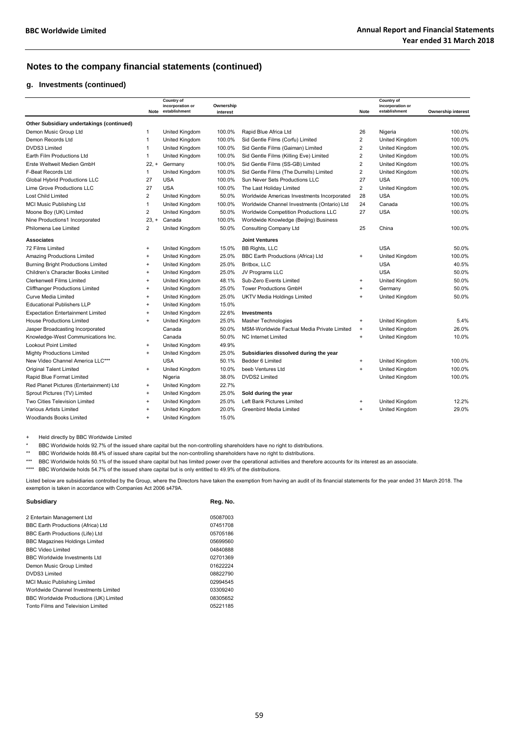## Notes to the company financial statements (continued)

### g. Investments (continued)

|  | Note | Country of incorporation or establishment | Ownership interest |  | Note | Country of incorporation or establishment | Ownership interest |
|---|---|---|---|---|---|---|---|
| **Other Subsidiary undertakings (continued)** | | | | | | | |
| Demon Music Group Ltd | 1 | United Kingdom | 100.0% | Rapid Blue Africa Ltd | 26 | Nigeria | 100.0% |
| Demon Records Ltd | 1 | United Kingdom | 100.0% | Sid Gentle Films (Corfu) Limited | 2 | United Kingdom | 100.0% |
| DVDS3 Limited | 1 | United Kingdom | 100.0% | Sid Gentle Films (Gaiman) Limited | 2 | United Kingdom | 100.0% |
| Earth Film Productions Ltd | 1 | United Kingdom | 100.0% | Sid Gentle Films (Killing Eve) Limited | 2 | United Kingdom | 100.0% |
| Erste Weltweit Medien GmbH | 22, + | Germany | 100.0% | Sid Gentle Films (SS-GB) Limited | 2 | United Kingdom | 100.0% |
| F-Beat Records Ltd | 1 | United Kingdom | 100.0% | Sid Gentle Films (The Durrells) Limited | 2 | United Kingdom | 100.0% |
| Global Hybrid Productions LLC | 27 | USA | 100.0% | Sun Never Sets Productions LLC | 27 | USA | 100.0% |
| Lime Grove Productions LLC | 27 | USA | 100.0% | The Last Holiday Limited | 2 | United Kingdom | 100.0% |
| Lost Child Limited | 2 | United Kingdom | 50.0% | Worldwide Americas Investments Incorporated | 28 | USA | 100.0% |
| MCI Music Publishing Ltd | 1 | United Kingdom | 100.0% | Worldwide Channel Investments (Ontario) Ltd | 24 | Canada | 100.0% |
| Moone Boy (UK) Limited | 2 | United Kingdom | 50.0% | Worldwide Competition Productions LLC | 27 | USA | 100.0% |
| Nine Productions1 Incorporated | 23, + | Canada | 100.0% | Worldwide Knowledge (Beijing) Business | | | |
| Philomena Lee Limited | 2 | United Kingdom | 50.0% | Consulting Company Ltd | 25 | China | 100.0% |
| **Associates** | | | | **Joint Ventures** | | | |
| 72 Films Limited | + | United Kingdom | 15.0% | BB Rights, LLC | | USA | 50.0% |
| Amazing Productions Limited | + | United Kingdom | 25.0% | BBC Earth Productions (Africa) Ltd | + | United Kingdom | 100.0% |
| Burning Bright Productions Limited | + | United Kingdom | 25.0% | Britbox, LLC | | USA | 40.5% |
| Children's Character Books Limited | + | United Kingdom | 25.0% | JV Programs LLC | | USA | 50.0% |
| Clerkenwell Films Limited | + | United Kingdom | 48.1% | Sub-Zero Events Limited | + | United Kingdom | 50.0% |
| Cliffhanger Productions Limited | + | United Kingdom | 25.0% | Tower Productions GmbH | + | Germany | 50.0% |
| Curve Media Limited | + | United Kingdom | 25.0% | UKTV Media Holdings Limited | + | United Kingdom | 50.0% |
| Educational Publishers LLP | + | United Kingdom | 15.0% | | | | |
| Expectation Entertainment Limited | + | United Kingdom | 22.6% | **Investments** | | | |
| House Productions Limited | + | United Kingdom | 25.0% | Masher Technologies | + | United Kingdom | 5.4% |
| Jasper Broadcasting Incorporated | | Canada | 50.0% | MSM-Worldwide Factual Media Private Limited | + | United Kingdom | 26.0% |
| Knowledge-West Communications Inc. | | Canada | 50.0% | NC Internet Limited | + | United Kingdom | 10.0% |
| Lookout Point Limited | + | United Kingdom | 49.9% | | | | |
| Mighty Productions Limited | + | United Kingdom | 25.0% | **Subsidiaries dissolved during the year** | | | |
| New Video Channel America LLC*** | | USA | 50.1% | Bedder 6 Limited | + | United Kingdom | 100.0% |
| Original Talent Limited | + | United Kingdom | 10.0% | beeb Ventures Ltd | + | United Kingdom | 100.0% |
| Rapid Blue Format Limited | | Nigeria | 38.0% | DVDS2 Limited | | United Kingdom | 100.0% |
| Red Planet Pictures (Entertainment) Ltd | + | United Kingdom | 22.7% | | | | |
| Sprout Pictures (TV) Limited | + | United Kingdom | 25.0% | **Sold during the year** | | | |
| Two Cities Television Limited | + | United Kingdom | 25.0% | Left Bank Pictures Limited | + | United Kingdom | 12.2% |
| Various Artists Limited | + | United Kingdom | 20.0% | Greenbird Media Limited | + | United Kingdom | 29.0% |
| Woodlands Books Limited | + | United Kingdom | 15.0% | | | | |

\+ Held directly by BBC Worldwide Limited

\* BBC Worldwide holds 92.7% of the issued share capital but the non-controlling shareholders have no right to distributions.

\** BBC Worldwide holds 88.4% of issued share capital but the non-controlling shareholders have no right to distributions.

\*** BBC Worldwide holds 50.1% of the issued share capital but has limited power over the operational activities and therefore accounts for its interest as an associate.

\**** BBC Worldwide holds 54.7% of the issued share capital but is only entitled to 49.9% of the distributions.

Listed below are subsidiaries controlled by the Group, where the Directors have taken the exemption from having an audit of its financial statements for the year ended 31 March 2018. The exemption is taken in accordance with Companies Act 2006 s479A.

| Subsidiary | Reg. No. |
|---|---|
| 2 Entertain Management Ltd | 05087003 |
| BBC Earth Productions (Africa) Ltd | 07451708 |
| BBC Earth Productions (Life) Ltd | 05705186 |
| BBC Magazines Holdings Limited | 05699560 |
| BBC Video Limited | 04840888 |
| BBC Worldwide Investments Ltd | 02701369 |
| Demon Music Group Limited | 01622224 |
| DVDS3 Limited | 08822790 |
| MCI Music Publishing Limited | 02994545 |
| Worldwide Channel Investments Limited | 03309240 |
| BBC Worldwide Productions (UK) Limited | 08305652 |
| Tonto Films and Television Limited | 05221185 |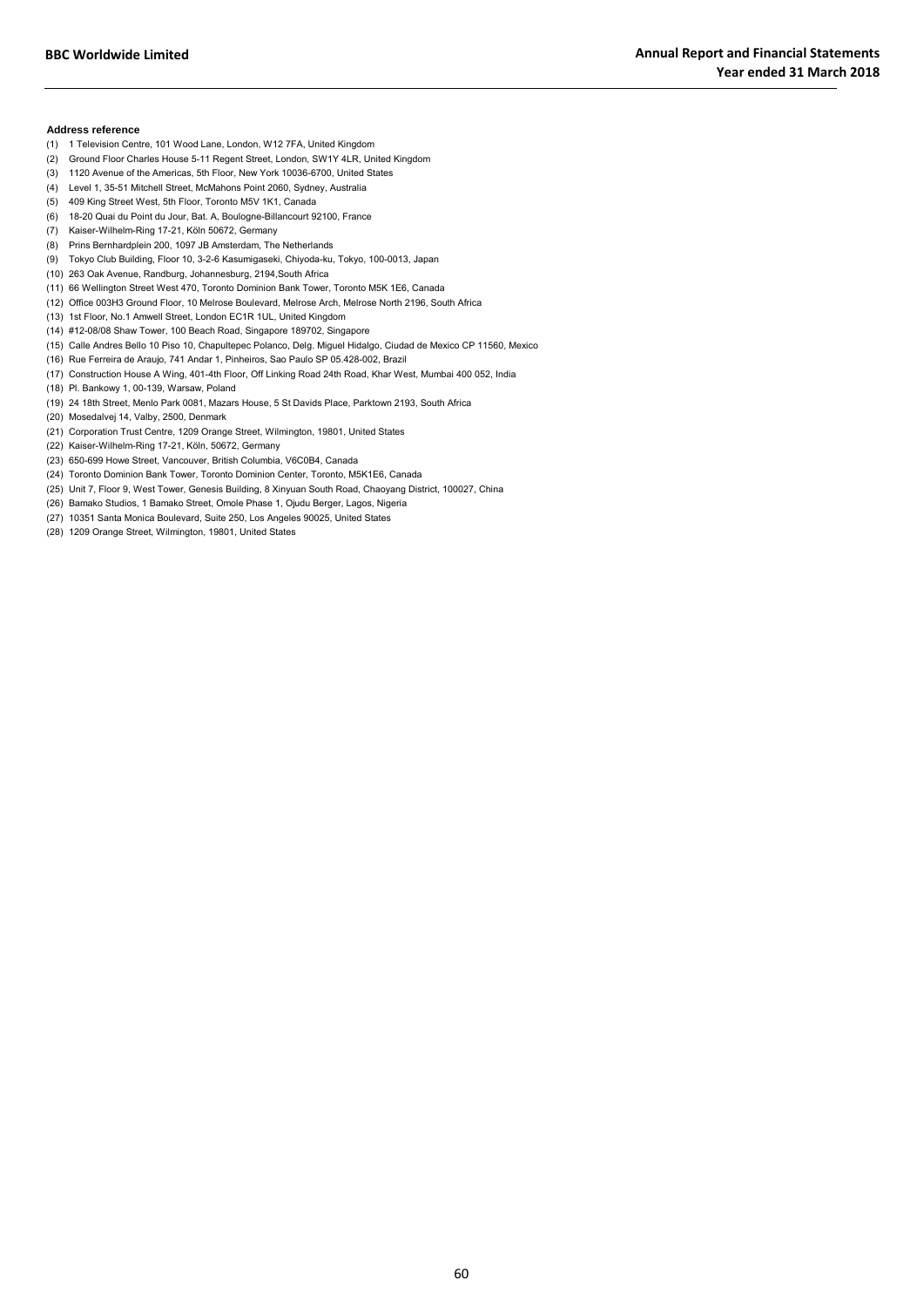**Address reference**

(1) 1 Television Centre, 101 Wood Lane, London, W12 7FA, United Kingdom
(2) Ground Floor Charles House 5-11 Regent Street, London, SW1Y 4LR, United Kingdom
(3) 1120 Avenue of the Americas, 5th Floor, New York 10036-6700, United States
(4) Level 1, 35-51 Mitchell Street, McMahons Point 2060, Sydney, Australia
(5) 409 King Street West, 5th Floor, Toronto M5V 1K1, Canada
(6) 18-20 Quai du Point du Jour, Bat. A, Boulogne-Billancourt 92100, France
(7) Kaiser-Wilhelm-Ring 17-21, Köln 50672, Germany
(8) Prins Bernhardplein 200, 1097 JB Amsterdam, The Netherlands
(9) Tokyo Club Building, Floor 10, 3-2-6 Kasumigaseki, Chiyoda-ku, Tokyo, 100-0013, Japan
(10) 263 Oak Avenue, Randburg, Johannesburg, 2194,South Africa
(11) 66 Wellington Street West 470, Toronto Dominion Bank Tower, Toronto M5K 1E6, Canada
(12) Office 003H3 Ground Floor, 10 Melrose Boulevard, Melrose Arch, Melrose North 2196, South Africa
(13) 1st Floor, No.1 Amwell Street, London EC1R 1UL, United Kingdom
(14) #12-08/08 Shaw Tower, 100 Beach Road, Singapore 189702, Singapore
(15) Calle Andres Bello 10 Piso 10, Chapultepec Polanco, Delg. Miguel Hidalgo, Ciudad de Mexico CP 11560, Mexico
(16) Rue Ferreira de Araujo, 741 Andar 1, Pinheiros, Sao Paulo SP 05.428-002, Brazil
(17) Construction House A Wing, 401-4th Floor, Off Linking Road 24th Road, Khar West, Mumbai 400 052, India
(18) Pl. Bankowy 1, 00-139, Warsaw, Poland
(19) 24 18th Street, Menlo Park 0081, Mazars House, 5 St Davids Place, Parktown 2193, South Africa
(20) Mosedalvej 14, Valby, 2500, Denmark
(21) Corporation Trust Centre, 1209 Orange Street, Wilmington, 19801, United States
(22) Kaiser-Wilhelm-Ring 17-21, Köln, 50672, Germany
(23) 650-699 Howe Street, Vancouver, British Columbia, V6C0B4, Canada
(24) Toronto Dominion Bank Tower, Toronto Dominion Center, Toronto, M5K1E6, Canada
(25) Unit 7, Floor 9, West Tower, Genesis Building, 8 Xinyuan South Road, Chaoyang District, 100027, China
(26) Bamako Studios, 1 Bamako Street, Omole Phase 1, Ojudu Berger, Lagos, Nigeria
(27) 10351 Santa Monica Boulevard, Suite 250, Los Angeles 90025, United States
(28) 1209 Orange Street, Wilmington, 19801, United States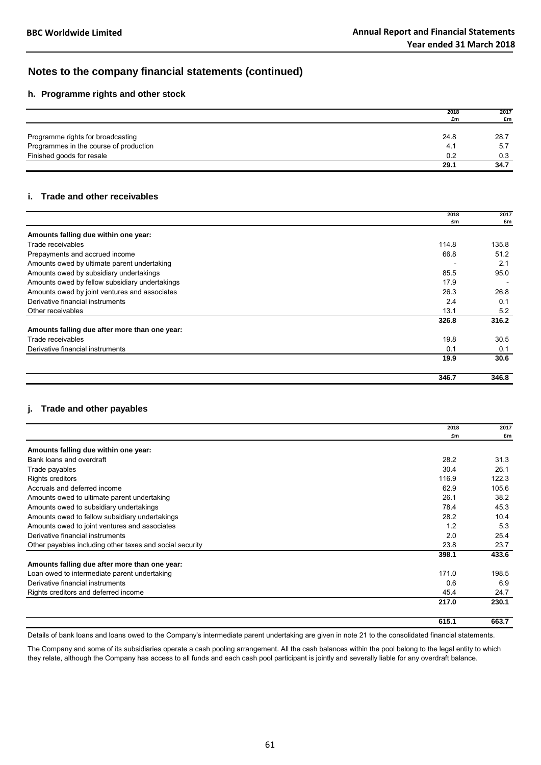## Notes to the company financial statements (continued)

### h. Programme rights and other stock

| | 2018 £m | 2017 £m |
|---|---|---|
| Programme rights for broadcasting | 24.8 | 28.7 |
| Programmes in the course of production | 4.1 | 5.7 |
| Finished goods for resale | 0.2 | 0.3 |
| | **29.1** | **34.7** |

### i. Trade and other receivables

| | 2018 £m | 2017 £m |
|---|---|---|
| **Amounts falling due within one year:** | | |
| Trade receivables | 114.8 | 135.8 |
| Prepayments and accrued income | 66.8 | 51.2 |
| Amounts owed by ultimate parent undertaking | - | 2.1 |
| Amounts owed by subsidiary undertakings | 85.5 | 95.0 |
| Amounts owed by fellow subsidiary undertakings | 17.9 | - |
| Amounts owed by joint ventures and associates | 26.3 | 26.8 |
| Derivative financial instruments | 2.4 | 0.1 |
| Other receivables | 13.1 | 5.2 |
| | **326.8** | **316.2** |
| **Amounts falling due after more than one year:** | | |
| Trade receivables | 19.8 | 30.5 |
| Derivative financial instruments | 0.1 | 0.1 |
| | **19.9** | **30.6** |
| | **346.7** | **346.8** |

### j. Trade and other payables

| | 2018 £m | 2017 £m |
|---|---|---|
| **Amounts falling due within one year:** | | |
| Bank loans and overdraft | 28.2 | 31.3 |
| Trade payables | 30.4 | 26.1 |
| Rights creditors | 116.9 | 122.3 |
| Accruals and deferred income | 62.9 | 105.6 |
| Amounts owed to ultimate parent undertaking | 26.1 | 38.2 |
| Amounts owed to subsidiary undertakings | 78.4 | 45.3 |
| Amounts owed to fellow subsidiary undertakings | 28.2 | 10.4 |
| Amounts owed to joint ventures and associates | 1.2 | 5.3 |
| Derivative financial instruments | 2.0 | 25.4 |
| Other payables including other taxes and social security | 23.8 | 23.7 |
| | **398.1** | **433.6** |
| **Amounts falling due after more than one year:** | | |
| Loan owed to intermediate parent undertaking | 171.0 | 198.5 |
| Derivative financial instruments | 0.6 | 6.9 |
| Rights creditors and deferred income | 45.4 | 24.7 |
| | **217.0** | **230.1** |
| | **615.1** | **663.7** |

Details of bank loans and loans owed to the Company's intermediate parent undertaking are given in note 21 to the consolidated financial statements.

The Company and some of its subsidiaries operate a cash pooling arrangement. All the cash balances within the pool belong to the legal entity to which they relate, although the Company has access to all funds and each cash pool participant is jointly and severally liable for any overdraft balance.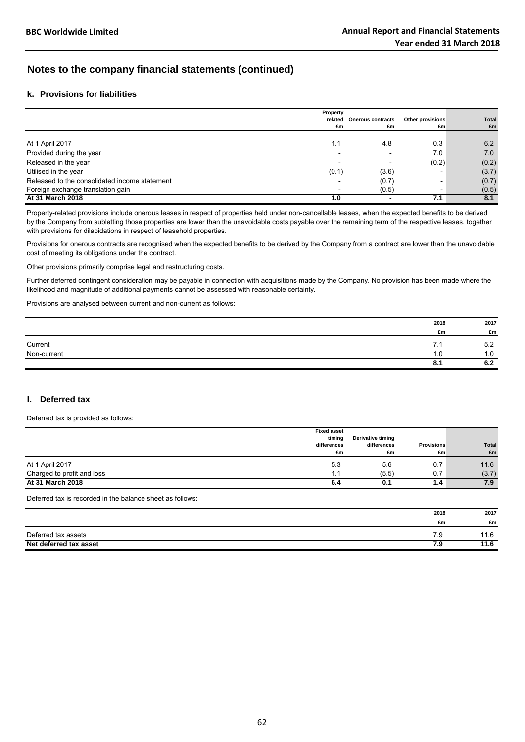# Notes to the company financial statements (continued)

## k. Provisions for liabilities

| | Property related £m | Onerous contracts £m | Other provisions £m | Total £m |
|---|---|---|---|---|
| At 1 April 2017 | 1.1 | 4.8 | 0.3 | 6.2 |
| Provided during the year | - | - | 7.0 | 7.0 |
| Released in the year | - | - | (0.2) | (0.2) |
| Utilised in the year | (0.1) | (3.6) | - | (3.7) |
| Released to the consolidated income statement | - | (0.7) | - | (0.7) |
| Foreign exchange translation gain | - | (0.5) | - | (0.5) |
| **At 31 March 2018** | **1.0** | **-** | **7.1** | **8.1** |

Property-related provisions include onerous leases in respect of properties held under non-cancellable leases, when the expected benefits to be derived by the Company from subletting those properties are lower than the unavoidable costs payable over the remaining term of the respective leases, together with provisions for dilapidations in respect of leasehold properties.

Provisions for onerous contracts are recognised when the expected benefits to be derived by the Company from a contract are lower than the unavoidable cost of meeting its obligations under the contract.

Other provisions primarily comprise legal and restructuring costs.

Further deferred contingent consideration may be payable in connection with acquisitions made by the Company. No provision has been made where the likelihood and magnitude of additional payments cannot be assessed with reasonable certainty.

Provisions are analysed between current and non-current as follows:

| | 2018 £m | 2017 £m |
|---|---|---|
| Current | 7.1 | 5.2 |
| Non-current | 1.0 | 1.0 |
| | **8.1** | **6.2** |

## l. Deferred tax

Deferred tax is provided as follows:

| | Fixed asset timing differences £m | Derivative timing differences £m | Provisions £m | Total £m |
|---|---|---|---|---|
| At 1 April 2017 | 5.3 | 5.6 | 0.7 | 11.6 |
| Charged to profit and loss | 1.1 | (5.5) | 0.7 | (3.7) |
| **At 31 March 2018** | **6.4** | **0.1** | **1.4** | **7.9** |

Deferred tax is recorded in the balance sheet as follows:

| | 2018 £m | 2017 £m |
|---|---|---|
| Deferred tax assets | 7.9 | 11.6 |
| **Net deferred tax asset** | **7.9** | **11.6** |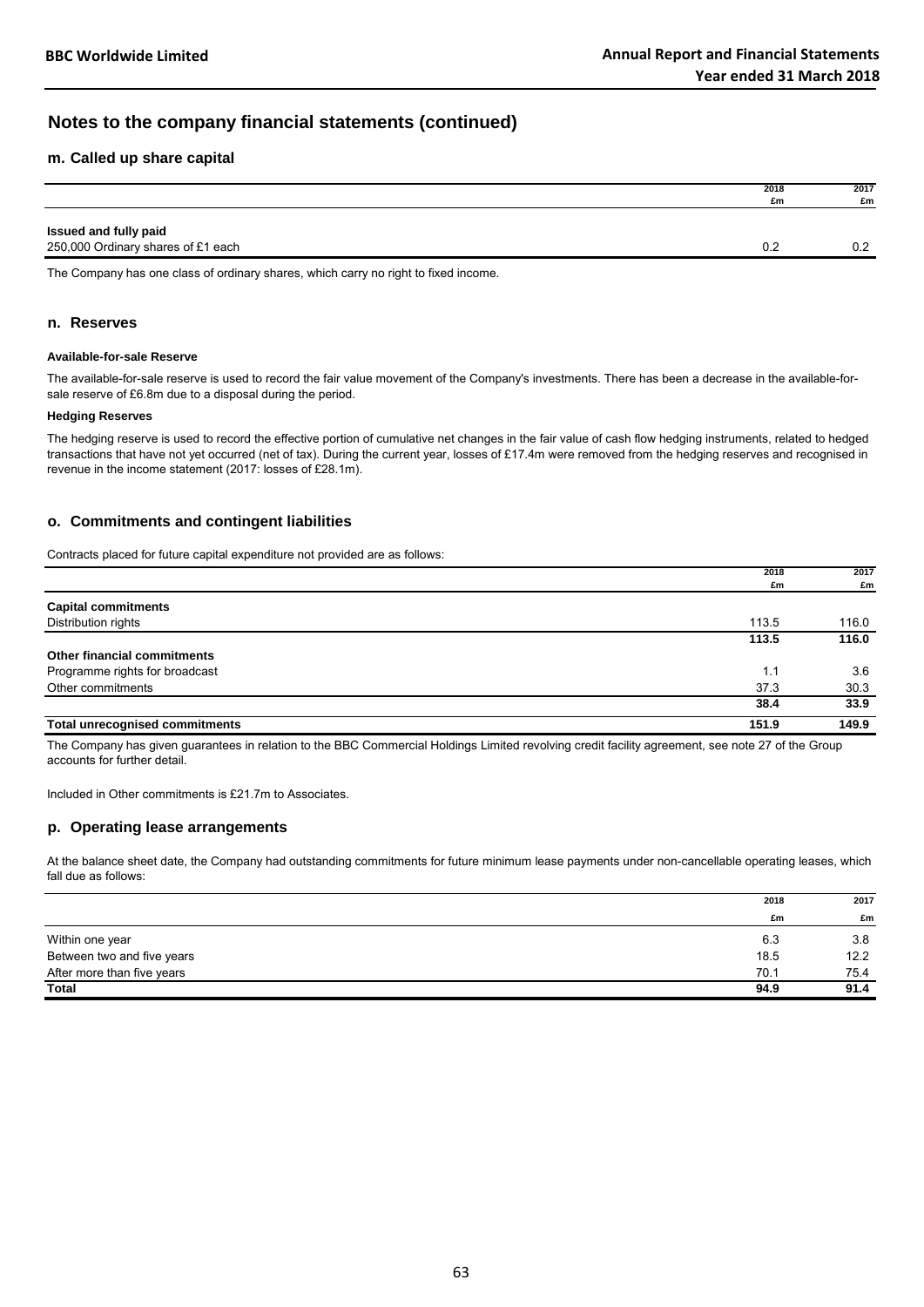# Notes to the company financial statements (continued)

## m. Called up share capital

| | 2018 £m | 2017 £m |
|---|---|---|
| **Issued and fully paid** | | |
| 250,000 Ordinary shares of £1 each | 0.2 | 0.2 |

The Company has one class of ordinary shares, which carry no right to fixed income.

## n. Reserves

**Available-for-sale Reserve**

The available-for-sale reserve is used to record the fair value movement of the Company's investments. There has been a decrease in the available-for-sale reserve of £6.8m due to a disposal during the period.

**Hedging Reserves**

The hedging reserve is used to record the effective portion of cumulative net changes in the fair value of cash flow hedging instruments, related to hedged transactions that have not yet occurred (net of tax). During the current year, losses of £17.4m were removed from the hedging reserves and recognised in revenue in the income statement (2017: losses of £28.1m).

## o. Commitments and contingent liabilities

Contracts placed for future capital expenditure not provided are as follows:

| | 2018 £m | 2017 £m |
|---|---|---|
| **Capital commitments** | | |
| Distribution rights | 113.5 | 116.0 |
| | **113.5** | **116.0** |
| **Other financial commitments** | | |
| Programme rights for broadcast | 1.1 | 3.6 |
| Other commitments | 37.3 | 30.3 |
| | **38.4** | **33.9** |
| **Total unrecognised commitments** | **151.9** | **149.9** |

The Company has given guarantees in relation to the BBC Commercial Holdings Limited revolving credit facility agreement, see note 27 of the Group accounts for further detail.

Included in Other commitments is £21.7m to Associates.

## p. Operating lease arrangements

At the balance sheet date, the Company had outstanding commitments for future minimum lease payments under non-cancellable operating leases, which fall due as follows:

| | 2018 £m | 2017 £m |
|---|---|---|
| Within one year | 6.3 | 3.8 |
| Between two and five years | 18.5 | 12.2 |
| After more than five years | 70.1 | 75.4 |
| **Total** | **94.9** | **91.4** |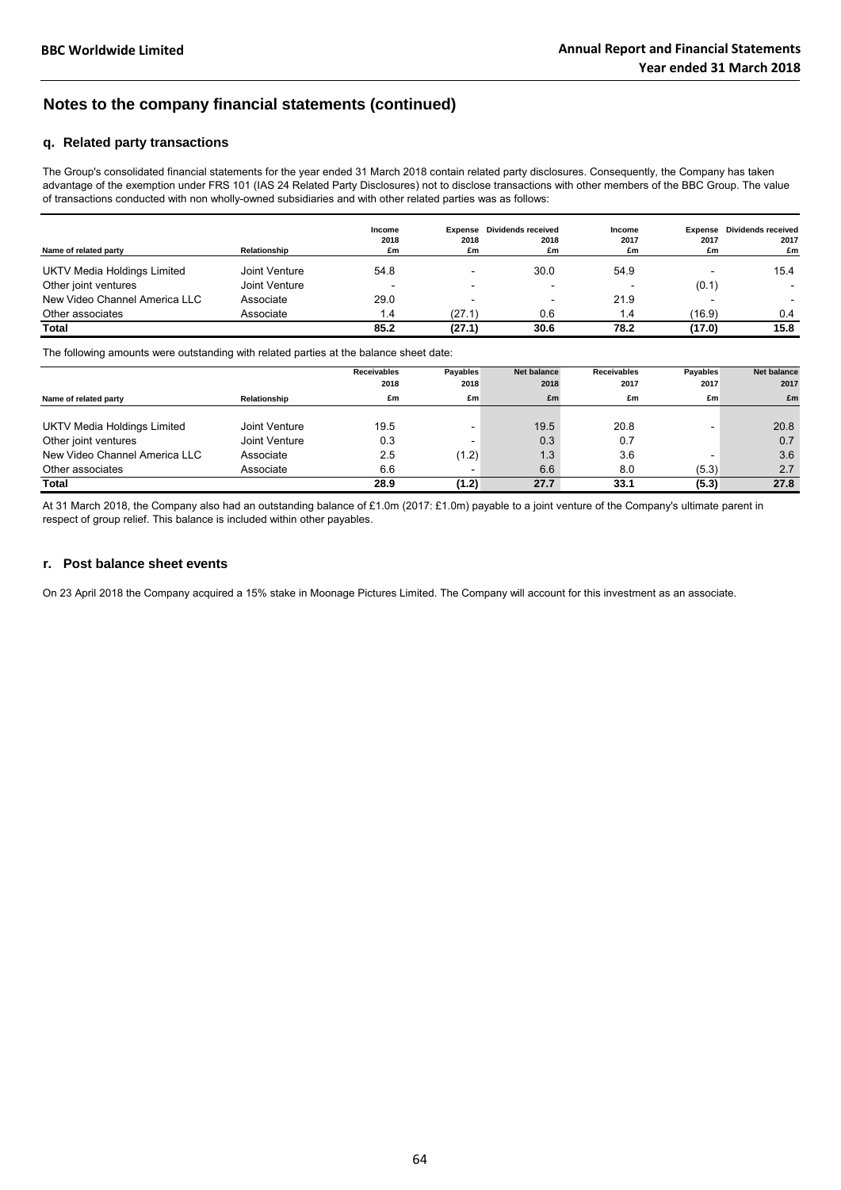## Notes to the company financial statements (continued)

### q. Related party transactions

The Group's consolidated financial statements for the year ended 31 March 2018 contain related party disclosures. Consequently, the Company has taken advantage of the exemption under FRS 101 (IAS 24 Related Party Disclosures) not to disclose transactions with other members of the BBC Group. The value of transactions conducted with non wholly-owned subsidiaries and with other related parties was as follows:

| Name of related party | Relationship | Income 2018 £m | Expense 2018 £m | Dividends received 2018 £m | Income 2017 £m | Expense 2017 £m | Dividends received 2017 £m |
|---|---|---|---|---|---|---|---|
| UKTV Media Holdings Limited | Joint Venture | 54.8 | - | 30.0 | 54.9 | - | 15.4 |
| Other joint ventures | Joint Venture | - | - | - | - | (0.1) | - |
| New Video Channel America LLC | Associate | 29.0 | - | - | 21.9 | - | - |
| Other associates | Associate | 1.4 | (27.1) | 0.6 | 1.4 | (16.9) | 0.4 |
| **Total** | | **85.2** | **(27.1)** | **30.6** | **78.2** | **(17.0)** | **15.8** |

The following amounts were outstanding with related parties at the balance sheet date:

| Name of related party | Relationship | Receivables 2018 £m | Payables 2018 £m | Net balance 2018 £m | Receivables 2017 £m | Payables 2017 £m | Net balance 2017 £m |
|---|---|---|---|---|---|---|---|
| UKTV Media Holdings Limited | Joint Venture | 19.5 | - | 19.5 | 20.8 | - | 20.8 |
| Other joint ventures | Joint Venture | 0.3 | - | 0.3 | 0.7 | | 0.7 |
| New Video Channel America LLC | Associate | 2.5 | (1.2) | 1.3 | 3.6 | - | 3.6 |
| Other associates | Associate | 6.6 | - | 6.6 | 8.0 | (5.3) | 2.7 |
| **Total** | | **28.9** | **(1.2)** | **27.7** | **33.1** | **(5.3)** | **27.8** |

At 31 March 2018, the Company also had an outstanding balance of £1.0m (2017: £1.0m) payable to a joint venture of the Company's ultimate parent in respect of group relief. This balance is included within other payables.

### r. Post balance sheet events

On 23 April 2018 the Company acquired a 15% stake in Moonage Pictures Limited. The Company will account for this investment as an associate.